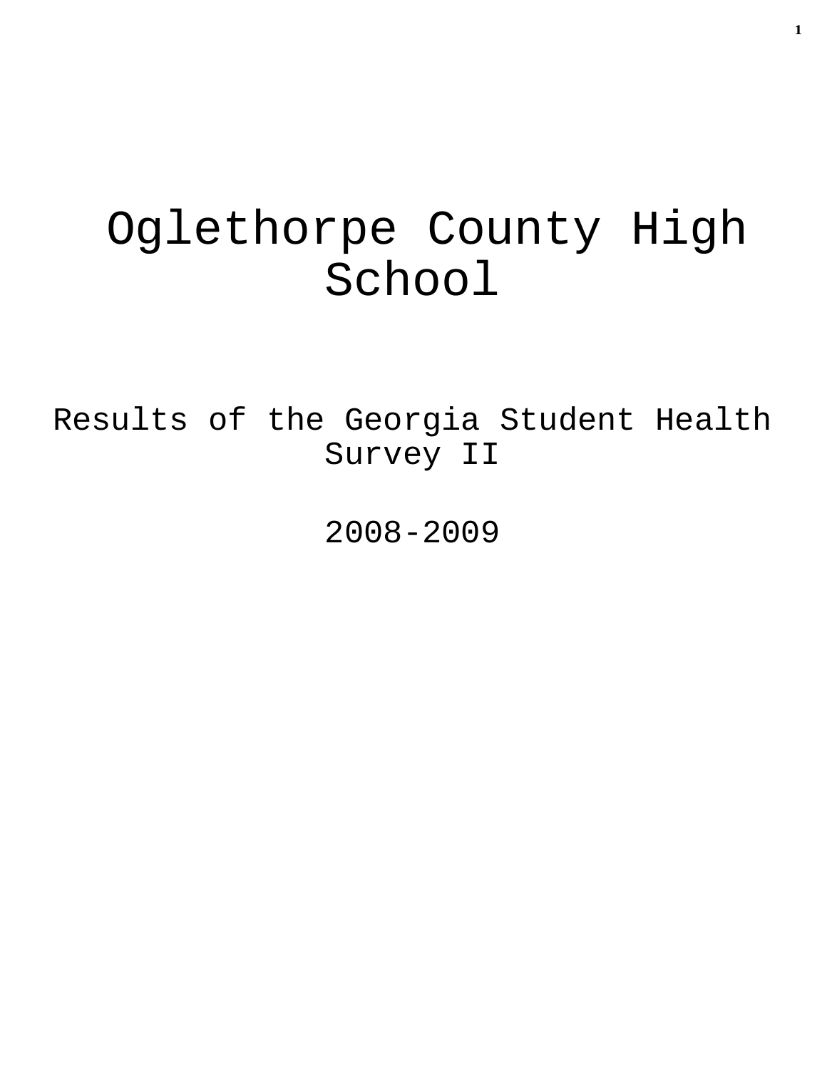# Oglethorpe County High School

## Results of the Georgia Student Health Survey II

## 2008-2009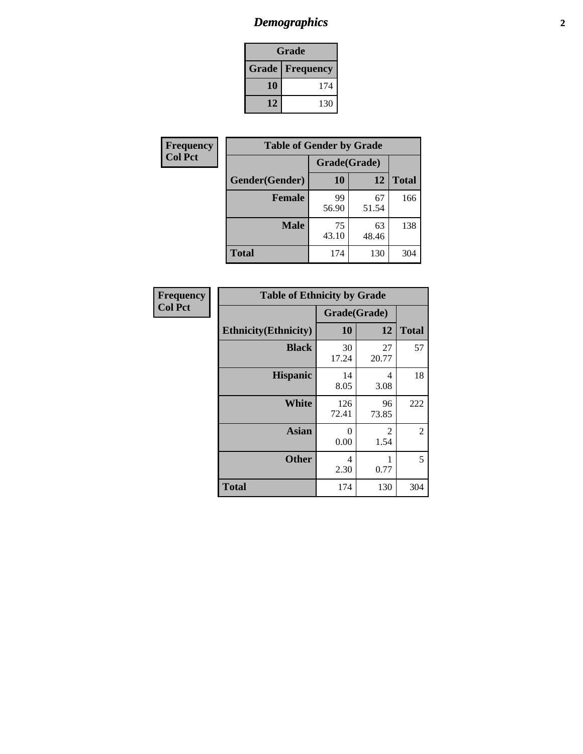# *Demographics*

| Grade | |
|---|---|
| **Grade** | **Frequency** |
| **10** | 174 |
| **12** | 130 |

**Frequency**
**Col Pct**

| Table of Gender by Grade | | | |
|---|---|---|---|
| | Grade(Grade) | | |
| **Gender(Gender)** | **10** | **12** | **Total** |
| **Female** | 99<br>56.90 | 67<br>51.54 | 166 |
| **Male** | 75<br>43.10 | 63<br>48.46 | 138 |
| **Total** | 174 | 130 | 304 |

**Frequency**
**Col Pct**

| Table of Ethnicity by Grade | | | |
|---|---|---|---|
| | Grade(Grade) | | |
| **Ethnicity(Ethnicity)** | **10** | **12** | **Total** |
| **Black** | 30<br>17.24 | 27<br>20.77 | 57 |
| **Hispanic** | 14<br>8.05 | 4<br>3.08 | 18 |
| **White** | 126<br>72.41 | 96<br>73.85 | 222 |
| **Asian** | 0<br>0.00 | 2<br>1.54 | 2 |
| **Other** | 4<br>2.30 | 1<br>0.77 | 5 |
| **Total** | 174 | 130 | 304 |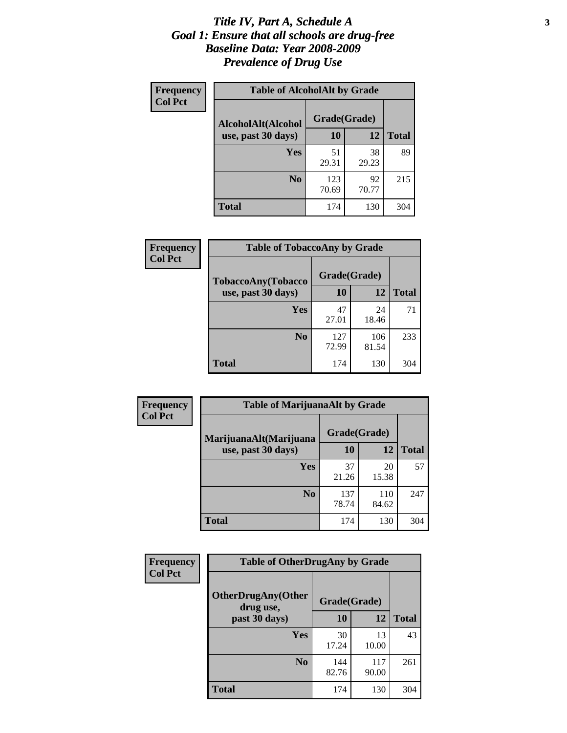# *Title IV, Part A, Schedule A*
# *Goal 1: Ensure that all schools are drug-free*
# *Baseline Data: Year 2008-2009*
# *Prevalence of Drug Use*

**Frequency**
**Col Pct**

**Table of AlcoholAlt by Grade**

| AlcoholAlt(Alcohol use, past 30 days) | Grade(Grade) | | Total |
|---|---|---|---|
| | 10 | 12 | |
| Yes | 51<br>29.31 | 38<br>29.23 | 89 |
| No | 123<br>70.69 | 92<br>70.77 | 215 |
| Total | 174 | 130 | 304 |

**Frequency**
**Col Pct**

**Table of TobaccoAny by Grade**

| TobaccoAny(Tobacco use, past 30 days) | Grade(Grade) | | Total |
|---|---|---|---|
| | 10 | 12 | |
| Yes | 47<br>27.01 | 24<br>18.46 | 71 |
| No | 127<br>72.99 | 106<br>81.54 | 233 |
| Total | 174 | 130 | 304 |

**Frequency**
**Col Pct**

**Table of MarijuanaAlt by Grade**

| MarijuanaAlt(Marijuana use, past 30 days) | Grade(Grade) | | Total |
|---|---|---|---|
| | 10 | 12 | |
| Yes | 37<br>21.26 | 20<br>15.38 | 57 |
| No | 137<br>78.74 | 110<br>84.62 | 247 |
| Total | 174 | 130 | 304 |

**Frequency**
**Col Pct**

**Table of OtherDrugAny by Grade**

| OtherDrugAny(Other drug use, past 30 days) | Grade(Grade) | | Total |
|---|---|---|---|
| | 10 | 12 | |
| Yes | 30<br>17.24 | 13<br>10.00 | 43 |
| No | 144<br>82.76 | 117<br>90.00 | 261 |
| Total | 174 | 130 | 304 |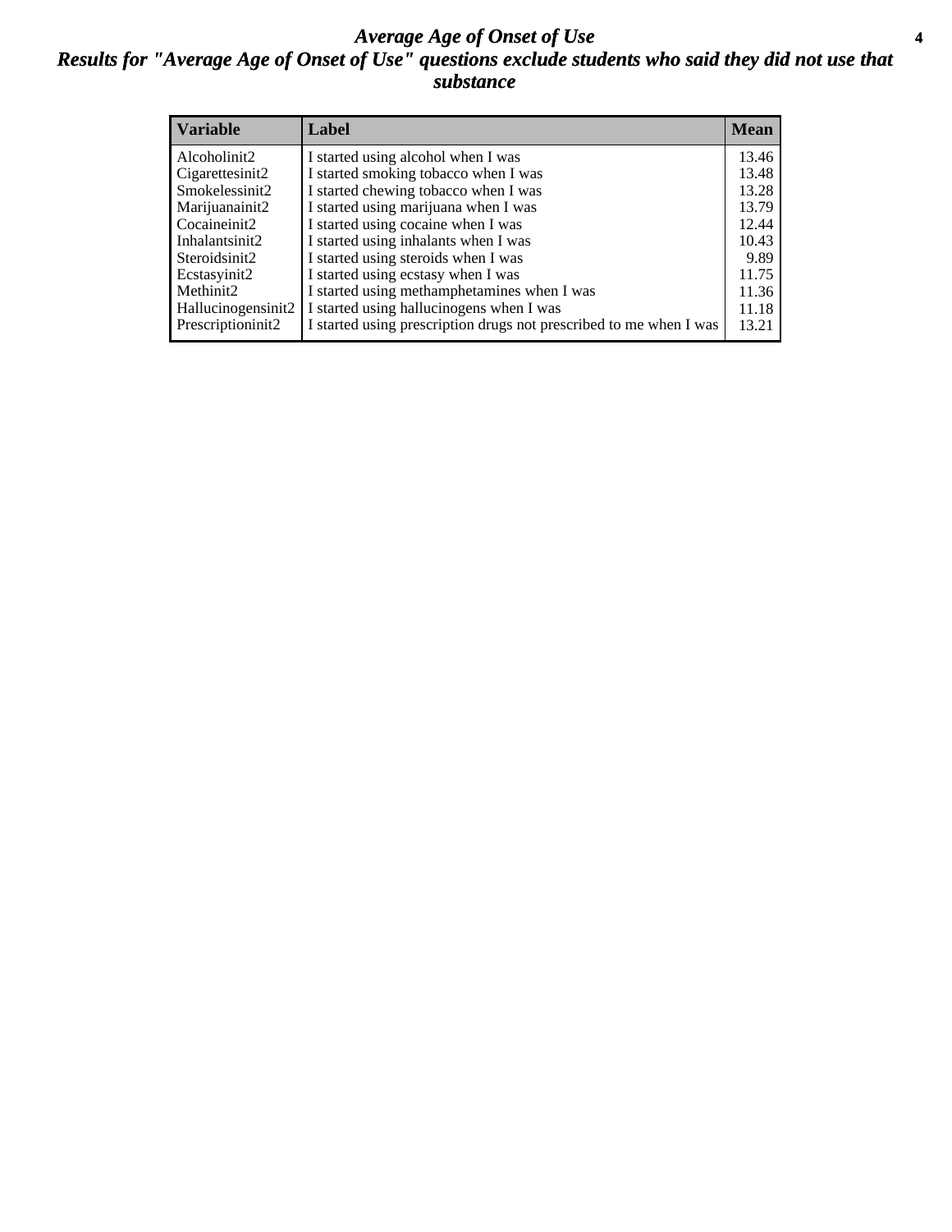# *Average Age of Onset of Use*

## *Results for "Average Age of Onset of Use" questions exclude students who said they did not use that substance*

| Variable | Label | Mean |
|---|---|---|
| Alcoholinit2 | I started using alcohol when I was | 13.46 |
| Cigarettesinit2 | I started smoking tobacco when I was | 13.48 |
| Smokelessinit2 | I started chewing tobacco when I was | 13.28 |
| Marijuanainit2 | I started using marijuana when I was | 13.79 |
| Cocaineinit2 | I started using cocaine when I was | 12.44 |
| Inhalantsinit2 | I started using inhalants when I was | 10.43 |
| Steroidsinit2 | I started using steroids when I was | 9.89 |
| Ecstasyinit2 | I started using ecstasy when I was | 11.75 |
| Methinit2 | I started using methamphetamines when I was | 11.36 |
| Hallucinogensinit2 | I started using hallucinogens when I was | 11.18 |
| Prescriptioninit2 | I started using prescription drugs not prescribed to me when I was | 13.21 |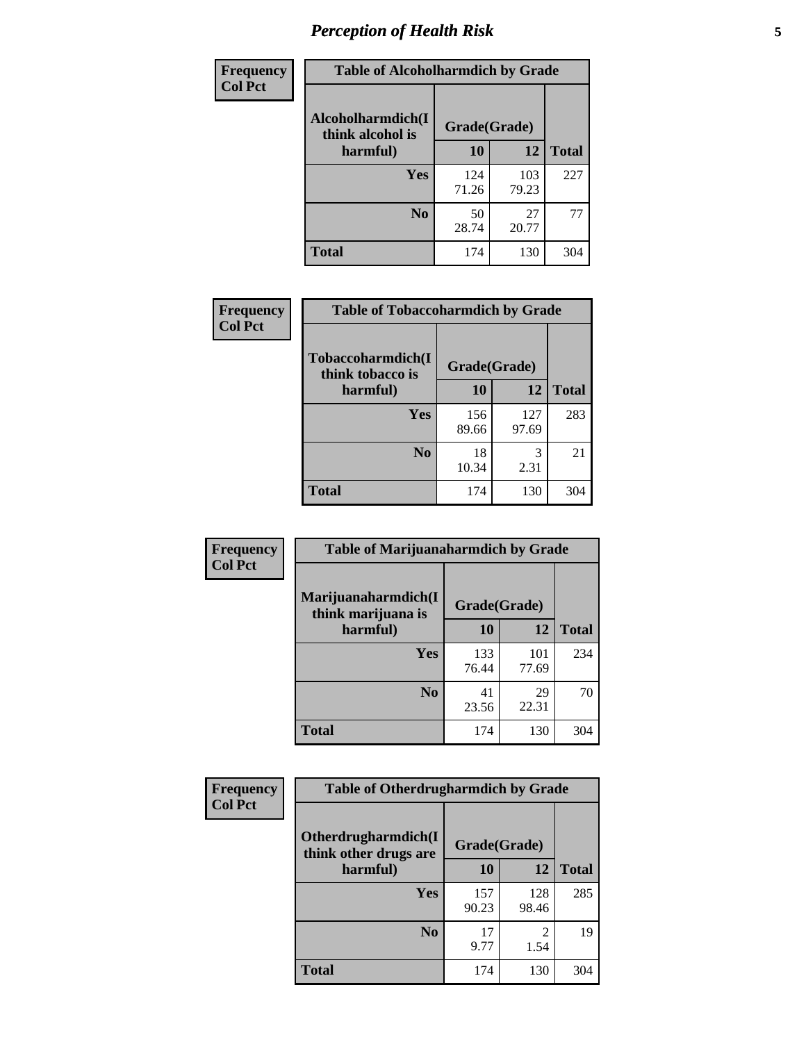# Perception of Health Risk

**Frequency**
**Col Pct**

| Table of Alcoholharmdich by Grade | | | |
|---|---|---|---|
| Alcoholharmdich(I think alcohol is harmful) | Grade(Grade) | | |
| | 10 | 12 | Total |
| **Yes** | 124<br>71.26 | 103<br>79.23 | 227 |
| **No** | 50<br>28.74 | 27<br>20.77 | 77 |
| **Total** | 174 | 130 | 304 |

**Frequency**
**Col Pct**

| Table of Tobaccoharmdich by Grade | | | |
|---|---|---|---|
| Tobaccoharmdich(I think tobacco is harmful) | Grade(Grade) | | |
| | 10 | 12 | Total |
| **Yes** | 156<br>89.66 | 127<br>97.69 | 283 |
| **No** | 18<br>10.34 | 3<br>2.31 | 21 |
| **Total** | 174 | 130 | 304 |

**Frequency**
**Col Pct**

| Table of Marijuanaharmdich by Grade | | | |
|---|---|---|---|
| Marijuanaharmdich(I think marijuana is harmful) | Grade(Grade) | | |
| | 10 | 12 | Total |
| **Yes** | 133<br>76.44 | 101<br>77.69 | 234 |
| **No** | 41<br>23.56 | 29<br>22.31 | 70 |
| **Total** | 174 | 130 | 304 |

**Frequency**
**Col Pct**

| Table of Otherdrugharmdich by Grade | | | |
|---|---|---|---|
| Otherdrugharmdich(I think other drugs are harmful) | Grade(Grade) | | |
| | 10 | 12 | Total |
| **Yes** | 157<br>90.23 | 128<br>98.46 | 285 |
| **No** | 17<br>9.77 | 2<br>1.54 | 19 |
| **Total** | 174 | 130 | 304 |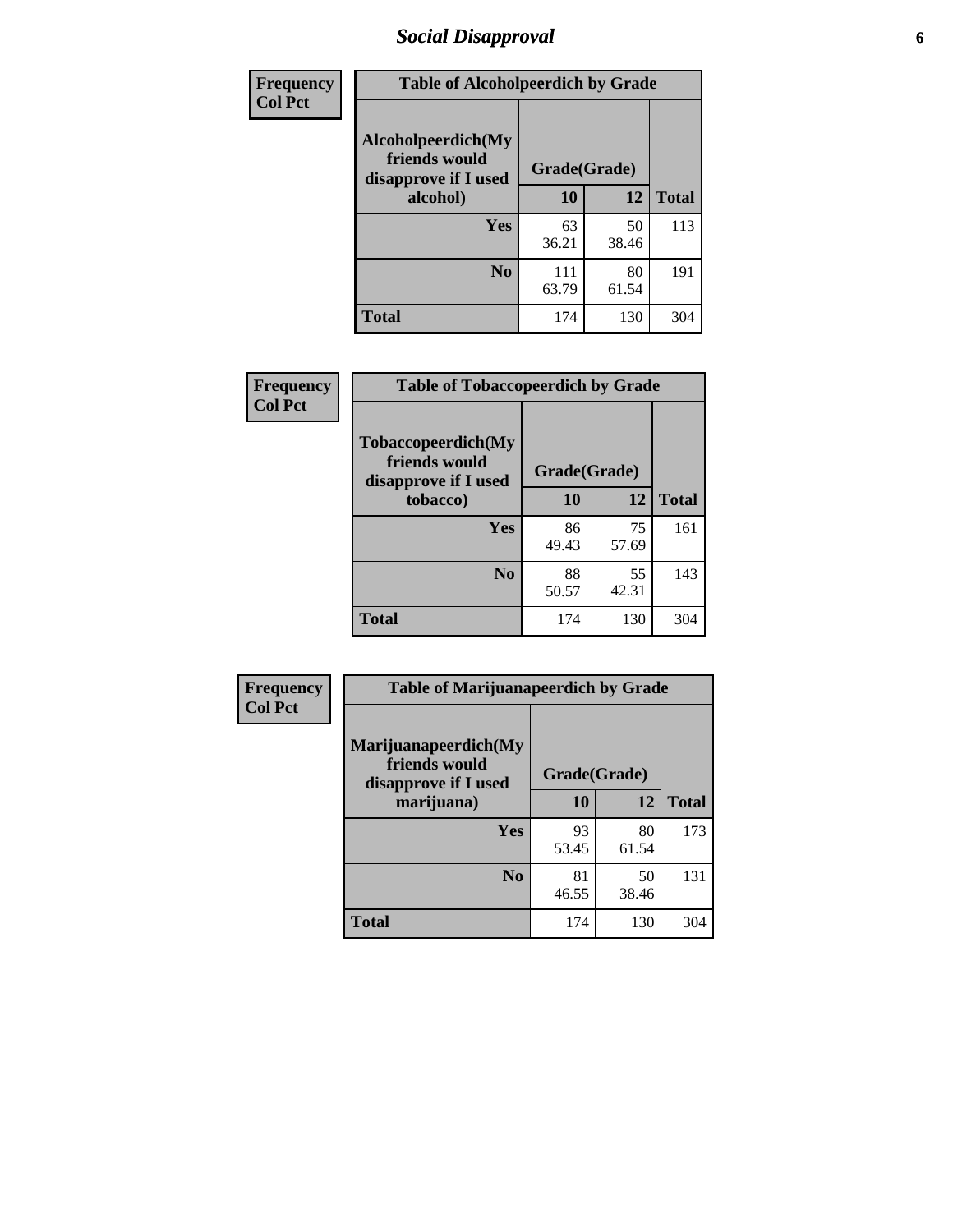## Social Disapproval

| Frequency<br>Col Pct | Table of Alcoholpeerdich by Grade | | |
|---|---|---|---|
| Alcoholpeerdich(My friends would disapprove if I used alcohol) | Grade(Grade) | | |
| | 10 | 12 | Total |
| Yes | 63<br>36.21 | 50<br>38.46 | 113 |
| No | 111<br>63.79 | 80<br>61.54 | 191 |
| Total | 174 | 130 | 304 |

| Frequency<br>Col Pct | Table of Tobaccopeerdich by Grade | | |
|---|---|---|---|
| Tobaccopeerdich(My friends would disapprove if I used tobacco) | Grade(Grade) | | |
| | 10 | 12 | Total |
| Yes | 86<br>49.43 | 75<br>57.69 | 161 |
| No | 88<br>50.57 | 55<br>42.31 | 143 |
| Total | 174 | 130 | 304 |

| Frequency<br>Col Pct | Table of Marijuanapeerdich by Grade | | |
|---|---|---|---|
| Marijuanapeerdich(My friends would disapprove if I used marijuana) | Grade(Grade) | | |
| | 10 | 12 | Total |
| Yes | 93<br>53.45 | 80<br>61.54 | 173 |
| No | 81<br>46.55 | 50<br>38.46 | 131 |
| Total | 174 | 130 | 304 |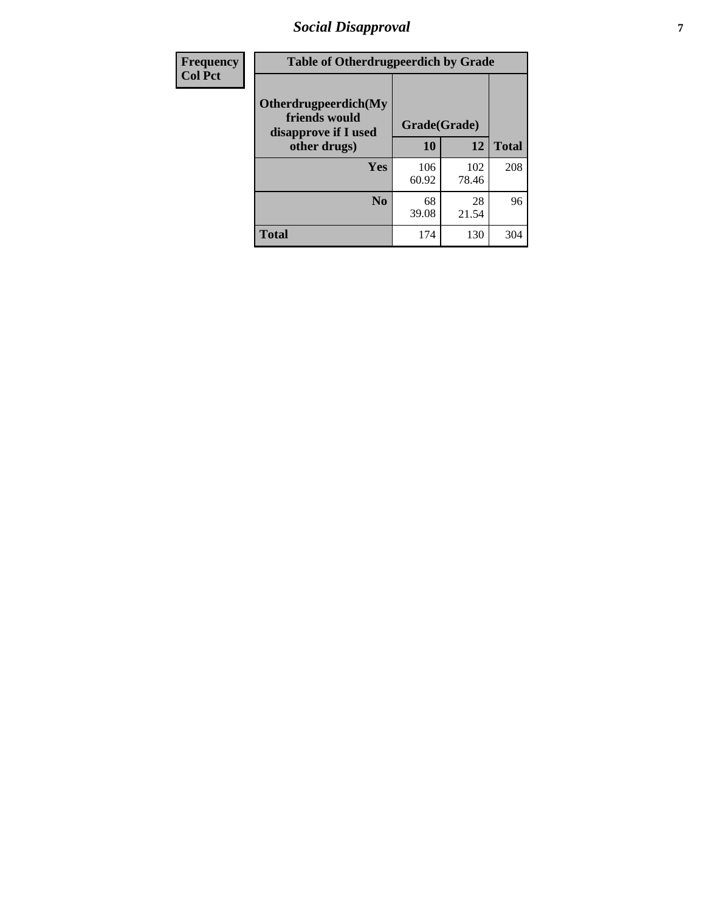| Frequency<br>Col Pct |
|---|

| Table of Otherdrugpeerdich by Grade | | | |
|---|---|---|---|
| Otherdrugpeerdich(My friends would disapprove if I used other drugs) | Grade(Grade) | | Total |
| | 10 | 12 | |
| Yes | 106<br>60.92 | 102<br>78.46 | 208 |
| No | 68<br>39.08 | 28<br>21.54 | 96 |
| Total | 174 | 130 | 304 |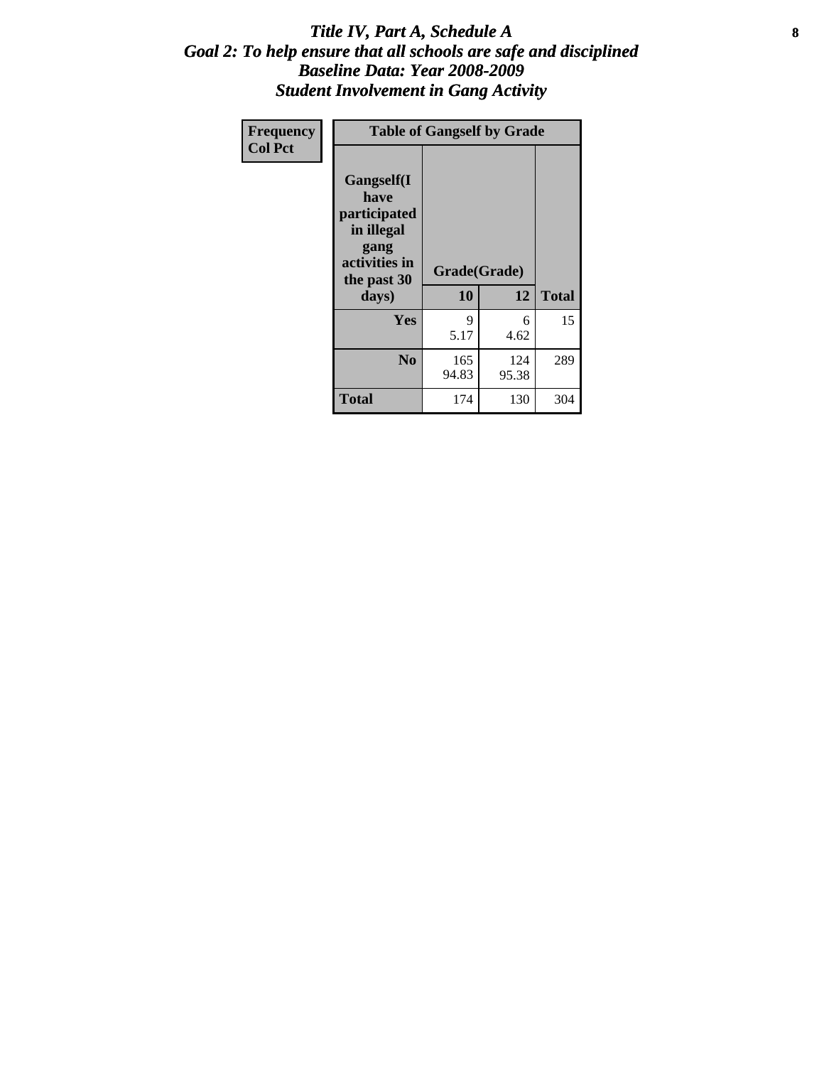# *Title IV, Part A, Schedule A*
## *Goal 2: To help ensure that all schools are safe and disciplined*
## *Baseline Data: Year 2008-2009*
## *Student Involvement in Gang Activity*

| Frequency<br>Col Pct | Table of Gangself by Grade | | |
|---|---|---|---|
| **Gangself(I have participated in illegal gang activities in the past 30 days)** | **Grade(Grade)** | | |
| | **10** | **12** | **Total** |
| **Yes** | 9<br>5.17 | 6<br>4.62 | 15 |
| **No** | 165<br>94.83 | 124<br>95.38 | 289 |
| **Total** | 174 | 130 | 304 |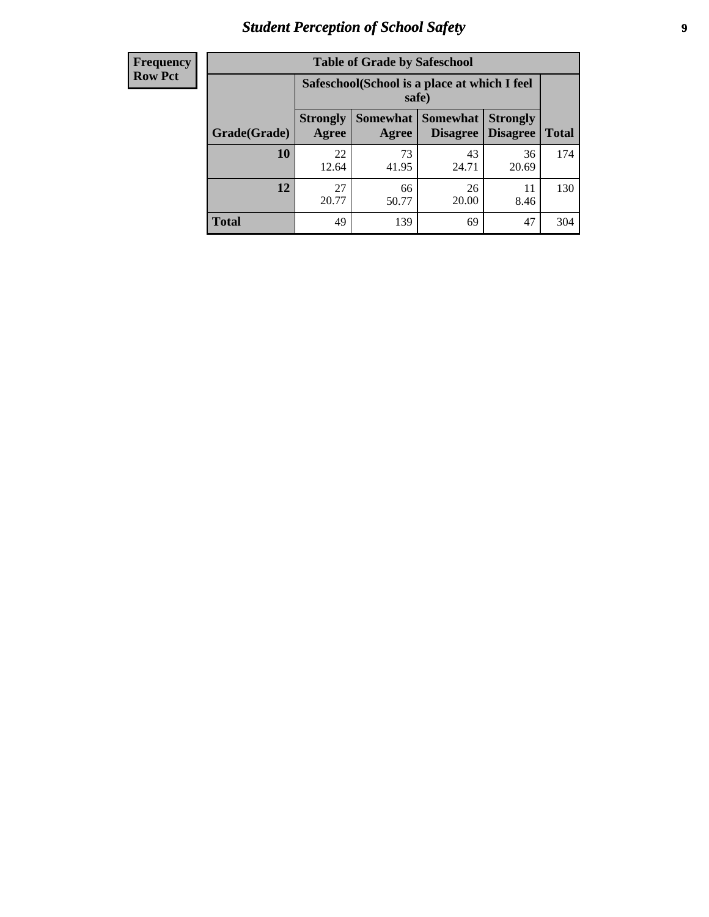| Frequency<br>Row Pct |
|---|

| Table of Grade by Safeschool | | | | | |
|---|---|---|---|---|---|
| | Safeschool(School is a place at which I feel safe) | | | | |
| Grade(Grade) | Strongly Agree | Somewhat Agree | Somewhat Disagree | Strongly Disagree | Total |
| 10 | 22<br>12.64 | 73<br>41.95 | 43<br>24.71 | 36<br>20.69 | 174 |
| 12 | 27<br>20.77 | 66<br>50.77 | 26<br>20.00 | 11<br>8.46 | 130 |
| Total | 49 | 139 | 69 | 47 | 304 |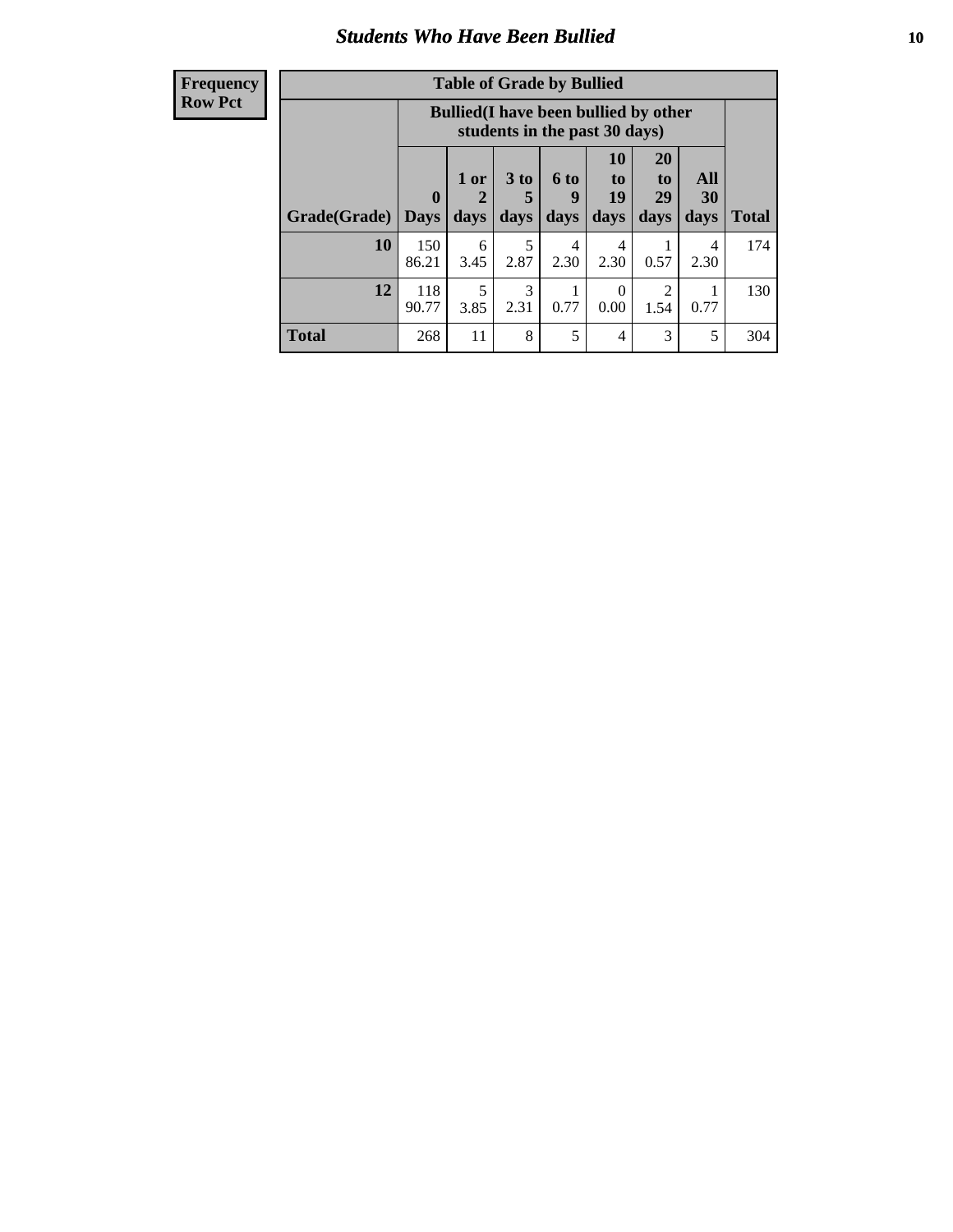## Students Who Have Been Bullied

| Frequency<br>Row Pct |
|---|

**Table of Grade by Bullied**

| Grade(Grade) | Bullied(I have been bullied by other students in the past 30 days) | | | | | | | Total |
|---|---|---|---|---|---|---|---|---|
| | 0 Days | 1 or 2 days | 3 to 5 days | 6 to 9 days | 10 to 19 days | 20 to 29 days | All 30 days | |
| **10** | 150<br>86.21 | 6<br>3.45 | 5<br>2.87 | 4<br>2.30 | 4<br>2.30 | 1<br>0.57 | 4<br>2.30 | 174 |
| **12** | 118<br>90.77 | 5<br>3.85 | 3<br>2.31 | 1<br>0.77 | 0<br>0.00 | 2<br>1.54 | 1<br>0.77 | 130 |
| **Total** | 268 | 11 | 8 | 5 | 4 | 3 | 5 | 304 |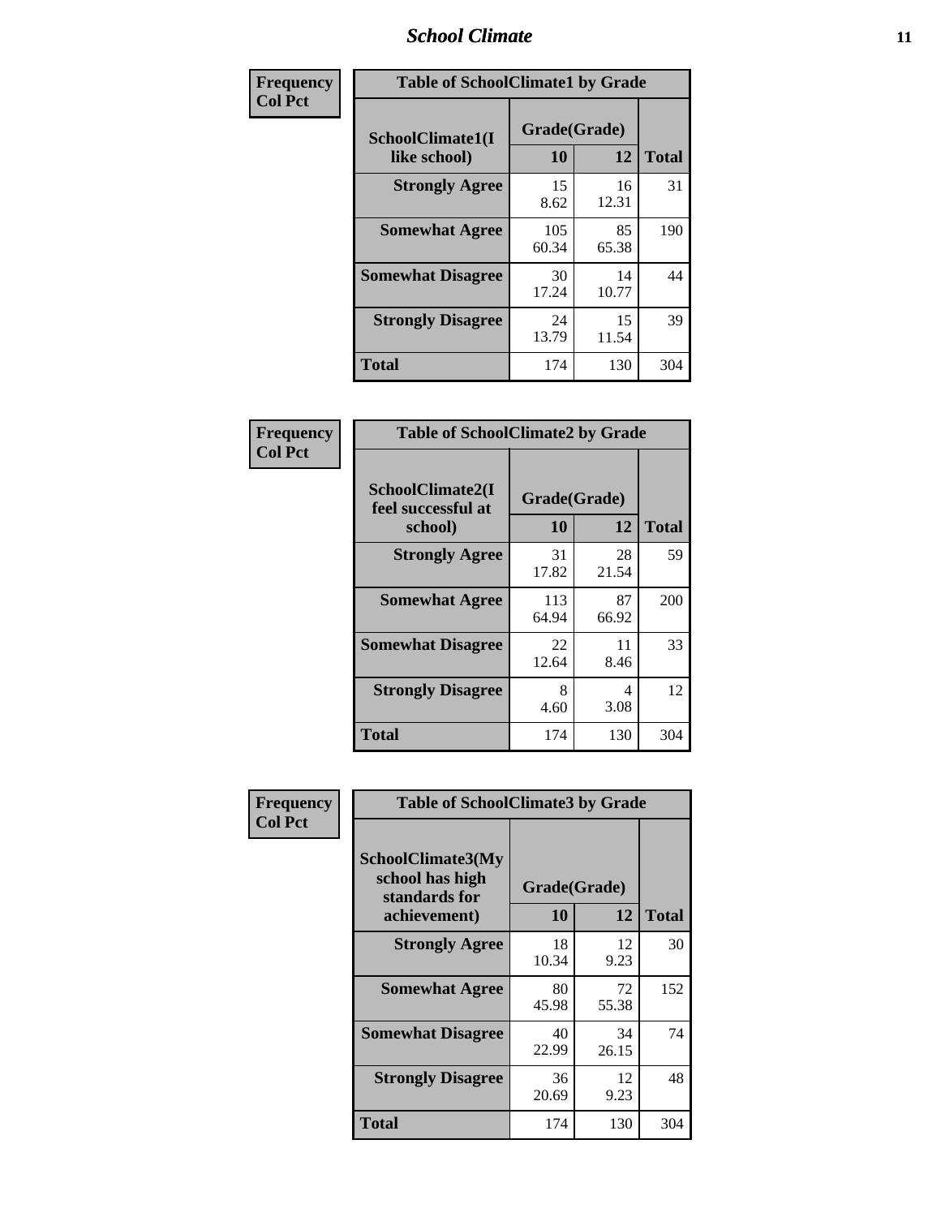| Frequency Col Pct | Table of SchoolClimate1 by Grade | | |
|---|---|---|---|
| SchoolClimate1(I like school) | Grade(Grade) | | Total |
| | 10 | 12 | |
| Strongly Agree | 15<br>8.62 | 16<br>12.31 | 31 |
| Somewhat Agree | 105<br>60.34 | 85<br>65.38 | 190 |
| Somewhat Disagree | 30<br>17.24 | 14<br>10.77 | 44 |
| Strongly Disagree | 24<br>13.79 | 15<br>11.54 | 39 |
| Total | 174 | 130 | 304 |

| Frequency Col Pct | Table of SchoolClimate2 by Grade | | |
|---|---|---|---|
| SchoolClimate2(I feel successful at school) | Grade(Grade) | | Total |
| | 10 | 12 | |
| Strongly Agree | 31<br>17.82 | 28<br>21.54 | 59 |
| Somewhat Agree | 113<br>64.94 | 87<br>66.92 | 200 |
| Somewhat Disagree | 22<br>12.64 | 11<br>8.46 | 33 |
| Strongly Disagree | 8<br>4.60 | 4<br>3.08 | 12 |
| Total | 174 | 130 | 304 |

| Frequency Col Pct | Table of SchoolClimate3 by Grade | | |
|---|---|---|---|
| SchoolClimate3(My school has high standards for achievement) | Grade(Grade) | | Total |
| | 10 | 12 | |
| Strongly Agree | 18<br>10.34 | 12<br>9.23 | 30 |
| Somewhat Agree | 80<br>45.98 | 72<br>55.38 | 152 |
| Somewhat Disagree | 40<br>22.99 | 34<br>26.15 | 74 |
| Strongly Disagree | 36<br>20.69 | 12<br>9.23 | 48 |
| Total | 174 | 130 | 304 |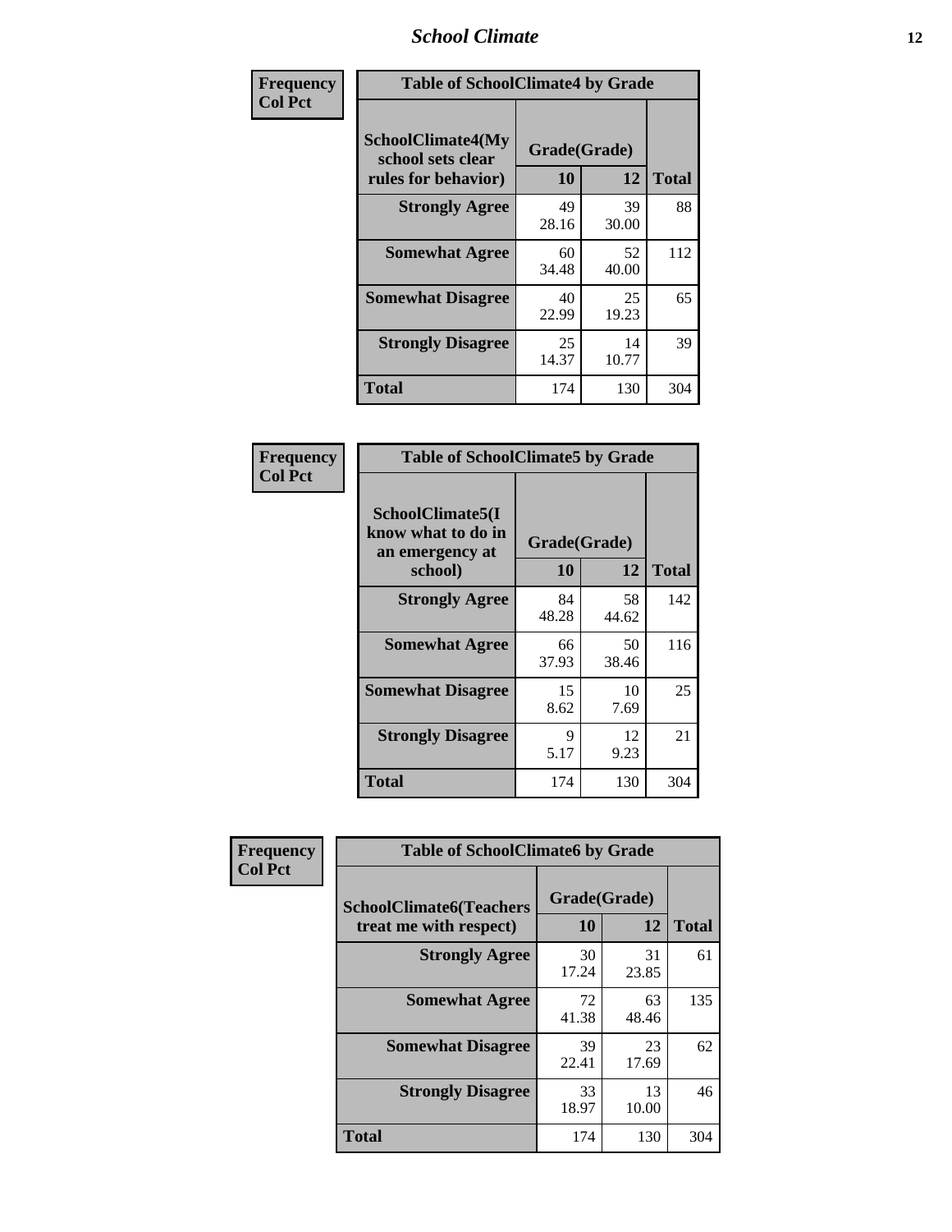## School Climate

Frequency
Col Pct

| Table of SchoolClimate4 by Grade | | | |
|---|---|---|---|
| SchoolClimate4(My school sets clear rules for behavior) | Grade(Grade) | | |
| | 10 | 12 | Total |
| **Strongly Agree** | 49<br>28.16 | 39<br>30.00 | 88 |
| **Somewhat Agree** | 60<br>34.48 | 52<br>40.00 | 112 |
| **Somewhat Disagree** | 40<br>22.99 | 25<br>19.23 | 65 |
| **Strongly Disagree** | 25<br>14.37 | 14<br>10.77 | 39 |
| **Total** | 174 | 130 | 304 |

Frequency
Col Pct

| Table of SchoolClimate5 by Grade | | | |
|---|---|---|---|
| SchoolClimate5(I know what to do in an emergency at school) | Grade(Grade) | | |
| | 10 | 12 | Total |
| **Strongly Agree** | 84<br>48.28 | 58<br>44.62 | 142 |
| **Somewhat Agree** | 66<br>37.93 | 50<br>38.46 | 116 |
| **Somewhat Disagree** | 15<br>8.62 | 10<br>7.69 | 25 |
| **Strongly Disagree** | 9<br>5.17 | 12<br>9.23 | 21 |
| **Total** | 174 | 130 | 304 |

Frequency
Col Pct

| Table of SchoolClimate6 by Grade | | | |
|---|---|---|---|
| SchoolClimate6(Teachers treat me with respect) | Grade(Grade) | | |
| | 10 | 12 | Total |
| **Strongly Agree** | 30<br>17.24 | 31<br>23.85 | 61 |
| **Somewhat Agree** | 72<br>41.38 | 63<br>48.46 | 135 |
| **Somewhat Disagree** | 39<br>22.41 | 23<br>17.69 | 62 |
| **Strongly Disagree** | 33<br>18.97 | 13<br>10.00 | 46 |
| **Total** | 174 | 130 | 304 |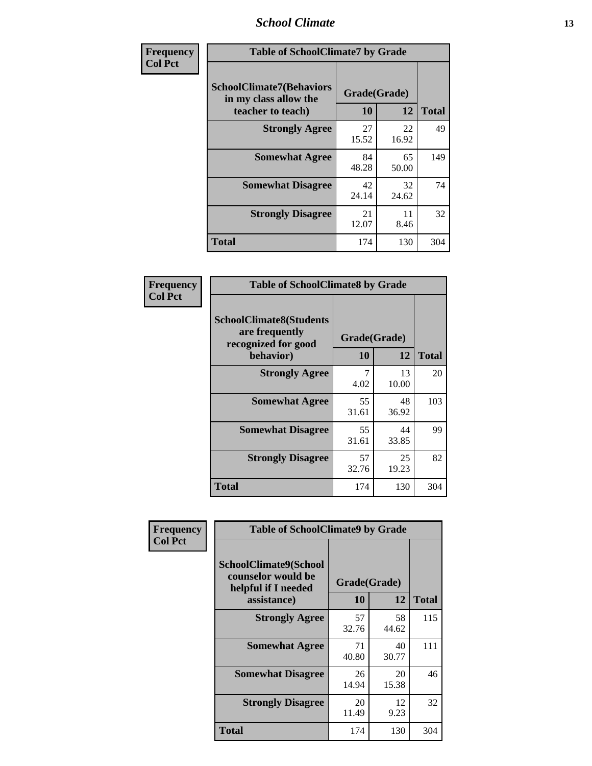**Frequency**
**Col Pct**

| Table of SchoolClimate7 by Grade | | | |
|---|---|---|---|
| SchoolClimate7(Behaviors in my class allow the teacher to teach) | Grade(Grade) | | |
| | 10 | 12 | Total |
| **Strongly Agree** | 27<br>15.52 | 22<br>16.92 | 49 |
| **Somewhat Agree** | 84<br>48.28 | 65<br>50.00 | 149 |
| **Somewhat Disagree** | 42<br>24.14 | 32<br>24.62 | 74 |
| **Strongly Disagree** | 21<br>12.07 | 11<br>8.46 | 32 |
| **Total** | 174 | 130 | 304 |

**Frequency**
**Col Pct**

| Table of SchoolClimate8 by Grade | | | |
|---|---|---|---|
| SchoolClimate8(Students are frequently recognized for good behavior) | Grade(Grade) | | |
| | 10 | 12 | Total |
| **Strongly Agree** | 7<br>4.02 | 13<br>10.00 | 20 |
| **Somewhat Agree** | 55<br>31.61 | 48<br>36.92 | 103 |
| **Somewhat Disagree** | 55<br>31.61 | 44<br>33.85 | 99 |
| **Strongly Disagree** | 57<br>32.76 | 25<br>19.23 | 82 |
| **Total** | 174 | 130 | 304 |

**Frequency**
**Col Pct**

| Table of SchoolClimate9 by Grade | | | |
|---|---|---|---|
| SchoolClimate9(School counselor would be helpful if I needed assistance) | Grade(Grade) | | |
| | 10 | 12 | Total |
| **Strongly Agree** | 57<br>32.76 | 58<br>44.62 | 115 |
| **Somewhat Agree** | 71<br>40.80 | 40<br>30.77 | 111 |
| **Somewhat Disagree** | 26<br>14.94 | 20<br>15.38 | 46 |
| **Strongly Disagree** | 20<br>11.49 | 12<br>9.23 | 32 |
| **Total** | 174 | 130 | 304 |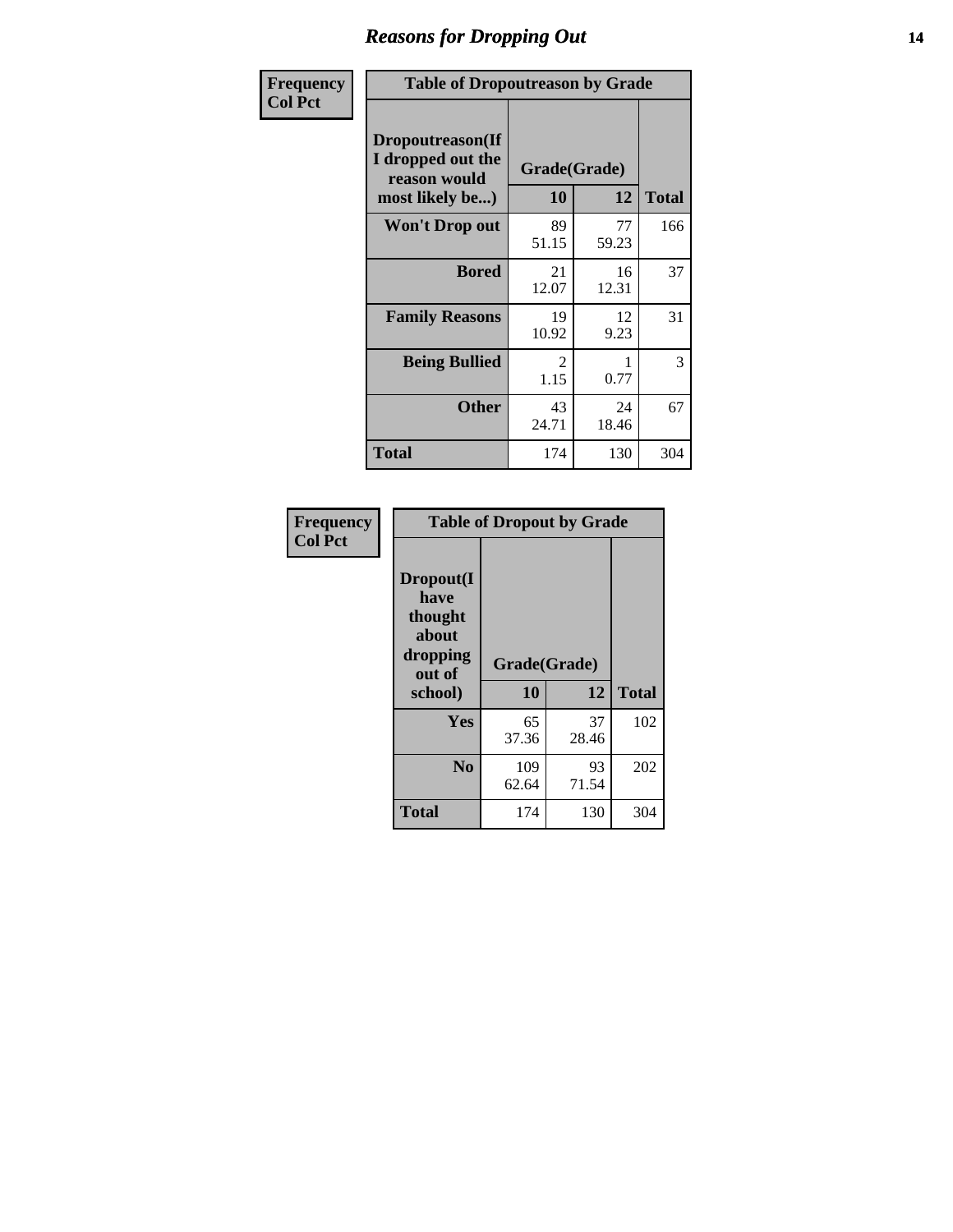# Reasons for Dropping Out

**Frequency**
**Col Pct**

**Table of Dropoutreason by Grade**

| Dropoutreason(If I dropped out the reason would most likely be...) | Grade(Grade) | | Total |
|---|---|---|---|
| | 10 | 12 | |
| **Won't Drop out** | 89<br>51.15 | 77<br>59.23 | 166 |
| **Bored** | 21<br>12.07 | 16<br>12.31 | 37 |
| **Family Reasons** | 19<br>10.92 | 12<br>9.23 | 31 |
| **Being Bullied** | 2<br>1.15 | 1<br>0.77 | 3 |
| **Other** | 43<br>24.71 | 24<br>18.46 | 67 |
| **Total** | 174 | 130 | 304 |

**Frequency**
**Col Pct**

**Table of Dropout by Grade**

| Dropout(I have thought about dropping out of school) | Grade(Grade) | | Total |
|---|---|---|---|
| | 10 | 12 | |
| **Yes** | 65<br>37.36 | 37<br>28.46 | 102 |
| **No** | 109<br>62.64 | 93<br>71.54 | 202 |
| **Total** | 174 | 130 | 304 |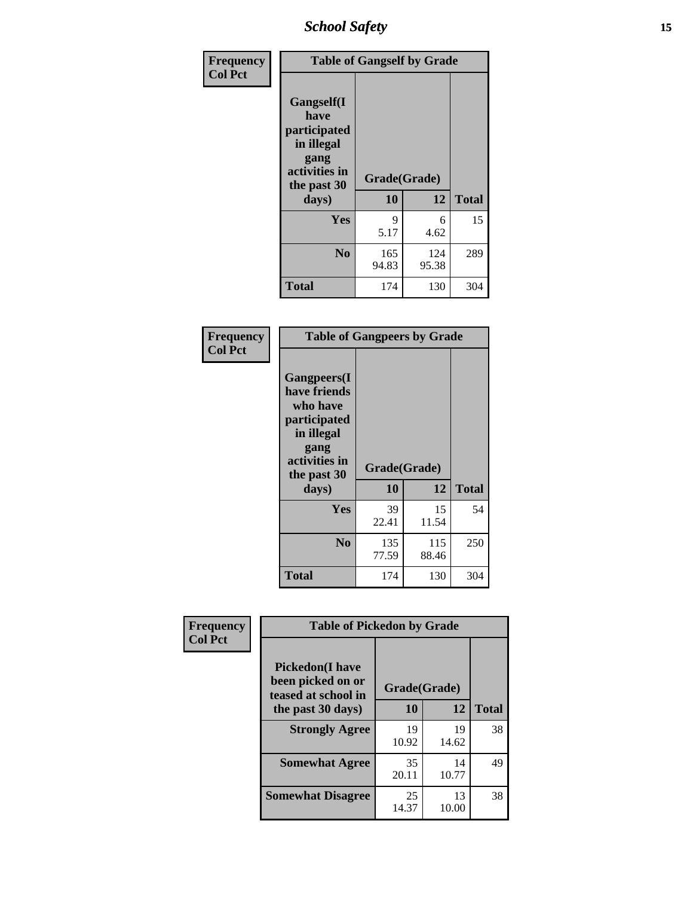| Frequency<br>Col Pct | Table of Gangself by Grade | | |
|---|---|---|---|
| Gangself(I have participated in illegal gang activities in the past 30 days) | Grade(Grade) | | |
| | 10 | 12 | Total |
| Yes | 9<br>5.17 | 6<br>4.62 | 15 |
| No | 165<br>94.83 | 124<br>95.38 | 289 |
| Total | 174 | 130 | 304 |

| Frequency<br>Col Pct | Table of Gangpeers by Grade | | |
|---|---|---|---|
| Gangpeers(I have friends who have participated in illegal gang activities in the past 30 days) | Grade(Grade) | | |
| | 10 | 12 | Total |
| Yes | 39<br>22.41 | 15<br>11.54 | 54 |
| No | 135<br>77.59 | 115<br>88.46 | 250 |
| Total | 174 | 130 | 304 |

| Frequency<br>Col Pct | Table of Pickedon by Grade | | |
|---|---|---|---|
| Pickedon(I have been picked on or teased at school in the past 30 days) | Grade(Grade) | | |
| | 10 | 12 | Total |
| Strongly Agree | 19<br>10.92 | 19<br>14.62 | 38 |
| Somewhat Agree | 35<br>20.11 | 14<br>10.77 | 49 |
| Somewhat Disagree | 25<br>14.37 | 13<br>10.00 | 38 |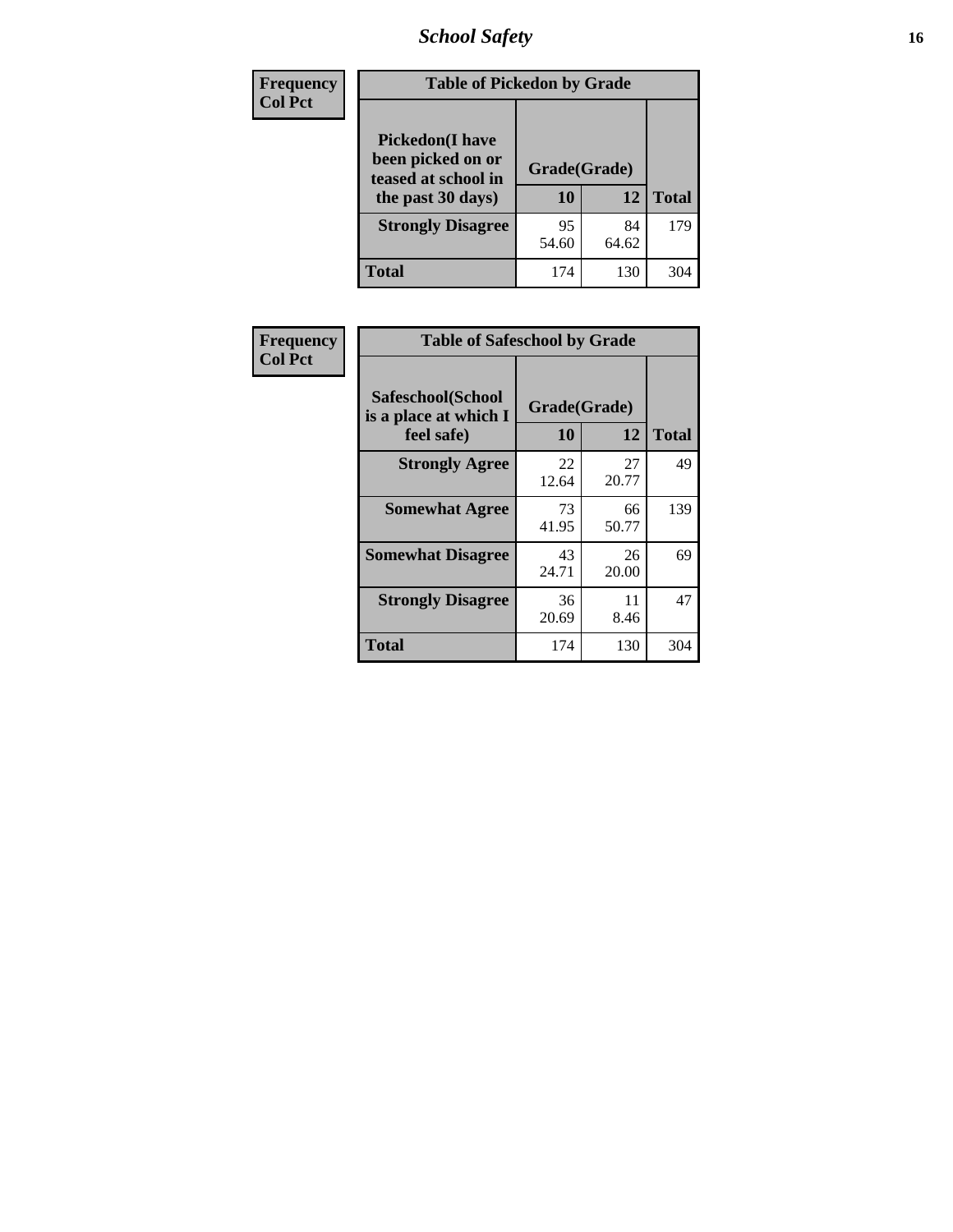| Frequency<br>Col Pct | | | |
|---|---|---|---|

**Table of Pickedon by Grade**

| Pickedon(I have been picked on or teased at school in the past 30 days) | Grade(Grade) | | |
|---|---|---|---|
| | 10 | 12 | Total |
| Strongly Disagree | 95<br>54.60 | 84<br>64.62 | 179 |
| Total | 174 | 130 | 304 |

| Frequency<br>Col Pct | | | |
|---|---|---|---|

**Table of Safeschool by Grade**

| Safeschool(School is a place at which I feel safe) | Grade(Grade) | | |
|---|---|---|---|
| | 10 | 12 | Total |
| Strongly Agree | 22<br>12.64 | 27<br>20.77 | 49 |
| Somewhat Agree | 73<br>41.95 | 66<br>50.77 | 139 |
| Somewhat Disagree | 43<br>24.71 | 26<br>20.00 | 69 |
| Strongly Disagree | 36<br>20.69 | 11<br>8.46 | 47 |
| Total | 174 | 130 | 304 |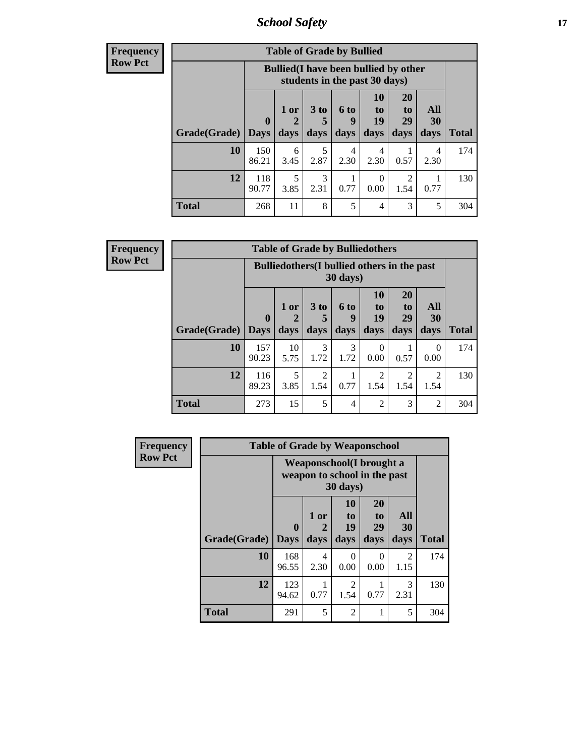**Frequency**
**Row Pct**

| Table of Grade by Bullied | | | | | | | | |
|---|---|---|---|---|---|---|---|---|
| | Bullied(I have been bullied by other students in the past 30 days) | | | | | | | |
| Grade(Grade) | 0 Days | 1 or 2 days | 3 to 5 days | 6 to 9 days | 10 to 19 days | 20 to 29 days | All 30 days | Total |
| 10 | 150<br>86.21 | 6<br>3.45 | 5<br>2.87 | 4<br>2.30 | 4<br>2.30 | 1<br>0.57 | 4<br>2.30 | 174 |
| 12 | 118<br>90.77 | 5<br>3.85 | 3<br>2.31 | 1<br>0.77 | 0<br>0.00 | 2<br>1.54 | 1<br>0.77 | 130 |
| Total | 268 | 11 | 8 | 5 | 4 | 3 | 5 | 304 |

**Frequency**
**Row Pct**

| Table of Grade by Bulliedothers | | | | | | | | |
|---|---|---|---|---|---|---|---|---|
| | Bulliedothers(I bullied others in the past 30 days) | | | | | | | |
| Grade(Grade) | 0 Days | 1 or 2 days | 3 to 5 days | 6 to 9 days | 10 to 19 days | 20 to 29 days | All 30 days | Total |
| 10 | 157<br>90.23 | 10<br>5.75 | 3<br>1.72 | 3<br>1.72 | 0<br>0.00 | 1<br>0.57 | 0<br>0.00 | 174 |
| 12 | 116<br>89.23 | 5<br>3.85 | 2<br>1.54 | 1<br>0.77 | 2<br>1.54 | 2<br>1.54 | 2<br>1.54 | 130 |
| Total | 273 | 15 | 5 | 4 | 2 | 3 | 2 | 304 |

**Frequency**
**Row Pct**

| Table of Grade by Weaponschool | | | | | | |
|---|---|---|---|---|---|---|
| | Weaponschool(I brought a weapon to school in the past 30 days) | | | | | |
| Grade(Grade) | 0 Days | 1 or 2 days | 10 to 19 days | 20 to 29 days | All 30 days | Total |
| 10 | 168<br>96.55 | 4<br>2.30 | 0<br>0.00 | 0<br>0.00 | 2<br>1.15 | 174 |
| 12 | 123<br>94.62 | 1<br>0.77 | 2<br>1.54 | 1<br>0.77 | 3<br>2.31 | 130 |
| Total | 291 | 5 | 2 | 1 | 5 | 304 |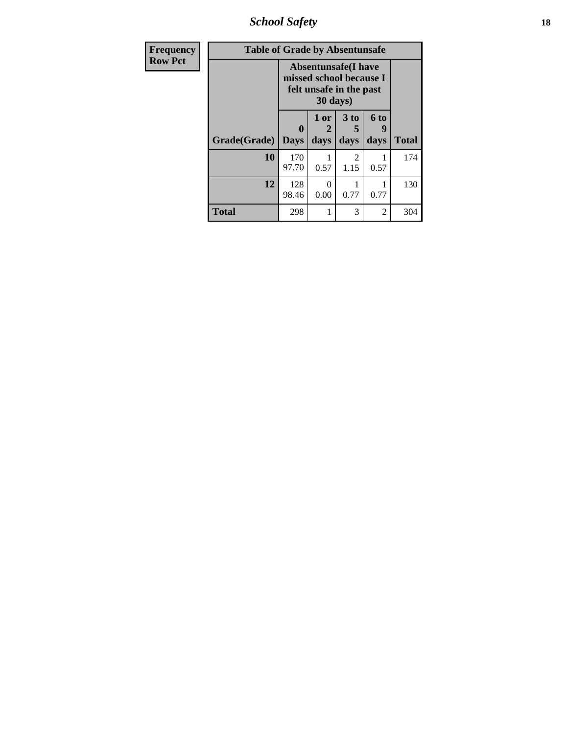| Frequency Row Pct | Table of Grade by Absentunsafe | | | | |
|---|---|---|---|---|---|
| | Absentunsafe(I have missed school because I felt unsafe in the past 30 days) | | | | |
| Grade(Grade) | 0 Days | 1 or 2 days | 3 to 5 days | 6 to 9 days | Total |
| 10 | 170 97.70 | 1 0.57 | 2 1.15 | 1 0.57 | 174 |
| 12 | 128 98.46 | 0 0.00 | 1 0.77 | 1 0.77 | 130 |
| Total | 298 | 1 | 3 | 2 | 304 |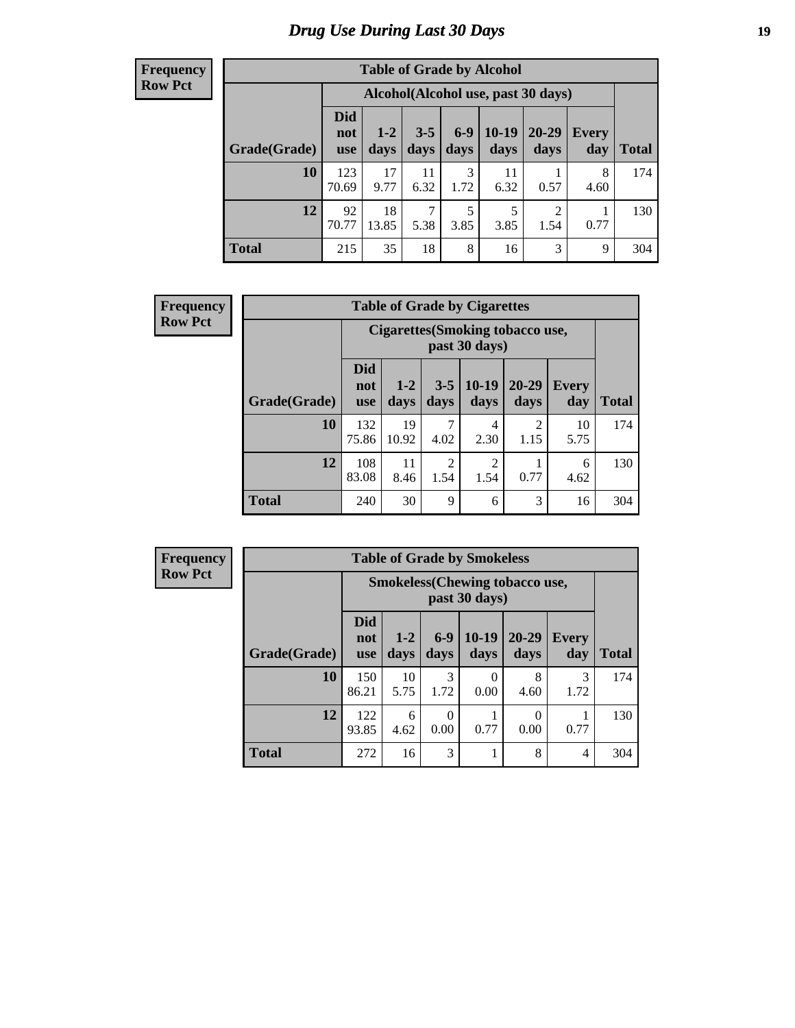# Drug Use During Last 30 Days

**Frequency**
**Row Pct**

**Table of Grade by Alcohol**

| | Alcohol(Alcohol use, past 30 days) | | | | | | | |
|---|---|---|---|---|---|---|---|---|
| Grade(Grade) | Did not use | 1-2 days | 3-5 days | 6-9 days | 10-19 days | 20-29 days | Every day | Total |
| **10** | 123<br>70.69 | 17<br>9.77 | 11<br>6.32 | 3<br>1.72 | 11<br>6.32 | 1<br>0.57 | 8<br>4.60 | 174 |
| **12** | 92<br>70.77 | 18<br>13.85 | 7<br>5.38 | 5<br>3.85 | 5<br>3.85 | 2<br>1.54 | 1<br>0.77 | 130 |
| **Total** | 215 | 35 | 18 | 8 | 16 | 3 | 9 | 304 |

**Frequency**
**Row Pct**

**Table of Grade by Cigarettes**

| | Cigarettes(Smoking tobacco use, past 30 days) | | | | | | |
|---|---|---|---|---|---|---|---|
| Grade(Grade) | Did not use | 1-2 days | 3-5 days | 10-19 days | 20-29 days | Every day | Total |
| **10** | 132<br>75.86 | 19<br>10.92 | 7<br>4.02 | 4<br>2.30 | 2<br>1.15 | 10<br>5.75 | 174 |
| **12** | 108<br>83.08 | 11<br>8.46 | 2<br>1.54 | 2<br>1.54 | 1<br>0.77 | 6<br>4.62 | 130 |
| **Total** | 240 | 30 | 9 | 6 | 3 | 16 | 304 |

**Frequency**
**Row Pct**

**Table of Grade by Smokeless**

| | Smokeless(Chewing tobacco use, past 30 days) | | | | | | |
|---|---|---|---|---|---|---|---|
| Grade(Grade) | Did not use | 1-2 days | 6-9 days | 10-19 days | 20-29 days | Every day | Total |
| **10** | 150<br>86.21 | 10<br>5.75 | 3<br>1.72 | 0<br>0.00 | 8<br>4.60 | 3<br>1.72 | 174 |
| **12** | 122<br>93.85 | 6<br>4.62 | 0<br>0.00 | 1<br>0.77 | 0<br>0.00 | 1<br>0.77 | 130 |
| **Total** | 272 | 16 | 3 | 1 | 8 | 4 | 304 |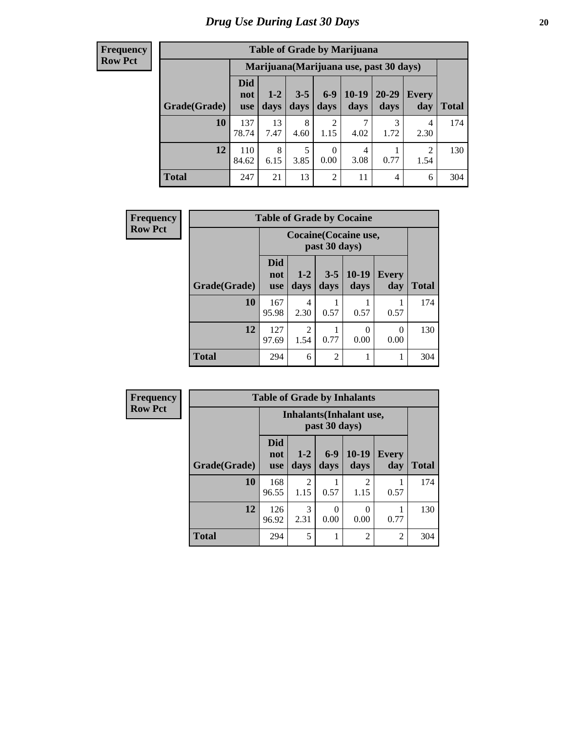# Drug Use During Last 30 Days

**Frequency**
**Row Pct**

**Table of Grade by Marijuana**

| | Marijuana(Marijuana use, past 30 days) | | | | | | | |
|---|---|---|---|---|---|---|---|---|
| Grade(Grade) | Did not use | 1-2 days | 3-5 days | 6-9 days | 10-19 days | 20-29 days | Every day | Total |
| **10** | 137<br>78.74 | 13<br>7.47 | 8<br>4.60 | 2<br>1.15 | 7<br>4.02 | 3<br>1.72 | 4<br>2.30 | 174 |
| **12** | 110<br>84.62 | 8<br>6.15 | 5<br>3.85 | 0<br>0.00 | 4<br>3.08 | 1<br>0.77 | 2<br>1.54 | 130 |
| **Total** | 247 | 21 | 13 | 2 | 11 | 4 | 6 | 304 |

**Frequency**
**Row Pct**

**Table of Grade by Cocaine**

| | Cocaine(Cocaine use, past 30 days) | | | | | |
|---|---|---|---|---|---|---|
| Grade(Grade) | Did not use | 1-2 days | 3-5 days | 10-19 days | Every day | Total |
| **10** | 167<br>95.98 | 4<br>2.30 | 1<br>0.57 | 1<br>0.57 | 1<br>0.57 | 174 |
| **12** | 127<br>97.69 | 2<br>1.54 | 1<br>0.77 | 0<br>0.00 | 0<br>0.00 | 130 |
| **Total** | 294 | 6 | 2 | 1 | 1 | 304 |

**Frequency**
**Row Pct**

**Table of Grade by Inhalants**

| | Inhalants(Inhalant use, past 30 days) | | | | | |
|---|---|---|---|---|---|---|
| Grade(Grade) | Did not use | 1-2 days | 6-9 days | 10-19 days | Every day | Total |
| **10** | 168<br>96.55 | 2<br>1.15 | 1<br>0.57 | 2<br>1.15 | 1<br>0.57 | 174 |
| **12** | 126<br>96.92 | 3<br>2.31 | 0<br>0.00 | 0<br>0.00 | 1<br>0.77 | 130 |
| **Total** | 294 | 5 | 1 | 2 | 2 | 304 |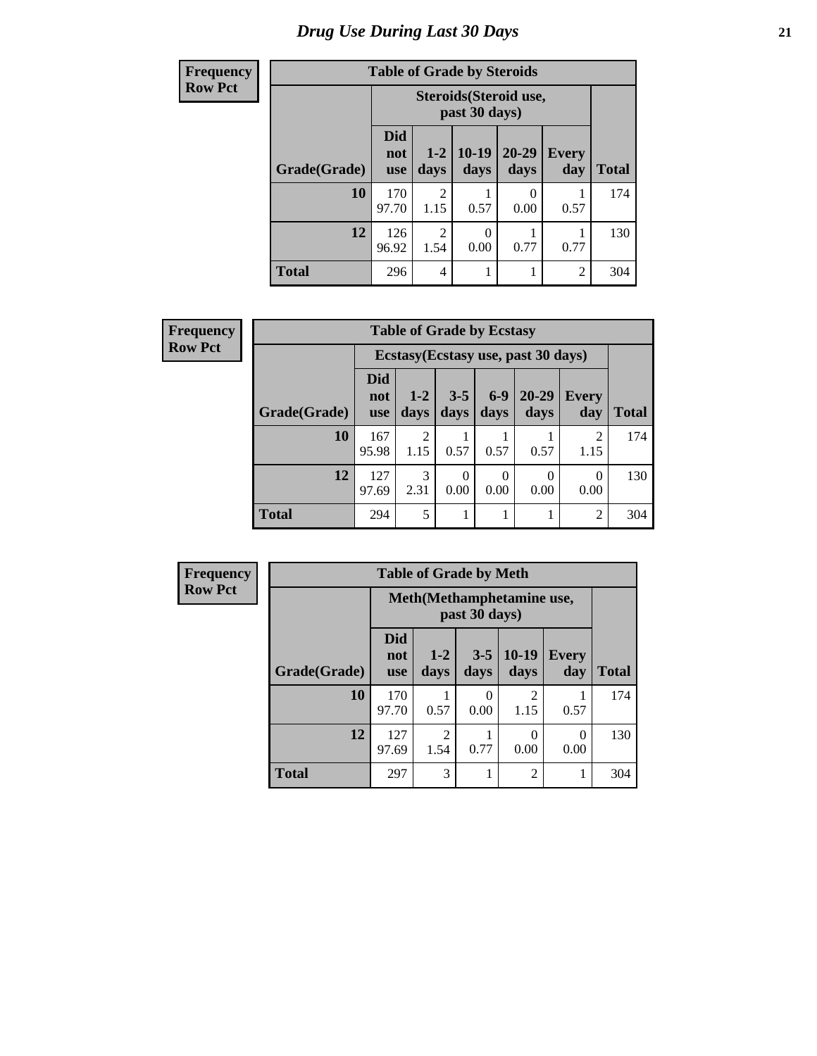# Drug Use During Last 30 Days

**Frequency**
**Row Pct**

| Table of Grade by Steroids | | | | | | |
|---|---|---|---|---|---|---|
| | Steroids(Steroid use, past 30 days) | | | | | |
| Grade(Grade) | Did not use | 1-2 days | 10-19 days | 20-29 days | Every day | Total |
| 10 | 170<br>97.70 | 2<br>1.15 | 1<br>0.57 | 0<br>0.00 | 1<br>0.57 | 174 |
| 12 | 126<br>96.92 | 2<br>1.54 | 0<br>0.00 | 1<br>0.77 | 1<br>0.77 | 130 |
| Total | 296 | 4 | 1 | 1 | 2 | 304 |

**Frequency**
**Row Pct**

| Table of Grade by Ecstasy | | | | | | | |
|---|---|---|---|---|---|---|---|
| | Ecstasy(Ecstasy use, past 30 days) | | | | | | |
| Grade(Grade) | Did not use | 1-2 days | 3-5 days | 6-9 days | 20-29 days | Every day | Total |
| 10 | 167<br>95.98 | 2<br>1.15 | 1<br>0.57 | 1<br>0.57 | 1<br>0.57 | 2<br>1.15 | 174 |
| 12 | 127<br>97.69 | 3<br>2.31 | 0<br>0.00 | 0<br>0.00 | 0<br>0.00 | 0<br>0.00 | 130 |
| Total | 294 | 5 | 1 | 1 | 1 | 2 | 304 |

**Frequency**
**Row Pct**

| Table of Grade by Meth | | | | | | |
|---|---|---|---|---|---|---|
| | Meth(Methamphetamine use, past 30 days) | | | | | |
| Grade(Grade) | Did not use | 1-2 days | 3-5 days | 10-19 days | Every day | Total |
| 10 | 170<br>97.70 | 1<br>0.57 | 0<br>0.00 | 2<br>1.15 | 1<br>0.57 | 174 |
| 12 | 127<br>97.69 | 2<br>1.54 | 1<br>0.77 | 0<br>0.00 | 0<br>0.00 | 130 |
| Total | 297 | 3 | 1 | 2 | 1 | 304 |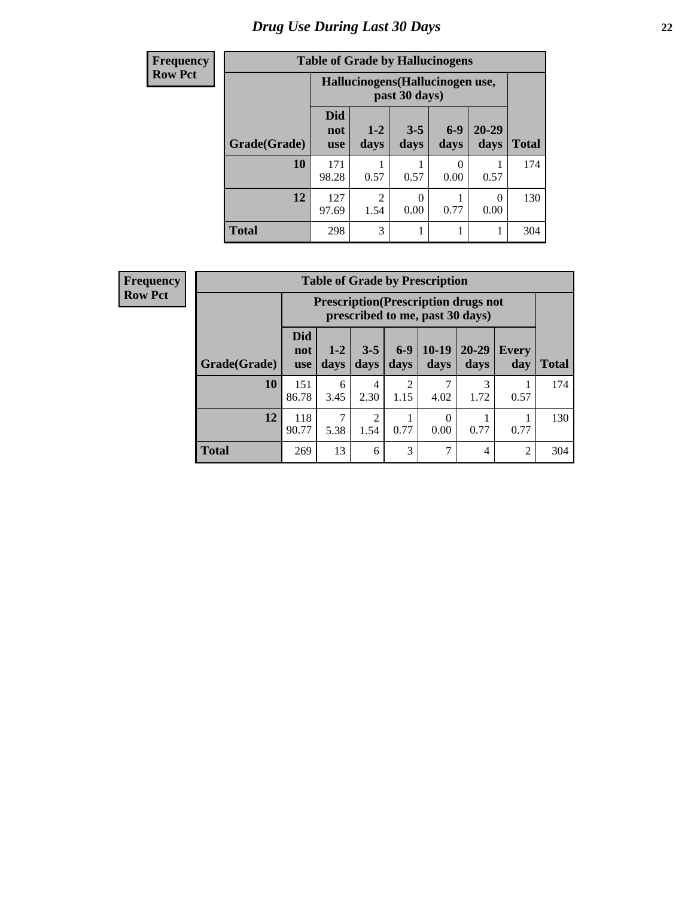# Drug Use During Last 30 Days

**Frequency**
**Row Pct**

| Table of Grade by Hallucinogens | | | | | | |
|---|---|---|---|---|---|---|
| | Hallucinogens(Hallucinogen use, past 30 days) | | | | | |
| Grade(Grade) | Did not use | 1-2 days | 3-5 days | 6-9 days | 20-29 days | Total |
| 10 | 171<br>98.28 | 1<br>0.57 | 1<br>0.57 | 0<br>0.00 | 1<br>0.57 | 174 |
| 12 | 127<br>97.69 | 2<br>1.54 | 0<br>0.00 | 1<br>0.77 | 0<br>0.00 | 130 |
| Total | 298 | 3 | 1 | 1 | 1 | 304 |

**Frequency**
**Row Pct**

| Table of Grade by Prescription | | | | | | | | |
|---|---|---|---|---|---|---|---|---|
| | Prescription(Prescription drugs not prescribed to me, past 30 days) | | | | | | | |
| Grade(Grade) | Did not use | 1-2 days | 3-5 days | 6-9 days | 10-19 days | 20-29 days | Every day | Total |
| 10 | 151<br>86.78 | 6<br>3.45 | 4<br>2.30 | 2<br>1.15 | 7<br>4.02 | 3<br>1.72 | 1<br>0.57 | 174 |
| 12 | 118<br>90.77 | 7<br>5.38 | 2<br>1.54 | 1<br>0.77 | 0<br>0.00 | 1<br>0.77 | 1<br>0.77 | 130 |
| Total | 269 | 13 | 6 | 3 | 7 | 4 | 2 | 304 |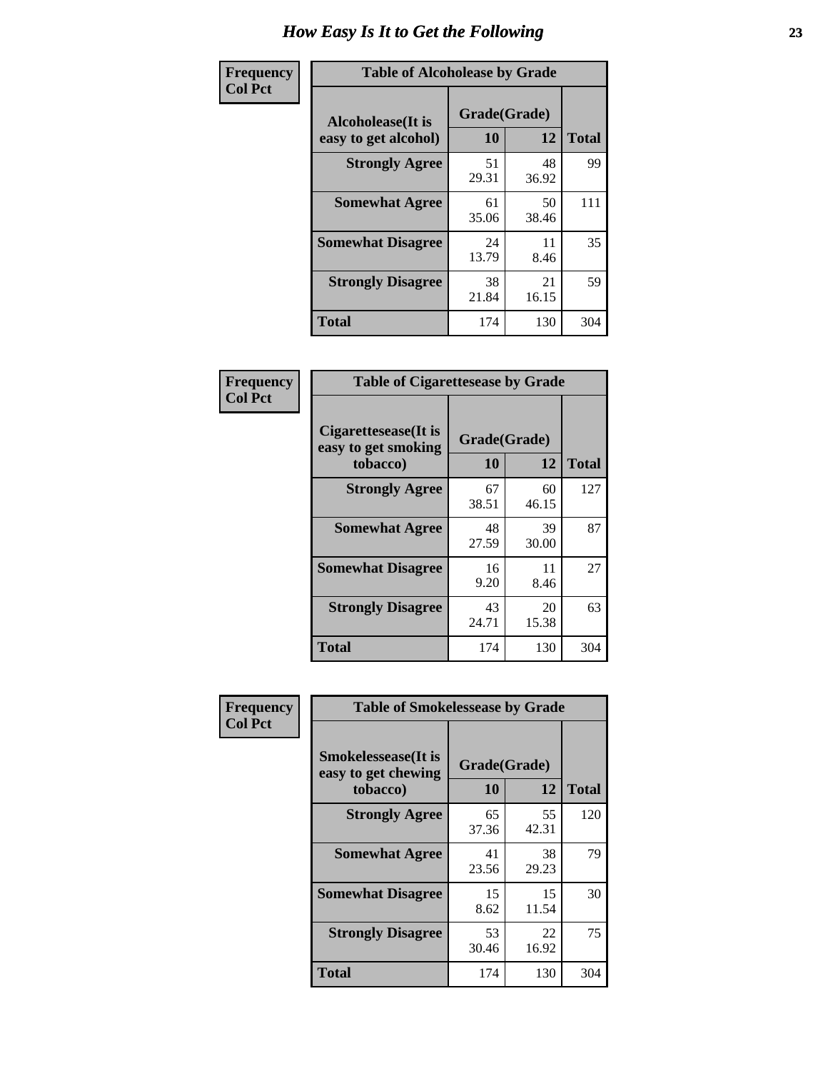# How Easy Is It to Get the Following

**Frequency**
**Col Pct**

| Table of Alcoholease by Grade | | | |
|---|---|---|---|
| **Alcoholease(It is easy to get alcohol)** | **Grade(Grade)** | | **Total** |
| | **10** | **12** | |
| **Strongly Agree** | 51<br>29.31 | 48<br>36.92 | 99 |
| **Somewhat Agree** | 61<br>35.06 | 50<br>38.46 | 111 |
| **Somewhat Disagree** | 24<br>13.79 | 11<br>8.46 | 35 |
| **Strongly Disagree** | 38<br>21.84 | 21<br>16.15 | 59 |
| **Total** | 174 | 130 | 304 |

**Frequency**
**Col Pct**

| Table of Cigarettesease by Grade | | | |
|---|---|---|---|
| **Cigarettesease(It is easy to get smoking tobacco)** | **Grade(Grade)** | | **Total** |
| | **10** | **12** | |
| **Strongly Agree** | 67<br>38.51 | 60<br>46.15 | 127 |
| **Somewhat Agree** | 48<br>27.59 | 39<br>30.00 | 87 |
| **Somewhat Disagree** | 16<br>9.20 | 11<br>8.46 | 27 |
| **Strongly Disagree** | 43<br>24.71 | 20<br>15.38 | 63 |
| **Total** | 174 | 130 | 304 |

**Frequency**
**Col Pct**

| Table of Smokelessease by Grade | | | |
|---|---|---|---|
| **Smokelessease(It is easy to get chewing tobacco)** | **Grade(Grade)** | | **Total** |
| | **10** | **12** | |
| **Strongly Agree** | 65<br>37.36 | 55<br>42.31 | 120 |
| **Somewhat Agree** | 41<br>23.56 | 38<br>29.23 | 79 |
| **Somewhat Disagree** | 15<br>8.62 | 15<br>11.54 | 30 |
| **Strongly Disagree** | 53<br>30.46 | 22<br>16.92 | 75 |
| **Total** | 174 | 130 | 304 |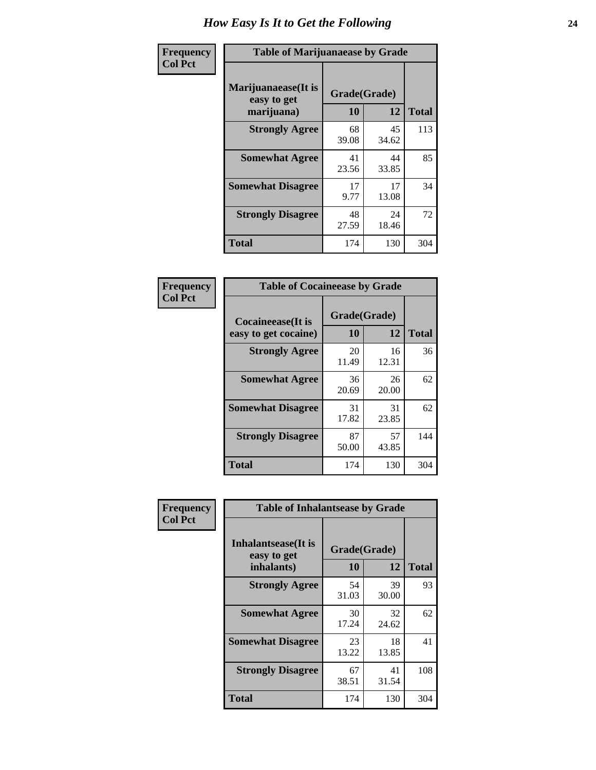# How Easy Is It to Get the Following

**Frequency**
**Col Pct**

**Table of Marijuanaease by Grade**

| Marijuanaease(It is easy to get marijuana) | Grade(Grade) 10 | 12 | Total |
|---|---|---|---|
| **Strongly Agree** | 68<br>39.08 | 45<br>34.62 | 113 |
| **Somewhat Agree** | 41<br>23.56 | 44<br>33.85 | 85 |
| **Somewhat Disagree** | 17<br>9.77 | 17<br>13.08 | 34 |
| **Strongly Disagree** | 48<br>27.59 | 24<br>18.46 | 72 |
| **Total** | 174 | 130 | 304 |

**Frequency**
**Col Pct**

**Table of Cocaineease by Grade**

| Cocaineease(It is easy to get cocaine) | Grade(Grade) 10 | 12 | Total |
|---|---|---|---|
| **Strongly Agree** | 20<br>11.49 | 16<br>12.31 | 36 |
| **Somewhat Agree** | 36<br>20.69 | 26<br>20.00 | 62 |
| **Somewhat Disagree** | 31<br>17.82 | 31<br>23.85 | 62 |
| **Strongly Disagree** | 87<br>50.00 | 57<br>43.85 | 144 |
| **Total** | 174 | 130 | 304 |

**Frequency**
**Col Pct**

**Table of Inhalantsease by Grade**

| Inhalantsease(It is easy to get inhalants) | Grade(Grade) 10 | 12 | Total |
|---|---|---|---|
| **Strongly Agree** | 54<br>31.03 | 39<br>30.00 | 93 |
| **Somewhat Agree** | 30<br>17.24 | 32<br>24.62 | 62 |
| **Somewhat Disagree** | 23<br>13.22 | 18<br>13.85 | 41 |
| **Strongly Disagree** | 67<br>38.51 | 41<br>31.54 | 108 |
| **Total** | 174 | 130 | 304 |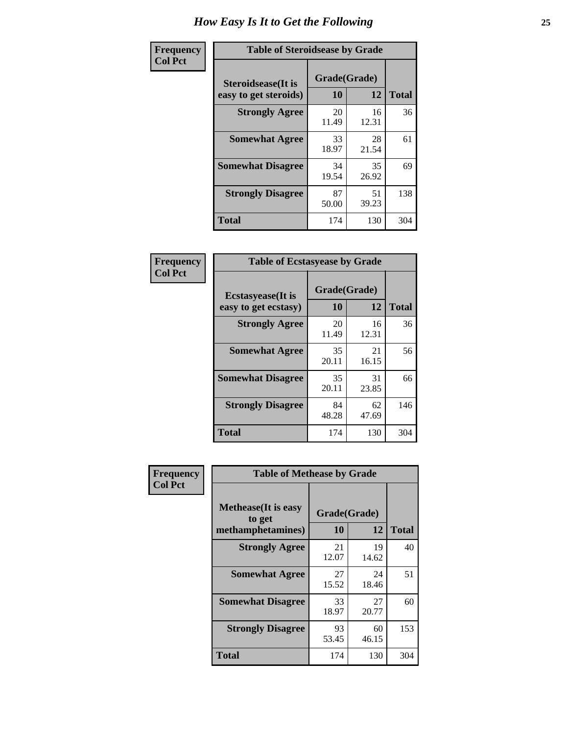# How Easy Is It to Get the Following

**Frequency**
**Col Pct**

**Table of Steroidsease by Grade**

| Steroidsease(It is easy to get steroids) | Grade(Grade) | | Total |
|---|---|---|---|
| | 10 | 12 | |
| **Strongly Agree** | 20<br>11.49 | 16<br>12.31 | 36 |
| **Somewhat Agree** | 33<br>18.97 | 28<br>21.54 | 61 |
| **Somewhat Disagree** | 34<br>19.54 | 35<br>26.92 | 69 |
| **Strongly Disagree** | 87<br>50.00 | 51<br>39.23 | 138 |
| **Total** | 174 | 130 | 304 |

**Frequency**
**Col Pct**

**Table of Ecstasyease by Grade**

| Ecstasyease(It is easy to get ecstasy) | Grade(Grade) | | Total |
|---|---|---|---|
| | 10 | 12 | |
| **Strongly Agree** | 20<br>11.49 | 16<br>12.31 | 36 |
| **Somewhat Agree** | 35<br>20.11 | 21<br>16.15 | 56 |
| **Somewhat Disagree** | 35<br>20.11 | 31<br>23.85 | 66 |
| **Strongly Disagree** | 84<br>48.28 | 62<br>47.69 | 146 |
| **Total** | 174 | 130 | 304 |

**Frequency**
**Col Pct**

**Table of Methease by Grade**

| Methease(It is easy to get methamphetamines) | Grade(Grade) | | Total |
|---|---|---|---|
| | 10 | 12 | |
| **Strongly Agree** | 21<br>12.07 | 19<br>14.62 | 40 |
| **Somewhat Agree** | 27<br>15.52 | 24<br>18.46 | 51 |
| **Somewhat Disagree** | 33<br>18.97 | 27<br>20.77 | 60 |
| **Strongly Disagree** | 93<br>53.45 | 60<br>46.15 | 153 |
| **Total** | 174 | 130 | 304 |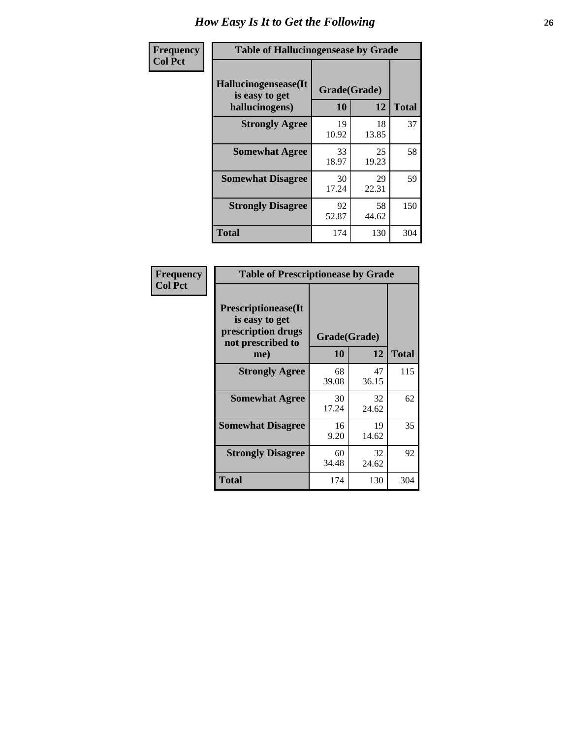# How Easy Is It to Get the Following

**Frequency**
**Col Pct**

**Table of Hallucinogensease by Grade**

| Hallucinogensease(It is easy to get hallucinogens) | Grade(Grade) | | Total |
|---|---|---|---|
| | 10 | 12 | |
| **Strongly Agree** | 19<br>10.92 | 18<br>13.85 | 37 |
| **Somewhat Agree** | 33<br>18.97 | 25<br>19.23 | 58 |
| **Somewhat Disagree** | 30<br>17.24 | 29<br>22.31 | 59 |
| **Strongly Disagree** | 92<br>52.87 | 58<br>44.62 | 150 |
| **Total** | 174 | 130 | 304 |

**Frequency**
**Col Pct**

**Table of Prescriptionease by Grade**

| Prescriptionease(It is easy to get prescription drugs not prescribed to me) | Grade(Grade) | | Total |
|---|---|---|---|
| | 10 | 12 | |
| **Strongly Agree** | 68<br>39.08 | 47<br>36.15 | 115 |
| **Somewhat Agree** | 30<br>17.24 | 32<br>24.62 | 62 |
| **Somewhat Disagree** | 16<br>9.20 | 19<br>14.62 | 35 |
| **Strongly Disagree** | 60<br>34.48 | 32<br>24.62 | 92 |
| **Total** | 174 | 130 | 304 |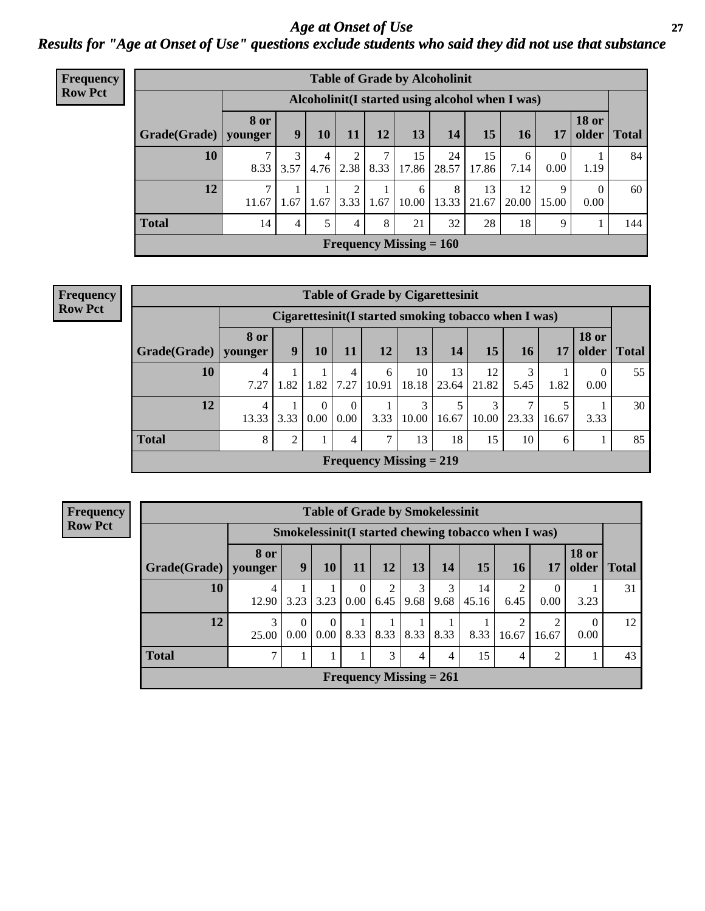# Age at Onset of Use

## Results for "Age at Onset of Use" questions exclude students who said they did not use that substance

**Frequency**
**Row Pct**

**Table of Grade by Alcoholinit**

| Grade(Grade) | Alcoholinit(I started using alcohol when I was) | | | | | | | | | | | Total |
|---|---|---|---|---|---|---|---|---|---|---|---|---|
| | 8 or younger | 9 | 10 | 11 | 12 | 13 | 14 | 15 | 16 | 17 | 18 or older | |
| **10** | 7<br>8.33 | 3<br>3.57 | 4<br>4.76 | 2<br>2.38 | 7<br>8.33 | 15<br>17.86 | 24<br>28.57 | 15<br>17.86 | 6<br>7.14 | 0<br>0.00 | 1<br>1.19 | 84 |
| **12** | 7<br>11.67 | 1<br>1.67 | 1<br>1.67 | 2<br>3.33 | 1<br>1.67 | 6<br>10.00 | 8<br>13.33 | 13<br>21.67 | 12<br>20.00 | 9<br>15.00 | 0<br>0.00 | 60 |
| **Total** | 14 | 4 | 5 | 4 | 8 | 21 | 32 | 28 | 18 | 9 | 1 | 144 |

**Frequency Missing = 160**

**Frequency**
**Row Pct**

**Table of Grade by Cigarettesinit**

| Grade(Grade) | Cigarettesinit(I started smoking tobacco when I was) | | | | | | | | | | | Total |
|---|---|---|---|---|---|---|---|---|---|---|---|---|
| | 8 or younger | 9 | 10 | 11 | 12 | 13 | 14 | 15 | 16 | 17 | 18 or older | |
| **10** | 4<br>7.27 | 1<br>1.82 | 1<br>1.82 | 4<br>7.27 | 6<br>10.91 | 10<br>18.18 | 13<br>23.64 | 12<br>21.82 | 3<br>5.45 | 1<br>1.82 | 0<br>0.00 | 55 |
| **12** | 4<br>13.33 | 1<br>3.33 | 0<br>0.00 | 0<br>0.00 | 1<br>3.33 | 3<br>10.00 | 5<br>16.67 | 3<br>10.00 | 7<br>23.33 | 5<br>16.67 | 1<br>3.33 | 30 |
| **Total** | 8 | 2 | 1 | 4 | 7 | 13 | 18 | 15 | 10 | 6 | 1 | 85 |

**Frequency Missing = 219**

**Frequency**
**Row Pct**

**Table of Grade by Smokelessinit**

| Grade(Grade) | Smokelessinit(I started chewing tobacco when I was) | | | | | | | | | | | Total |
|---|---|---|---|---|---|---|---|---|---|---|---|---|
| | 8 or younger | 9 | 10 | 11 | 12 | 13 | 14 | 15 | 16 | 17 | 18 or older | |
| **10** | 4<br>12.90 | 1<br>3.23 | 1<br>3.23 | 0<br>0.00 | 2<br>6.45 | 3<br>9.68 | 3<br>9.68 | 14<br>45.16 | 2<br>6.45 | 0<br>0.00 | 1<br>3.23 | 31 |
| **12** | 3<br>25.00 | 0<br>0.00 | 0<br>0.00 | 1<br>8.33 | 1<br>8.33 | 1<br>8.33 | 1<br>8.33 | 1<br>8.33 | 2<br>16.67 | 2<br>16.67 | 0<br>0.00 | 12 |
| **Total** | 7 | 1 | 1 | 1 | 3 | 4 | 4 | 15 | 4 | 2 | 1 | 43 |

**Frequency Missing = 261**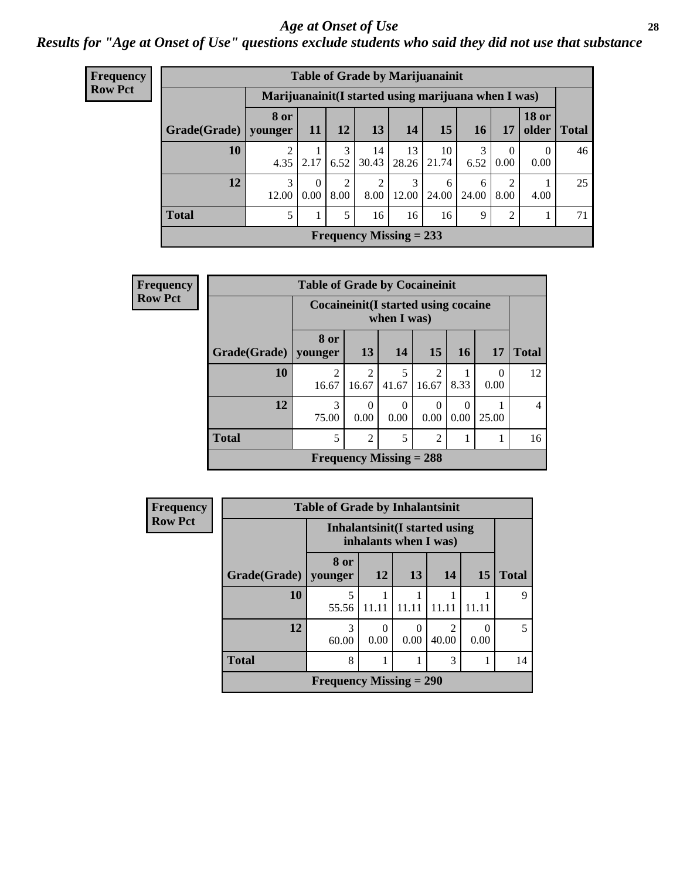# Age at Onset of Use

## *Results for "Age at Onset of Use" questions exclude students who said they did not use that substance*

**Frequency Row Pct**

| Table of Grade by Marijuanainit | | | | | | | | | | |
|---|---|---|---|---|---|---|---|---|---|---|
| | Marijuanainit(I started using marijuana when I was) | | | | | | | | | |
| Grade(Grade) | 8 or younger | 11 | 12 | 13 | 14 | 15 | 16 | 17 | 18 or older | Total |
| 10 | 2<br>4.35 | 1<br>2.17 | 3<br>6.52 | 14<br>30.43 | 13<br>28.26 | 10<br>21.74 | 3<br>6.52 | 0<br>0.00 | 0<br>0.00 | 46 |
| 12 | 3<br>12.00 | 0<br>0.00 | 2<br>8.00 | 2<br>8.00 | 3<br>12.00 | 6<br>24.00 | 6<br>24.00 | 2<br>8.00 | 1<br>4.00 | 25 |
| Total | 5 | 1 | 5 | 16 | 16 | 16 | 9 | 2 | 1 | 71 |
| Frequency Missing = 233 | | | | | | | | | | |

**Frequency Row Pct**

| Table of Grade by Cocaineinit | | | | | | | |
|---|---|---|---|---|---|---|---|
| | Cocaineinit(I started using cocaine when I was) | | | | | | |
| Grade(Grade) | 8 or younger | 13 | 14 | 15 | 16 | 17 | Total |
| 10 | 2<br>16.67 | 2<br>16.67 | 5<br>41.67 | 2<br>16.67 | 1<br>8.33 | 0<br>0.00 | 12 |
| 12 | 3<br>75.00 | 0<br>0.00 | 0<br>0.00 | 0<br>0.00 | 0<br>0.00 | 1<br>25.00 | 4 |
| Total | 5 | 2 | 5 | 2 | 1 | 1 | 16 |
| Frequency Missing = 288 | | | | | | | |

**Frequency Row Pct**

| Table of Grade by Inhalantsinit | | | | | | |
|---|---|---|---|---|---|---|
| | Inhalantsinit(I started using inhalants when I was) | | | | | |
| Grade(Grade) | 8 or younger | 12 | 13 | 14 | 15 | Total |
| 10 | 5<br>55.56 | 1<br>11.11 | 1<br>11.11 | 1<br>11.11 | 1<br>11.11 | 9 |
| 12 | 3<br>60.00 | 0<br>0.00 | 0<br>0.00 | 2<br>40.00 | 0<br>0.00 | 5 |
| Total | 8 | 1 | 1 | 3 | 1 | 14 |
| Frequency Missing = 290 | | | | | | |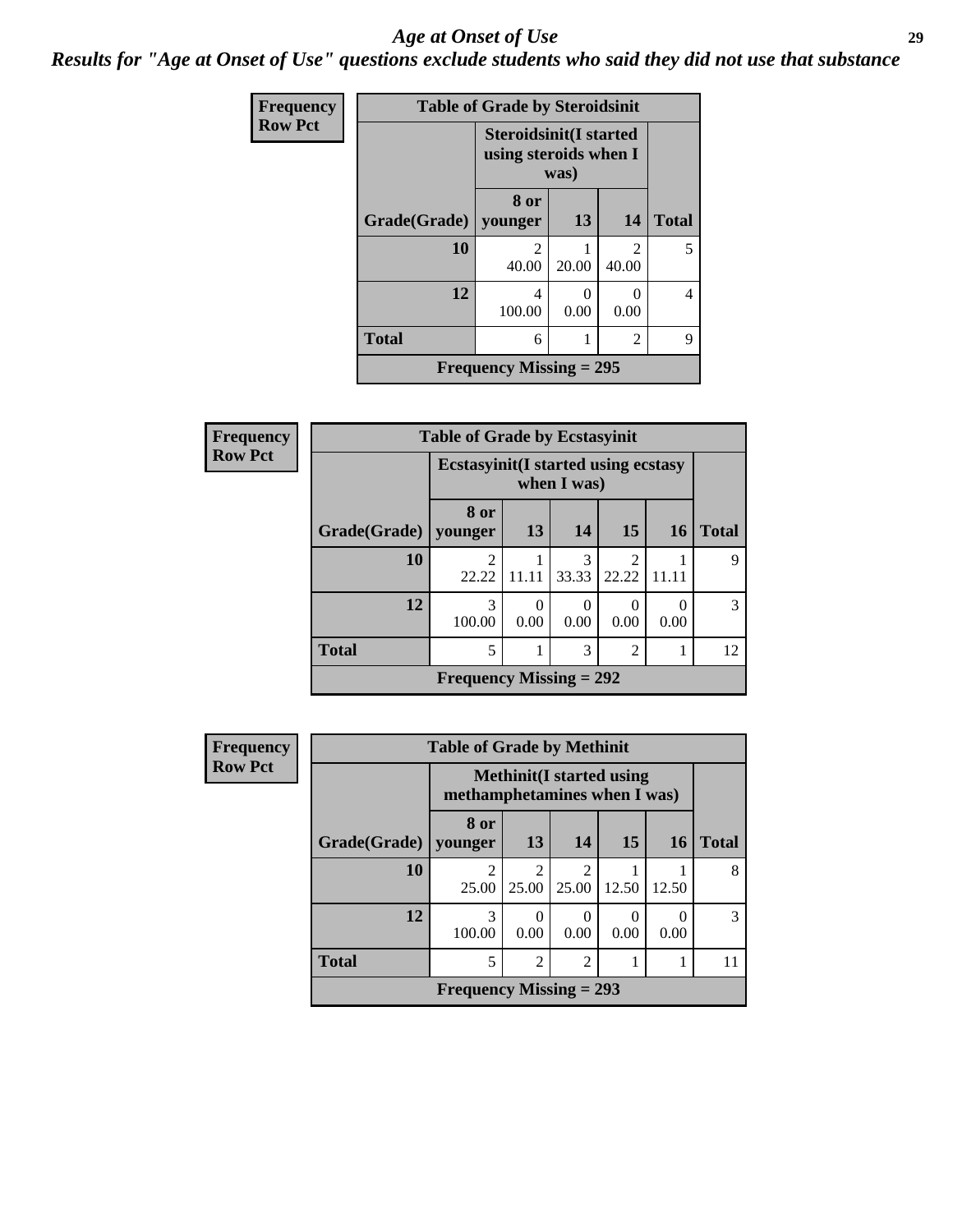# *Age at Onset of Use*

***Results for "Age at Onset of Use" questions exclude students who said they did not use that substance***

**Frequency**
**Row Pct**

**Table of Grade by Steroidsinit**

| Grade(Grade) | Steroidsinit(I started using steroids when I was) 8 or younger | 13 | 14 | Total |
|---|---|---|---|---|
| **10** | 2<br>40.00 | 1<br>20.00 | 2<br>40.00 | 5 |
| **12** | 4<br>100.00 | 0<br>0.00 | 0<br>0.00 | 4 |
| **Total** | 6 | 1 | 2 | 9 |

**Frequency Missing = 295**

**Frequency**
**Row Pct**

**Table of Grade by Ecstasyinit**

| Grade(Grade) | Ecstasyinit(I started using ecstasy when I was) 8 or younger | 13 | 14 | 15 | 16 | Total |
|---|---|---|---|---|---|---|
| **10** | 2<br>22.22 | 1<br>11.11 | 3<br>33.33 | 2<br>22.22 | 1<br>11.11 | 9 |
| **12** | 3<br>100.00 | 0<br>0.00 | 0<br>0.00 | 0<br>0.00 | 0<br>0.00 | 3 |
| **Total** | 5 | 1 | 3 | 2 | 1 | 12 |

**Frequency Missing = 292**

**Frequency**
**Row Pct**

**Table of Grade by Methinit**

| Grade(Grade) | Methinit(I started using methamphetamines when I was) 8 or younger | 13 | 14 | 15 | 16 | Total |
|---|---|---|---|---|---|---|
| **10** | 2<br>25.00 | 2<br>25.00 | 2<br>25.00 | 1<br>12.50 | 1<br>12.50 | 8 |
| **12** | 3<br>100.00 | 0<br>0.00 | 0<br>0.00 | 0<br>0.00 | 0<br>0.00 | 3 |
| **Total** | 5 | 2 | 2 | 1 | 1 | 11 |

**Frequency Missing = 293**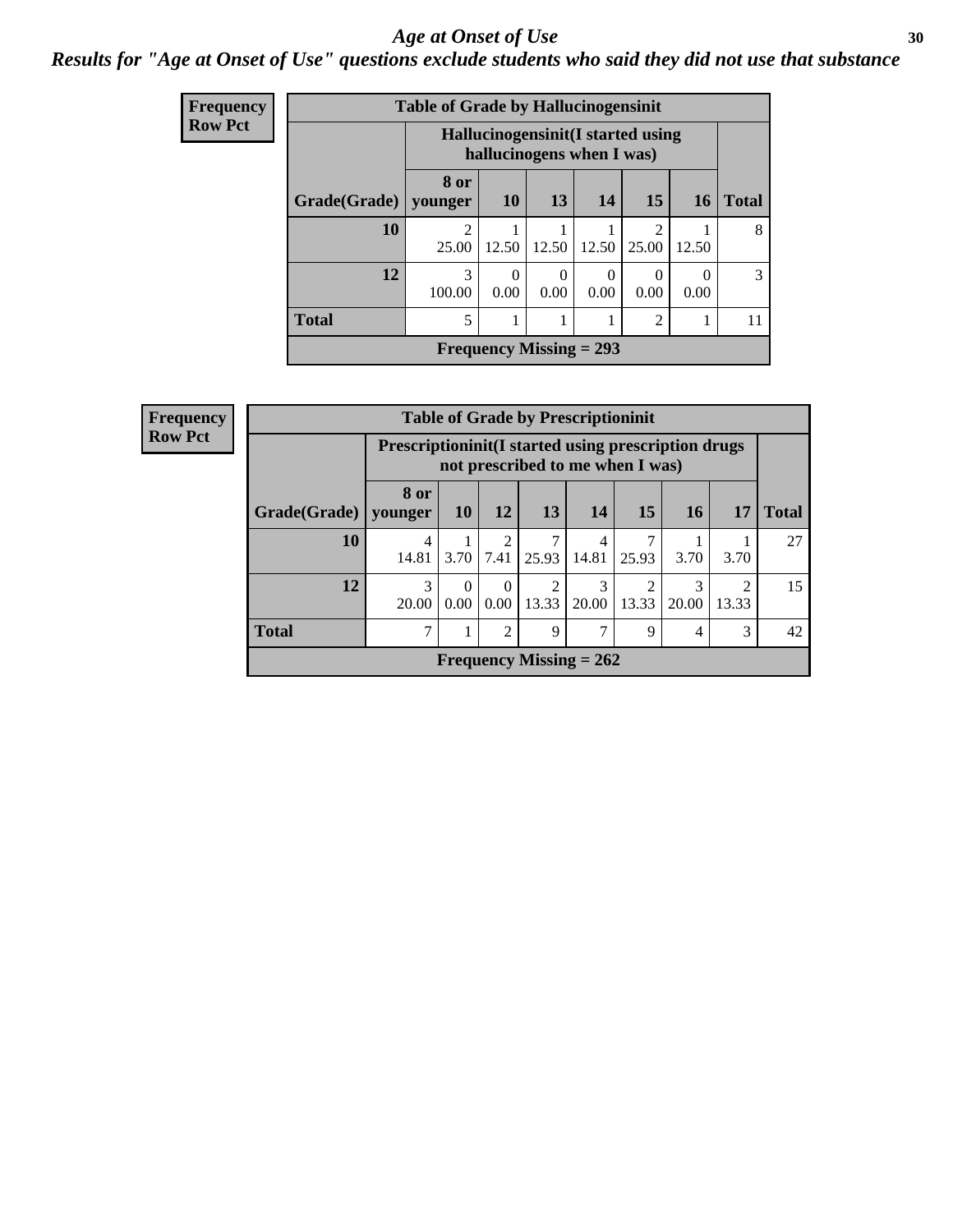# *Age at Onset of Use*

## *Results for "Age at Onset of Use" questions exclude students who said they did not use that substance*

**Frequency**
**Row Pct**

**Table of Grade by Hallucinogensinit**

| Grade(Grade) | Hallucinogensinit(I started using hallucinogens when I was) | | | | | | Total |
|---|---|---|---|---|---|---|---|
| | 8 or younger | 10 | 13 | 14 | 15 | 16 | |
| **10** | 2<br>25.00 | 1<br>12.50 | 1<br>12.50 | 1<br>12.50 | 2<br>25.00 | 1<br>12.50 | 8 |
| **12** | 3<br>100.00 | 0<br>0.00 | 0<br>0.00 | 0<br>0.00 | 0<br>0.00 | 0<br>0.00 | 3 |
| **Total** | 5 | 1 | 1 | 1 | 2 | 1 | 11 |

**Frequency Missing = 293**

**Frequency**
**Row Pct**

**Table of Grade by Prescriptioninit**

| Grade(Grade) | Prescriptioninit(I started using prescription drugs not prescribed to me when I was) | | | | | | | | Total |
|---|---|---|---|---|---|---|---|---|---|
| | 8 or younger | 10 | 12 | 13 | 14 | 15 | 16 | 17 | |
| **10** | 4<br>14.81 | 1<br>3.70 | 2<br>7.41 | 7<br>25.93 | 4<br>14.81 | 7<br>25.93 | 1<br>3.70 | 1<br>3.70 | 27 |
| **12** | 3<br>20.00 | 0<br>0.00 | 0<br>0.00 | 2<br>13.33 | 3<br>20.00 | 2<br>13.33 | 3<br>20.00 | 2<br>13.33 | 15 |
| **Total** | 7 | 1 | 2 | 9 | 7 | 9 | 4 | 3 | 42 |

**Frequency Missing = 262**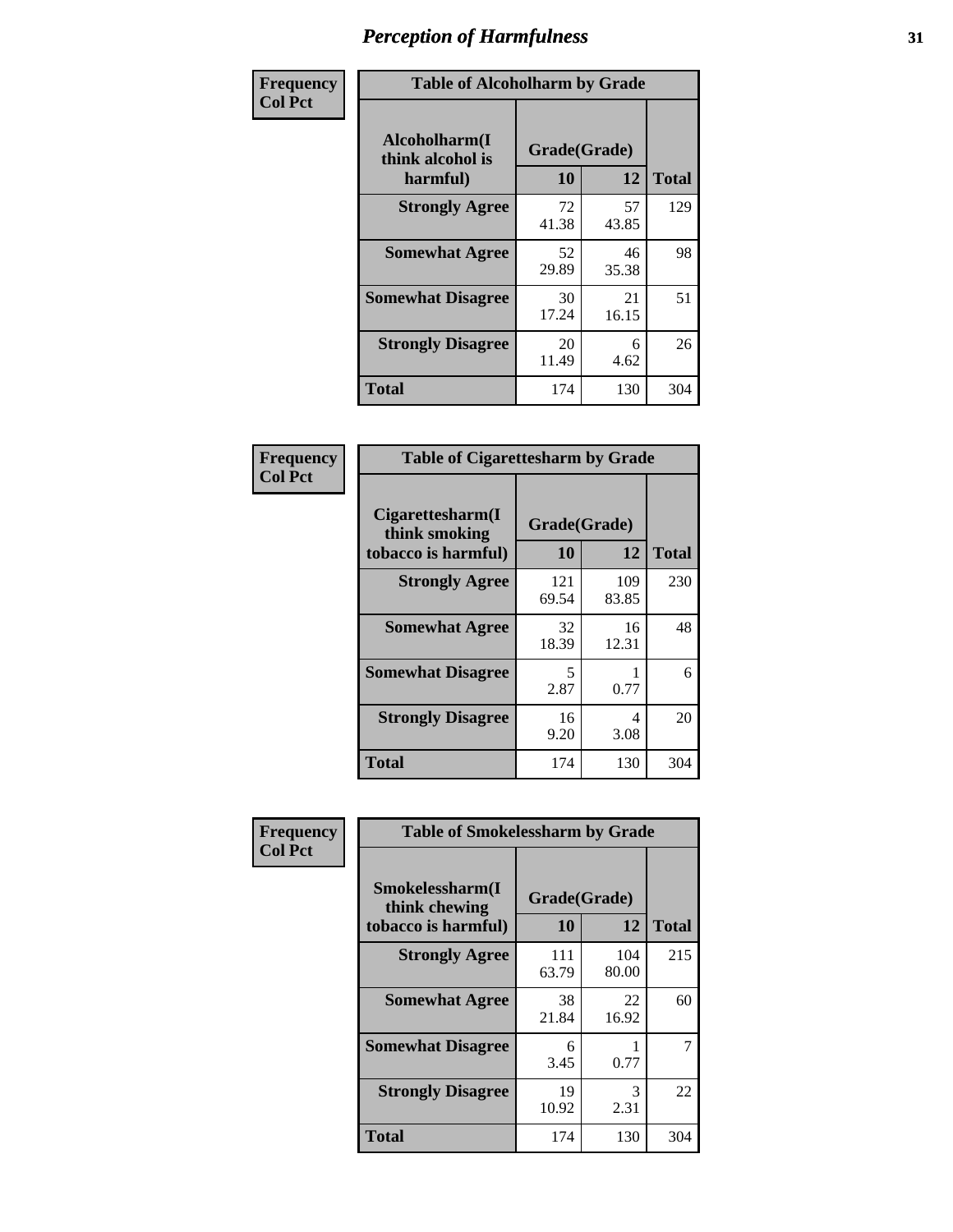# Perception of Harmfulness

| Frequency<br>Col Pct | | | |
|---|---|---|---|

**Table of Alcoholharm by Grade**

| Alcoholharm(I think alcohol is harmful) | Grade(Grade) | | Total |
|---|---|---|---|
| | 10 | 12 | |
| **Strongly Agree** | 72<br>41.38 | 57<br>43.85 | 129 |
| **Somewhat Agree** | 52<br>29.89 | 46<br>35.38 | 98 |
| **Somewhat Disagree** | 30<br>17.24 | 21<br>16.15 | 51 |
| **Strongly Disagree** | 20<br>11.49 | 6<br>4.62 | 26 |
| **Total** | 174 | 130 | 304 |

**Table of Cigarettesharm by Grade**

| Cigarettesharm(I think smoking tobacco is harmful) | Grade(Grade) | | Total |
|---|---|---|---|
| | 10 | 12 | |
| **Strongly Agree** | 121<br>69.54 | 109<br>83.85 | 230 |
| **Somewhat Agree** | 32<br>18.39 | 16<br>12.31 | 48 |
| **Somewhat Disagree** | 5<br>2.87 | 1<br>0.77 | 6 |
| **Strongly Disagree** | 16<br>9.20 | 4<br>3.08 | 20 |
| **Total** | 174 | 130 | 304 |

**Table of Smokelessharm by Grade**

| Smokelessharm(I think chewing tobacco is harmful) | Grade(Grade) | | Total |
|---|---|---|---|
| | 10 | 12 | |
| **Strongly Agree** | 111<br>63.79 | 104<br>80.00 | 215 |
| **Somewhat Agree** | 38<br>21.84 | 22<br>16.92 | 60 |
| **Somewhat Disagree** | 6<br>3.45 | 1<br>0.77 | 7 |
| **Strongly Disagree** | 19<br>10.92 | 3<br>2.31 | 22 |
| **Total** | 174 | 130 | 304 |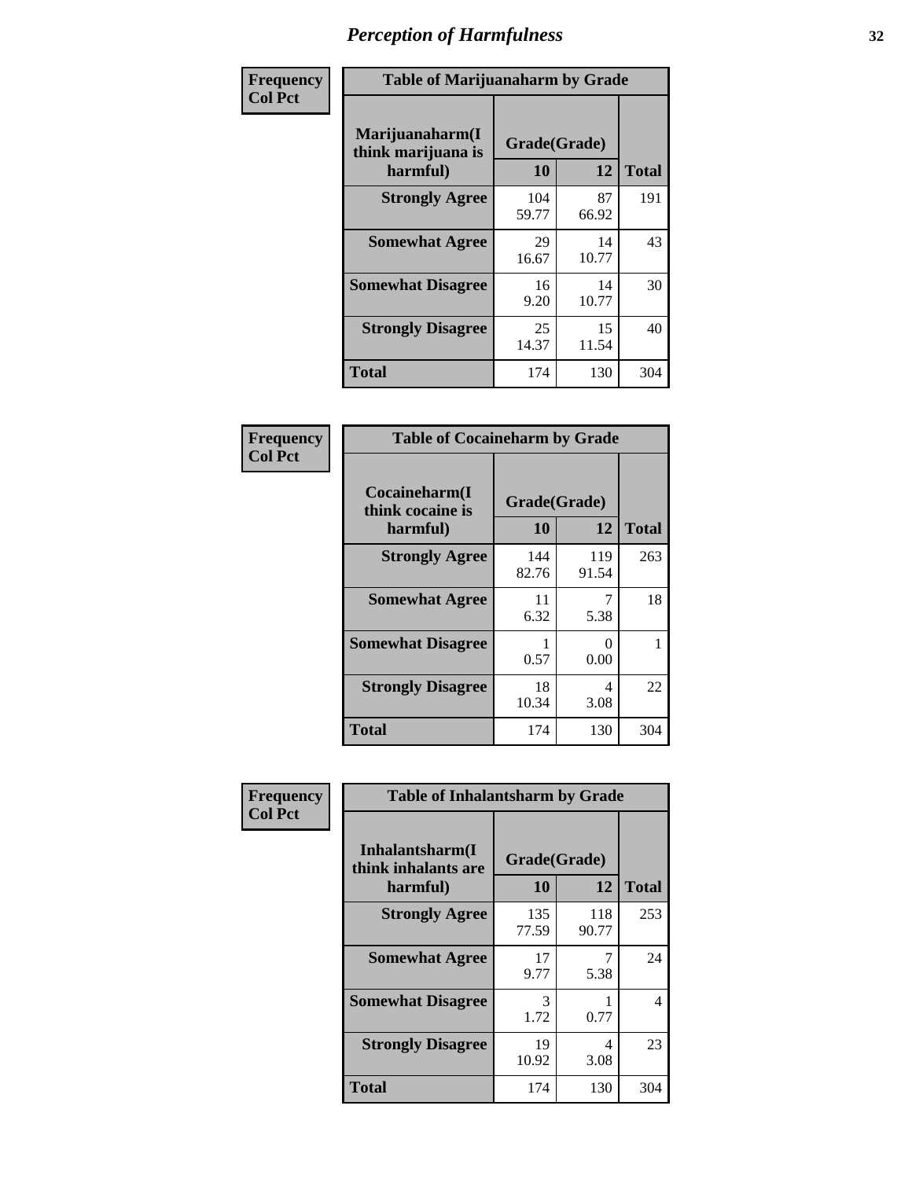# Perception of Harmfulness

**Frequency Col Pct**

| Table of Marijuanaharm by Grade | | | |
|---|---|---|---|
| Marijuanaharm(I think marijuana is harmful) | Grade(Grade) | | Total |
| | 10 | 12 | |
| **Strongly Agree** | 104<br>59.77 | 87<br>66.92 | 191 |
| **Somewhat Agree** | 29<br>16.67 | 14<br>10.77 | 43 |
| **Somewhat Disagree** | 16<br>9.20 | 14<br>10.77 | 30 |
| **Strongly Disagree** | 25<br>14.37 | 15<br>11.54 | 40 |
| **Total** | 174 | 130 | 304 |

**Frequency Col Pct**

| Table of Cocaineharm by Grade | | | |
|---|---|---|---|
| Cocaineharm(I think cocaine is harmful) | Grade(Grade) | | Total |
| | 10 | 12 | |
| **Strongly Agree** | 144<br>82.76 | 119<br>91.54 | 263 |
| **Somewhat Agree** | 11<br>6.32 | 7<br>5.38 | 18 |
| **Somewhat Disagree** | 1<br>0.57 | 0<br>0.00 | 1 |
| **Strongly Disagree** | 18<br>10.34 | 4<br>3.08 | 22 |
| **Total** | 174 | 130 | 304 |

**Frequency Col Pct**

| Table of Inhalantsharm by Grade | | | |
|---|---|---|---|
| Inhalantsharm(I think inhalants are harmful) | Grade(Grade) | | Total |
| | 10 | 12 | |
| **Strongly Agree** | 135<br>77.59 | 118<br>90.77 | 253 |
| **Somewhat Agree** | 17<br>9.77 | 7<br>5.38 | 24 |
| **Somewhat Disagree** | 3<br>1.72 | 1<br>0.77 | 4 |
| **Strongly Disagree** | 19<br>10.92 | 4<br>3.08 | 23 |
| **Total** | 174 | 130 | 304 |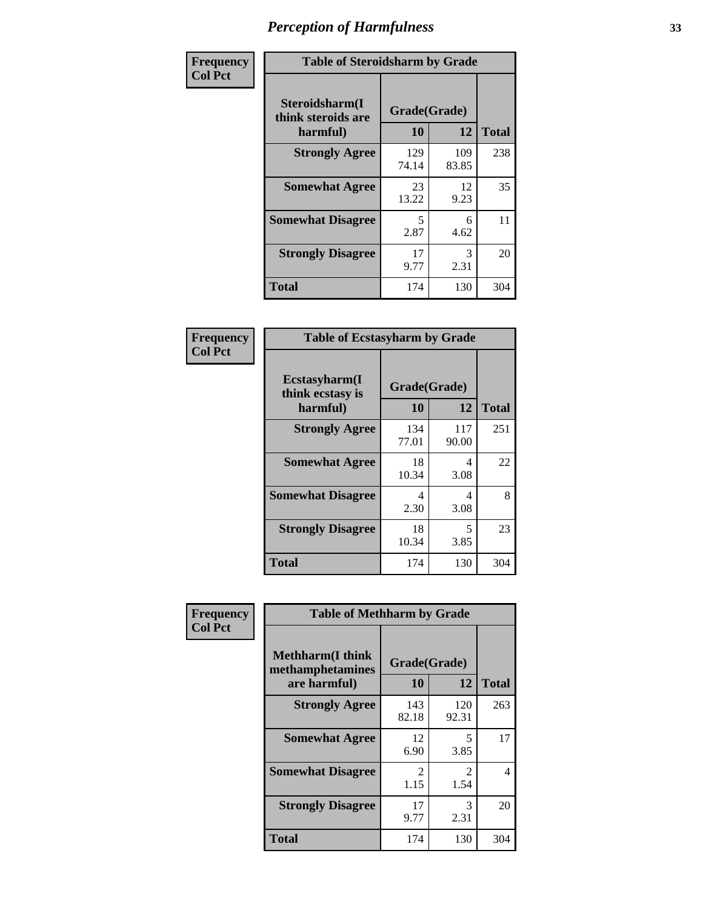## Perception of Harmfulness

**Frequency Col Pct**

**Table of Steroidsharm by Grade**

| Steroidsharm(I think steroids are harmful) | Grade(Grade) 10 | 12 | Total |
|---|---|---|---|
| **Strongly Agree** | 129<br>74.14 | 109<br>83.85 | 238 |
| **Somewhat Agree** | 23<br>13.22 | 12<br>9.23 | 35 |
| **Somewhat Disagree** | 5<br>2.87 | 6<br>4.62 | 11 |
| **Strongly Disagree** | 17<br>9.77 | 3<br>2.31 | 20 |
| **Total** | 174 | 130 | 304 |

**Frequency Col Pct**

**Table of Ecstasyharm by Grade**

| Ecstasyharm(I think ecstasy is harmful) | Grade(Grade) 10 | 12 | Total |
|---|---|---|---|
| **Strongly Agree** | 134<br>77.01 | 117<br>90.00 | 251 |
| **Somewhat Agree** | 18<br>10.34 | 4<br>3.08 | 22 |
| **Somewhat Disagree** | 4<br>2.30 | 4<br>3.08 | 8 |
| **Strongly Disagree** | 18<br>10.34 | 5<br>3.85 | 23 |
| **Total** | 174 | 130 | 304 |

**Frequency Col Pct**

**Table of Methharm by Grade**

| Methharm(I think methamphetamines are harmful) | Grade(Grade) 10 | 12 | Total |
|---|---|---|---|
| **Strongly Agree** | 143<br>82.18 | 120<br>92.31 | 263 |
| **Somewhat Agree** | 12<br>6.90 | 5<br>3.85 | 17 |
| **Somewhat Disagree** | 2<br>1.15 | 2<br>1.54 | 4 |
| **Strongly Disagree** | 17<br>9.77 | 3<br>2.31 | 20 |
| **Total** | 174 | 130 | 304 |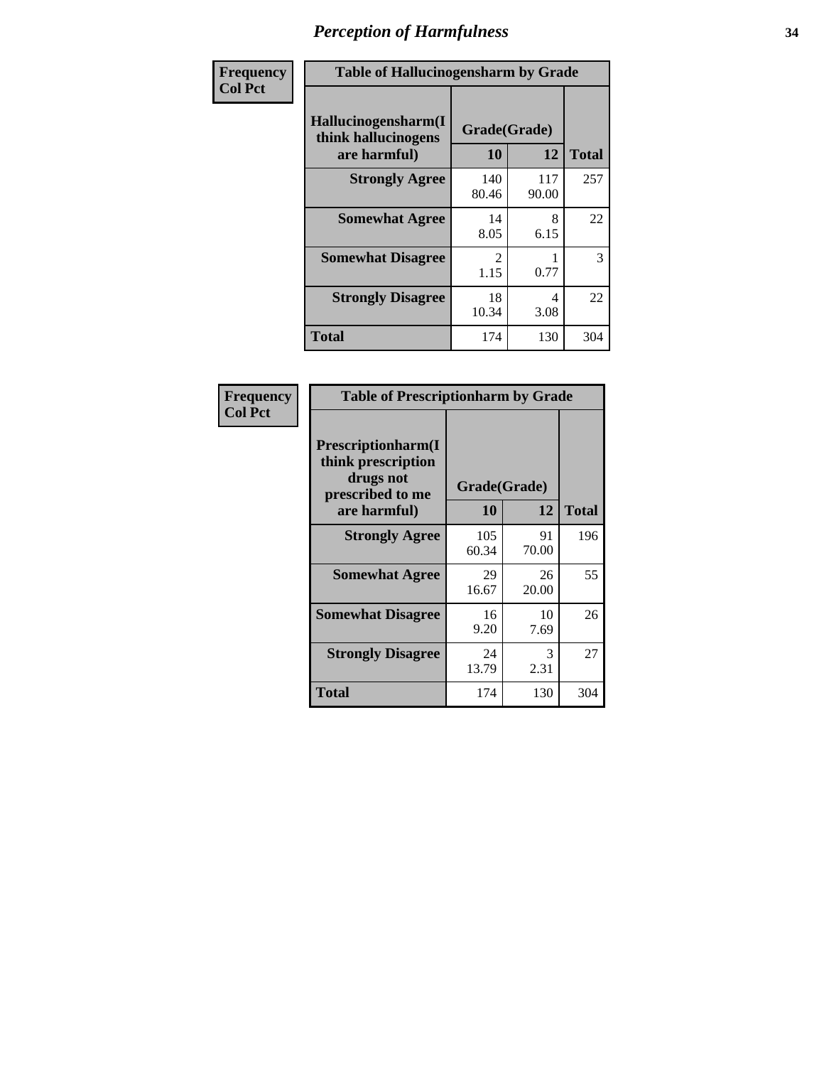# Perception of Harmfulness

| Frequency<br>Col Pct | Table of Hallucinogensharm by Grade | | |
|---|---|---|---|
| Hallucinogensharm(I think hallucinogens are harmful) | Grade(Grade) | | |
| | 10 | 12 | Total |
| Strongly Agree | 140<br>80.46 | 117<br>90.00 | 257 |
| Somewhat Agree | 14<br>8.05 | 8<br>6.15 | 22 |
| Somewhat Disagree | 2<br>1.15 | 1<br>0.77 | 3 |
| Strongly Disagree | 18<br>10.34 | 4<br>3.08 | 22 |
| Total | 174 | 130 | 304 |

| Frequency<br>Col Pct | Table of Prescriptionharm by Grade | | |
|---|---|---|---|
| Prescriptionharm(I think prescription drugs not prescribed to me are harmful) | Grade(Grade) | | |
| | 10 | 12 | Total |
| Strongly Agree | 105<br>60.34 | 91<br>70.00 | 196 |
| Somewhat Agree | 29<br>16.67 | 26<br>20.00 | 55 |
| Somewhat Disagree | 16<br>9.20 | 10<br>7.69 | 26 |
| Strongly Disagree | 24<br>13.79 | 3<br>2.31 | 27 |
| Total | 174 | 130 | 304 |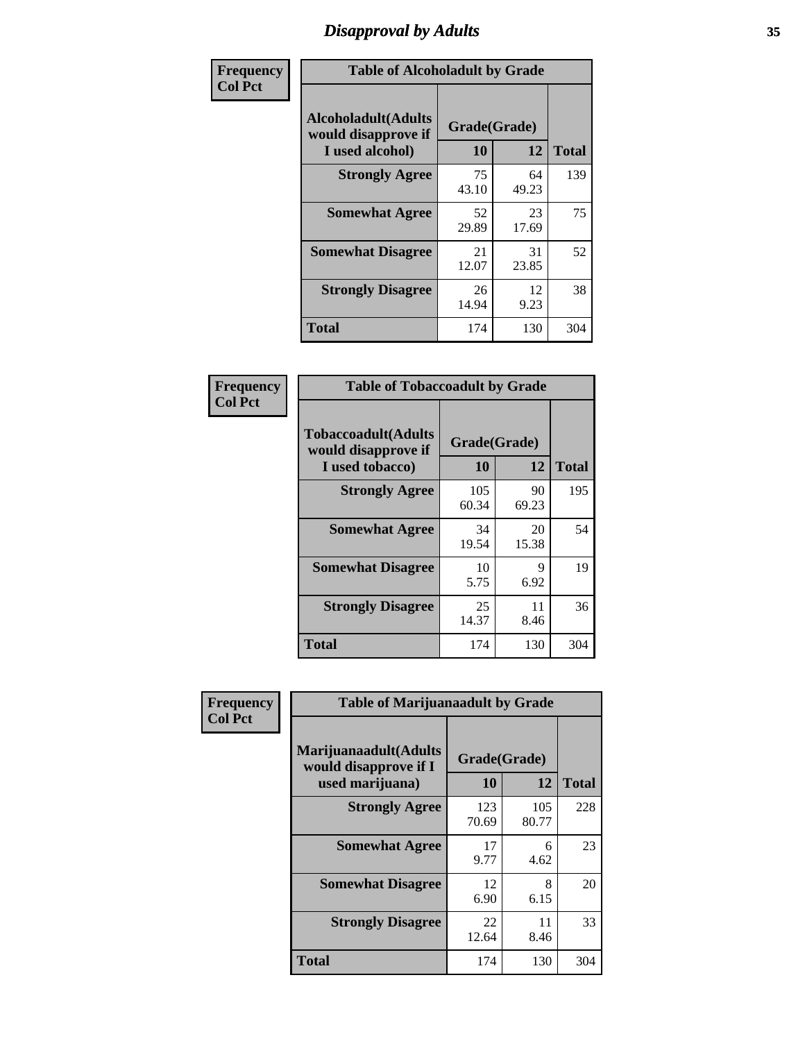# Disapproval by Adults

**Frequency**
**Col Pct**

| Table of Alcoholadult by Grade | | | |
|---|---|---|---|
| Alcoholadult(Adults would disapprove if I used alcohol) | Grade(Grade) | | Total |
| | 10 | 12 | |
| Strongly Agree | 75<br>43.10 | 64<br>49.23 | 139 |
| Somewhat Agree | 52<br>29.89 | 23<br>17.69 | 75 |
| Somewhat Disagree | 21<br>12.07 | 31<br>23.85 | 52 |
| Strongly Disagree | 26<br>14.94 | 12<br>9.23 | 38 |
| Total | 174 | 130 | 304 |

**Frequency**
**Col Pct**

| Table of Tobaccoadult by Grade | | | |
|---|---|---|---|
| Tobaccoadult(Adults would disapprove if I used tobacco) | Grade(Grade) | | Total |
| | 10 | 12 | |
| Strongly Agree | 105<br>60.34 | 90<br>69.23 | 195 |
| Somewhat Agree | 34<br>19.54 | 20<br>15.38 | 54 |
| Somewhat Disagree | 10<br>5.75 | 9<br>6.92 | 19 |
| Strongly Disagree | 25<br>14.37 | 11<br>8.46 | 36 |
| Total | 174 | 130 | 304 |

**Frequency**
**Col Pct**

| Table of Marijuanaadult by Grade | | | |
|---|---|---|---|
| Marijuanaadult(Adults would disapprove if I used marijuana) | Grade(Grade) | | Total |
| | 10 | 12 | |
| Strongly Agree | 123<br>70.69 | 105<br>80.77 | 228 |
| Somewhat Agree | 17<br>9.77 | 6<br>4.62 | 23 |
| Somewhat Disagree | 12<br>6.90 | 8<br>6.15 | 20 |
| Strongly Disagree | 22<br>12.64 | 11<br>8.46 | 33 |
| Total | 174 | 130 | 304 |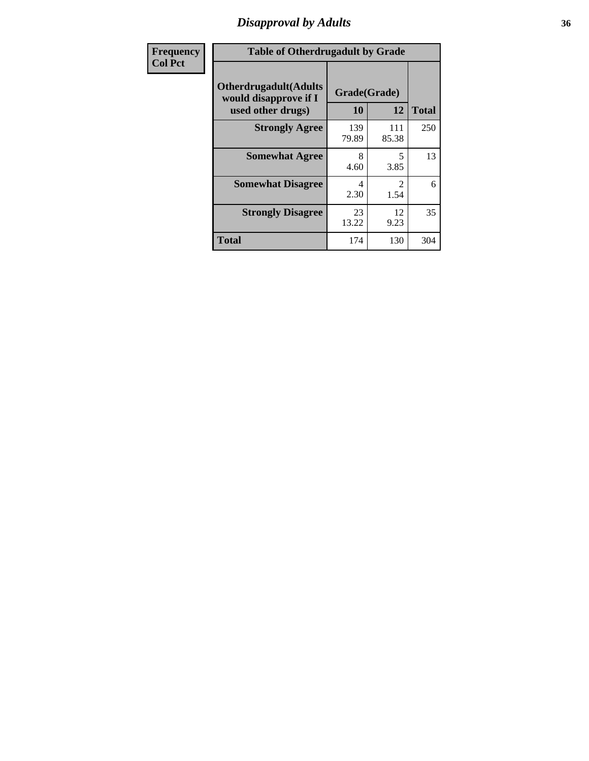| Frequency<br>Col Pct | Table of Otherdrugadult by Grade | | | |
|---|---|---|---|---|
| | Otherdrugadult(Adults would disapprove if I used other drugs) | Grade(Grade) | | Total |
| | | 10 | 12 | |
| | **Strongly Agree** | 139<br>79.89 | 111<br>85.38 | 250 |
| | **Somewhat Agree** | 8<br>4.60 | 5<br>3.85 | 13 |
| | **Somewhat Disagree** | 4<br>2.30 | 2<br>1.54 | 6 |
| | **Strongly Disagree** | 23<br>13.22 | 12<br>9.23 | 35 |
| | **Total** | 174 | 130 | 304 |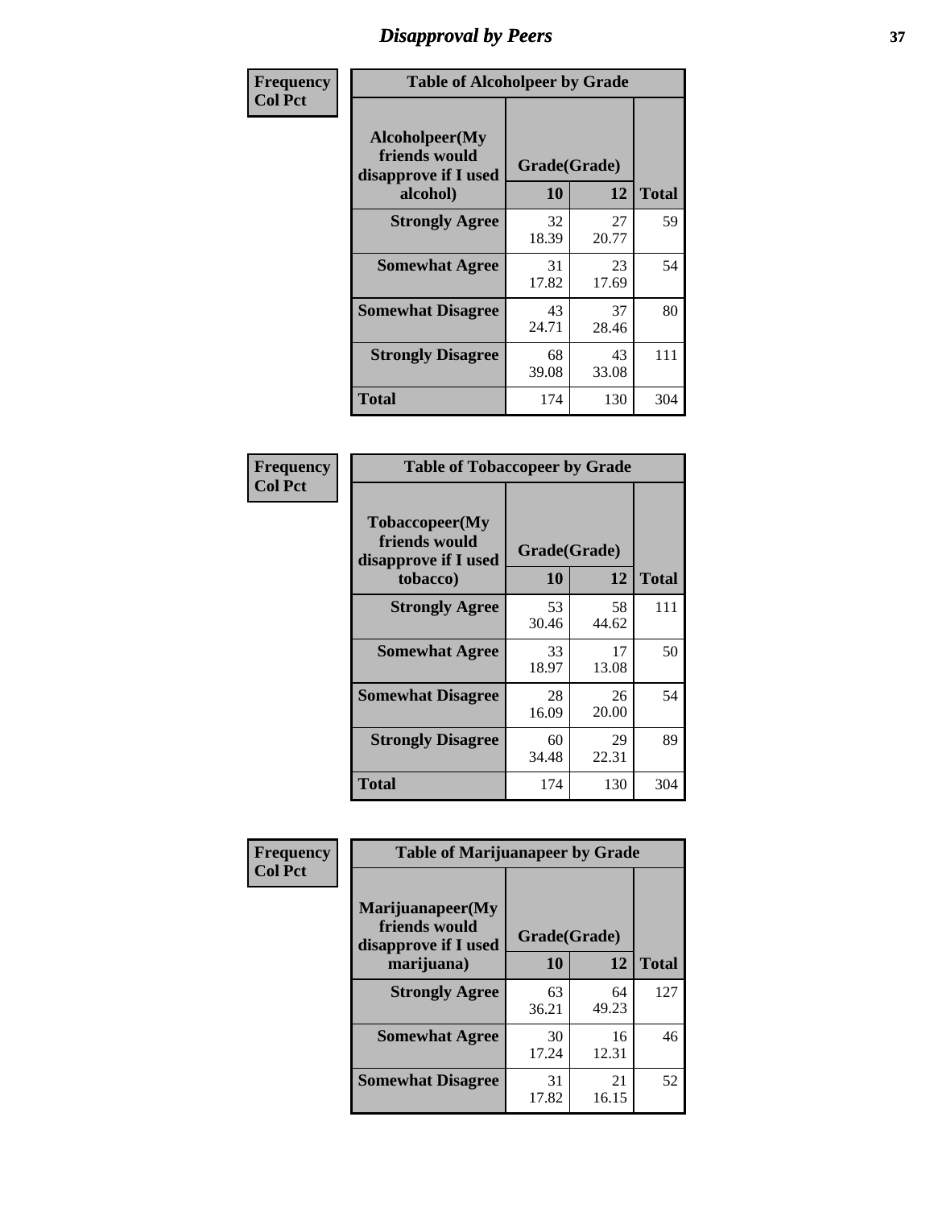# Disapproval by Peers

**Frequency**
**Col Pct**

| Alcoholpeer(My friends would disapprove if I used alcohol) | Grade(Grade) 10 | 12 | Total |
|---|---|---|---|
| **Strongly Agree** | 32<br>18.39 | 27<br>20.77 | 59 |
| **Somewhat Agree** | 31<br>17.82 | 23<br>17.69 | 54 |
| **Somewhat Disagree** | 43<br>24.71 | 37<br>28.46 | 80 |
| **Strongly Disagree** | 68<br>39.08 | 43<br>33.08 | 111 |
| **Total** | 174 | 130 | 304 |

Table of Alcoholpeer by Grade

**Frequency**
**Col Pct**

| Tobaccopeer(My friends would disapprove if I used tobacco) | Grade(Grade) 10 | 12 | Total |
|---|---|---|---|
| **Strongly Agree** | 53<br>30.46 | 58<br>44.62 | 111 |
| **Somewhat Agree** | 33<br>18.97 | 17<br>13.08 | 50 |
| **Somewhat Disagree** | 28<br>16.09 | 26<br>20.00 | 54 |
| **Strongly Disagree** | 60<br>34.48 | 29<br>22.31 | 89 |
| **Total** | 174 | 130 | 304 |

Table of Tobaccopeer by Grade

**Frequency**
**Col Pct**

| Marijuanapeer(My friends would disapprove if I used marijuana) | Grade(Grade) 10 | 12 | Total |
|---|---|---|---|
| **Strongly Agree** | 63<br>36.21 | 64<br>49.23 | 127 |
| **Somewhat Agree** | 30<br>17.24 | 16<br>12.31 | 46 |
| **Somewhat Disagree** | 31<br>17.82 | 21<br>16.15 | 52 |

Table of Marijuanapeer by Grade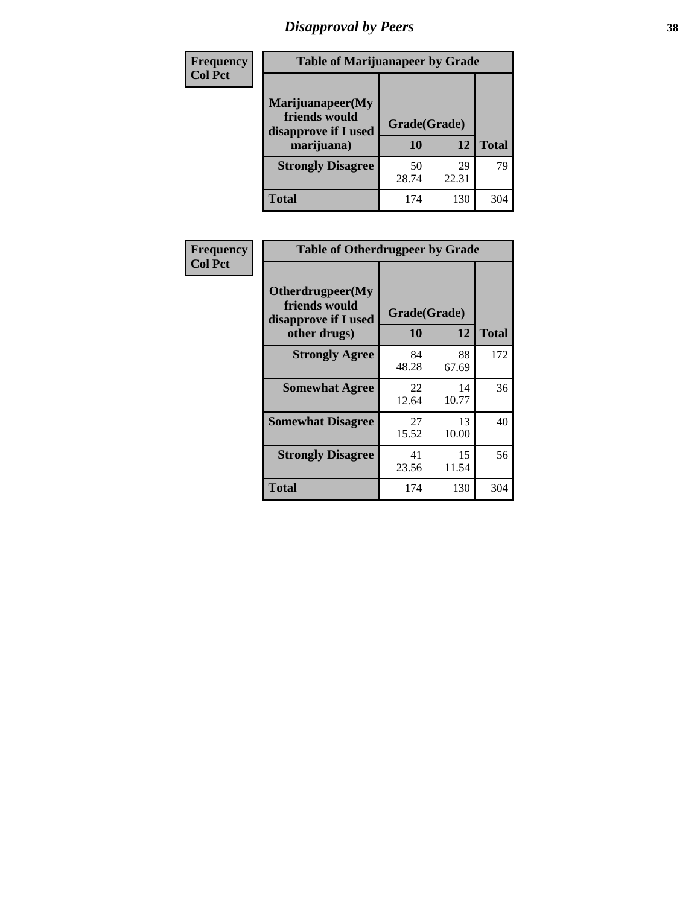# Disapproval by Peers

| Frequency<br>Col Pct | Table of Marijuanapeer by Grade | | |
|---|---|---|---|
| Marijuanapeer(My friends would disapprove if I used marijuana) | Grade(Grade) | | |
| | 10 | 12 | Total |
| Strongly Disagree | 50<br>28.74 | 29<br>22.31 | 79 |
| Total | 174 | 130 | 304 |

| Frequency<br>Col Pct | Table of Otherdrugpeer by Grade | | |
|---|---|---|---|
| Otherdrugpeer(My friends would disapprove if I used other drugs) | Grade(Grade) | | |
| | 10 | 12 | Total |
| Strongly Agree | 84<br>48.28 | 88<br>67.69 | 172 |
| Somewhat Agree | 22<br>12.64 | 14<br>10.77 | 36 |
| Somewhat Disagree | 27<br>15.52 | 13<br>10.00 | 40 |
| Strongly Disagree | 41<br>23.56 | 15<br>11.54 | 56 |
| Total | 174 | 130 | 304 |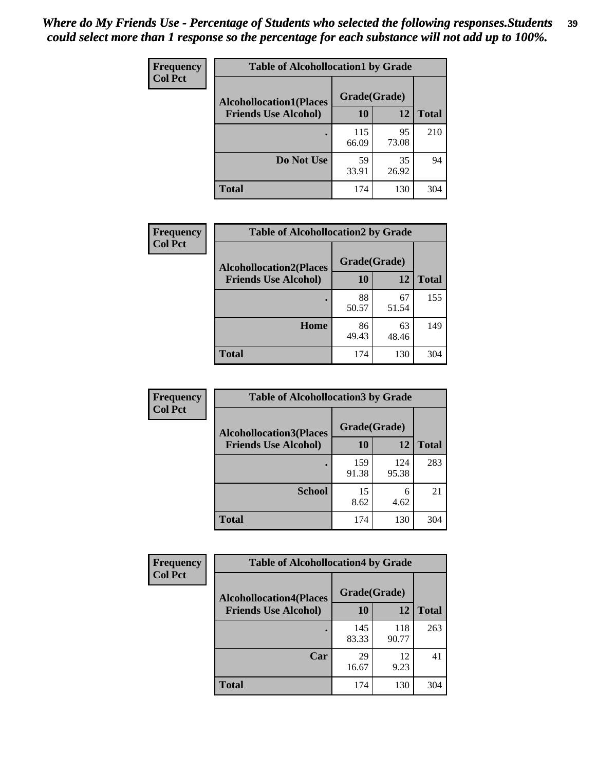*Where do My Friends Use - Percentage of Students who selected the following responses.Students could select more than 1 response so the percentage for each substance will not add up to 100%.*

**Frequency**
**Col Pct**

| Table of Alcohollocation1 by Grade | | | |
|---|---|---|---|
| Alcohollocation1(Places Friends Use Alcohol) | Grade(Grade) | | Total |
| | 10 | 12 | |
| . | 115<br>66.09 | 95<br>73.08 | 210 |
| Do Not Use | 59<br>33.91 | 35<br>26.92 | 94 |
| Total | 174 | 130 | 304 |

**Frequency**
**Col Pct**

| Table of Alcohollocation2 by Grade | | | |
|---|---|---|---|
| Alcohollocation2(Places Friends Use Alcohol) | Grade(Grade) | | Total |
| | 10 | 12 | |
| . | 88<br>50.57 | 67<br>51.54 | 155 |
| Home | 86<br>49.43 | 63<br>48.46 | 149 |
| Total | 174 | 130 | 304 |

**Frequency**
**Col Pct**

| Table of Alcohollocation3 by Grade | | | |
|---|---|---|---|
| Alcohollocation3(Places Friends Use Alcohol) | Grade(Grade) | | Total |
| | 10 | 12 | |
| . | 159<br>91.38 | 124<br>95.38 | 283 |
| School | 15<br>8.62 | 6<br>4.62 | 21 |
| Total | 174 | 130 | 304 |

**Frequency**
**Col Pct**

| Table of Alcohollocation4 by Grade | | | |
|---|---|---|---|
| Alcohollocation4(Places Friends Use Alcohol) | Grade(Grade) | | Total |
| | 10 | 12 | |
| . | 145<br>83.33 | 118<br>90.77 | 263 |
| Car | 29<br>16.67 | 12<br>9.23 | 41 |
| Total | 174 | 130 | 304 |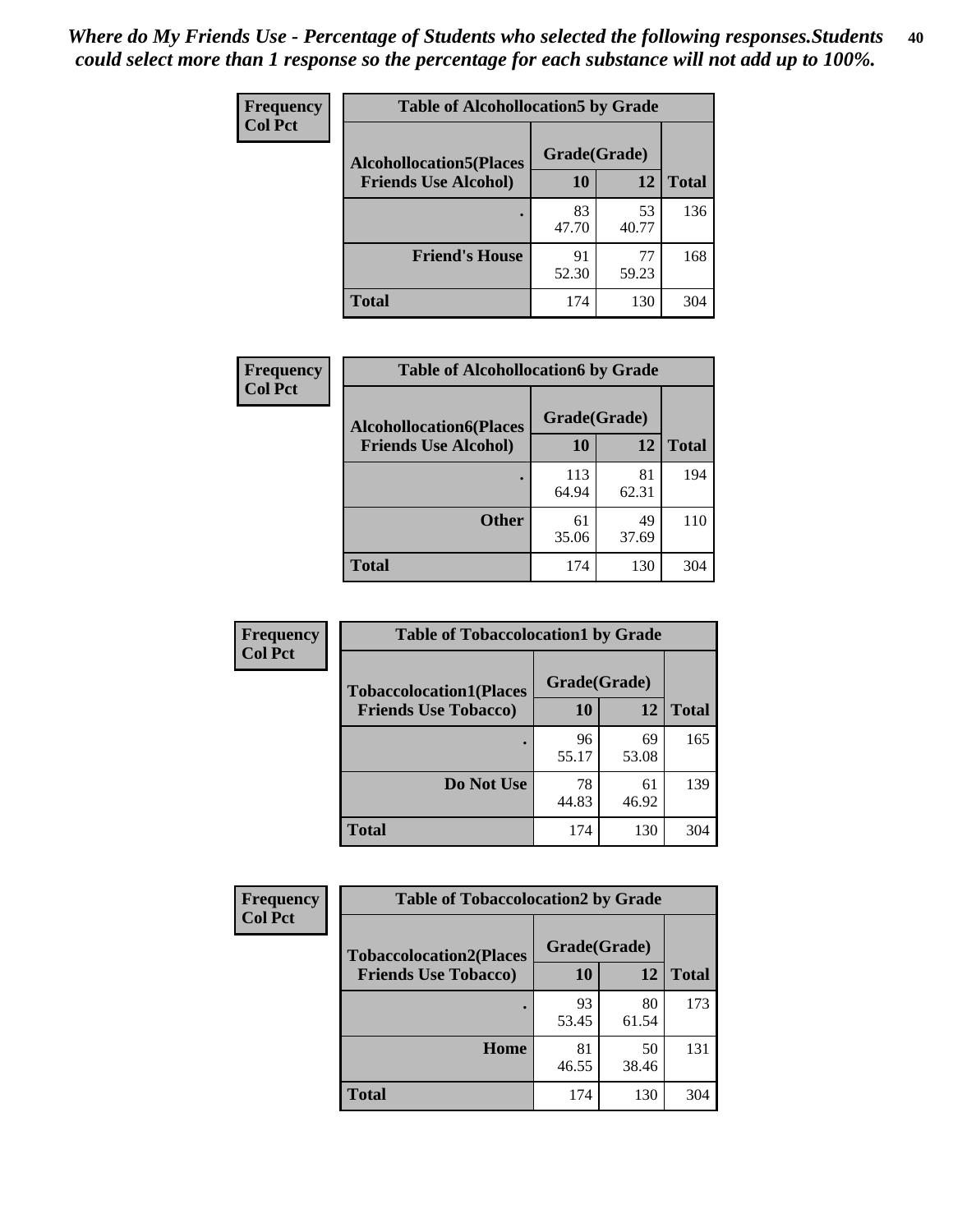*Where do My Friends Use - Percentage of Students who selected the following responses.Students could select more than 1 response so the percentage for each substance will not add up to 100%.*

**Frequency**
**Col Pct**

| Table of Alcohollocation5 by Grade | | | |
|---|---|---|---|
| **Alcohollocation5(Places Friends Use Alcohol)** | **Grade(Grade)** | | **Total** |
| | **10** | **12** | |
| **.** | 83<br>47.70 | 53<br>40.77 | 136 |
| **Friend's House** | 91<br>52.30 | 77<br>59.23 | 168 |
| **Total** | 174 | 130 | 304 |

**Frequency**
**Col Pct**

| Table of Alcohollocation6 by Grade | | | |
|---|---|---|---|
| **Alcohollocation6(Places Friends Use Alcohol)** | **Grade(Grade)** | | **Total** |
| | **10** | **12** | |
| **.** | 113<br>64.94 | 81<br>62.31 | 194 |
| **Other** | 61<br>35.06 | 49<br>37.69 | 110 |
| **Total** | 174 | 130 | 304 |

**Frequency**
**Col Pct**

| Table of Tobaccolocation1 by Grade | | | |
|---|---|---|---|
| **Tobaccolocation1(Places Friends Use Tobacco)** | **Grade(Grade)** | | **Total** |
| | **10** | **12** | |
| **.** | 96<br>55.17 | 69<br>53.08 | 165 |
| **Do Not Use** | 78<br>44.83 | 61<br>46.92 | 139 |
| **Total** | 174 | 130 | 304 |

**Frequency**
**Col Pct**

| Table of Tobaccolocation2 by Grade | | | |
|---|---|---|---|
| **Tobaccolocation2(Places Friends Use Tobacco)** | **Grade(Grade)** | | **Total** |
| | **10** | **12** | |
| **.** | 93<br>53.45 | 80<br>61.54 | 173 |
| **Home** | 81<br>46.55 | 50<br>38.46 | 131 |
| **Total** | 174 | 130 | 304 |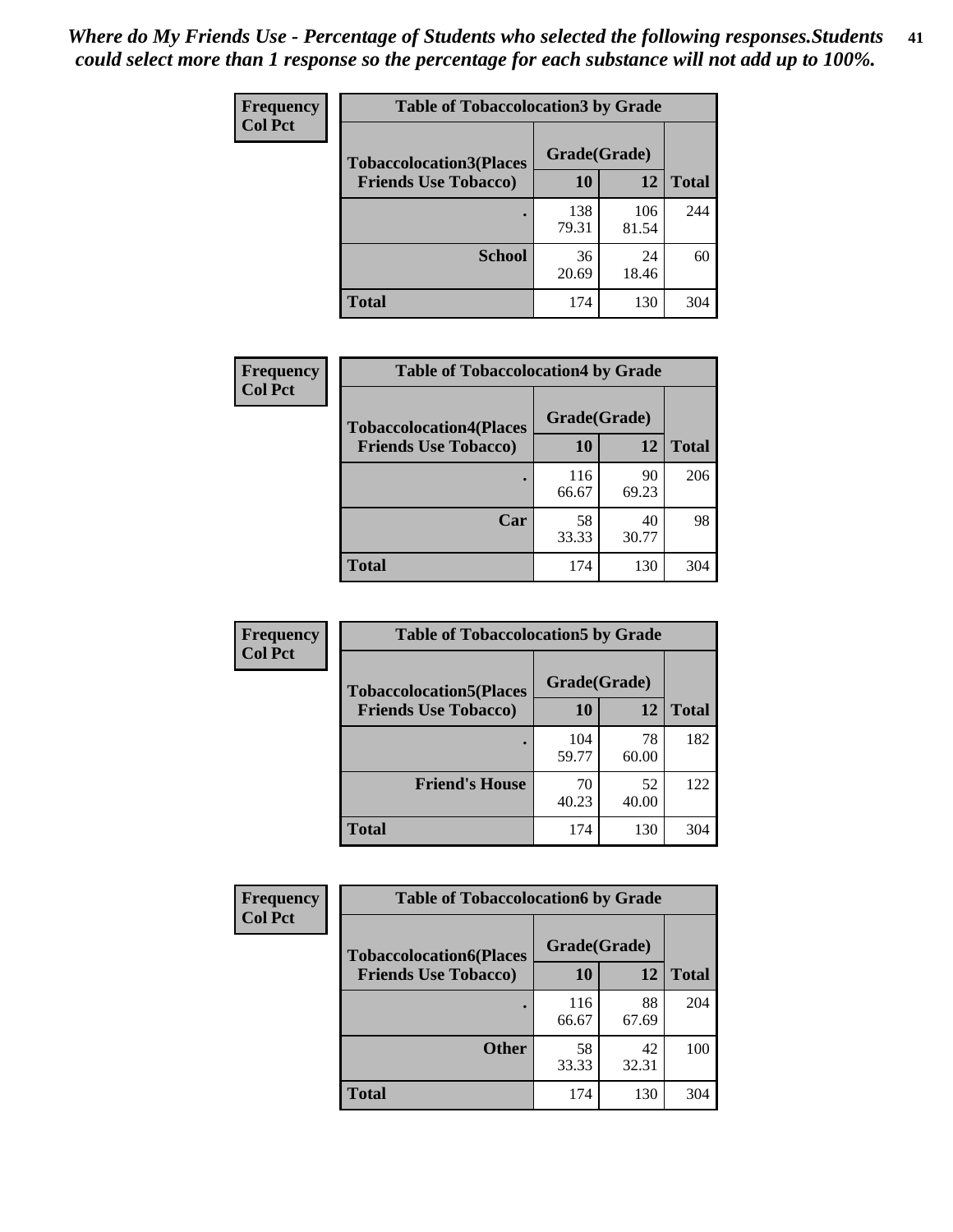*Where do My Friends Use - Percentage of Students who selected the following responses.Students could select more than 1 response so the percentage for each substance will not add up to 100%.*

**Frequency**
**Col Pct**

| Table of Tobaccolocation3 by Grade | | | |
|---|---|---|---|
| **Tobaccolocation3(Places Friends Use Tobacco)** | **Grade(Grade)** | | **Total** |
| | **10** | **12** | |
| **.** | 138<br>79.31 | 106<br>81.54 | 244 |
| **School** | 36<br>20.69 | 24<br>18.46 | 60 |
| **Total** | 174 | 130 | 304 |

**Frequency**
**Col Pct**

| Table of Tobaccolocation4 by Grade | | | |
|---|---|---|---|
| **Tobaccolocation4(Places Friends Use Tobacco)** | **Grade(Grade)** | | **Total** |
| | **10** | **12** | |
| **.** | 116<br>66.67 | 90<br>69.23 | 206 |
| **Car** | 58<br>33.33 | 40<br>30.77 | 98 |
| **Total** | 174 | 130 | 304 |

**Frequency**
**Col Pct**

| Table of Tobaccolocation5 by Grade | | | |
|---|---|---|---|
| **Tobaccolocation5(Places Friends Use Tobacco)** | **Grade(Grade)** | | **Total** |
| | **10** | **12** | |
| **.** | 104<br>59.77 | 78<br>60.00 | 182 |
| **Friend's House** | 70<br>40.23 | 52<br>40.00 | 122 |
| **Total** | 174 | 130 | 304 |

**Frequency**
**Col Pct**

| Table of Tobaccolocation6 by Grade | | | |
|---|---|---|---|
| **Tobaccolocation6(Places Friends Use Tobacco)** | **Grade(Grade)** | | **Total** |
| | **10** | **12** | |
| **.** | 116<br>66.67 | 88<br>67.69 | 204 |
| **Other** | 58<br>33.33 | 42<br>32.31 | 100 |
| **Total** | 174 | 130 | 304 |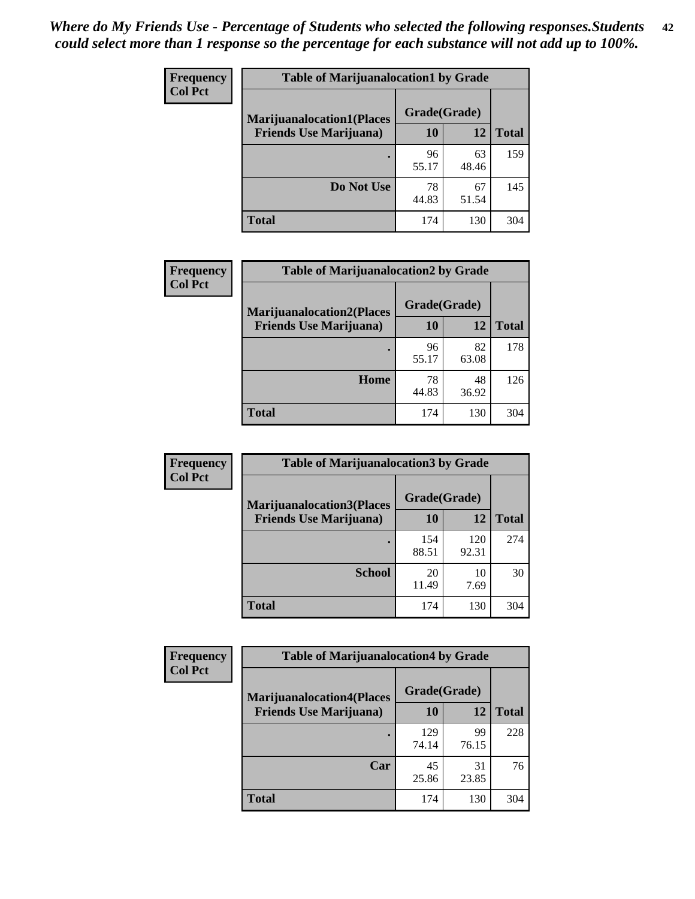*Where do My Friends Use - Percentage of Students who selected the following responses.Students could select more than 1 response so the percentage for each substance will not add up to 100%.*

**Frequency**
**Col Pct**

| Table of Marijuanalocation1 by Grade | | | |
|---|---|---|---|
| **Marijuanalocation1(Places Friends Use Marijuana)** | **Grade(Grade)** | | |
| | **10** | **12** | **Total** |
| **.** | 96<br>55.17 | 63<br>48.46 | 159 |
| **Do Not Use** | 78<br>44.83 | 67<br>51.54 | 145 |
| **Total** | 174 | 130 | 304 |

**Frequency**
**Col Pct**

| Table of Marijuanalocation2 by Grade | | | |
|---|---|---|---|
| **Marijuanalocation2(Places Friends Use Marijuana)** | **Grade(Grade)** | | |
| | **10** | **12** | **Total** |
| **.** | 96<br>55.17 | 82<br>63.08 | 178 |
| **Home** | 78<br>44.83 | 48<br>36.92 | 126 |
| **Total** | 174 | 130 | 304 |

**Frequency**
**Col Pct**

| Table of Marijuanalocation3 by Grade | | | |
|---|---|---|---|
| **Marijuanalocation3(Places Friends Use Marijuana)** | **Grade(Grade)** | | |
| | **10** | **12** | **Total** |
| **.** | 154<br>88.51 | 120<br>92.31 | 274 |
| **School** | 20<br>11.49 | 10<br>7.69 | 30 |
| **Total** | 174 | 130 | 304 |

**Frequency**
**Col Pct**

| Table of Marijuanalocation4 by Grade | | | |
|---|---|---|---|
| **Marijuanalocation4(Places Friends Use Marijuana)** | **Grade(Grade)** | | |
| | **10** | **12** | **Total** |
| **.** | 129<br>74.14 | 99<br>76.15 | 228 |
| **Car** | 45<br>25.86 | 31<br>23.85 | 76 |
| **Total** | 174 | 130 | 304 |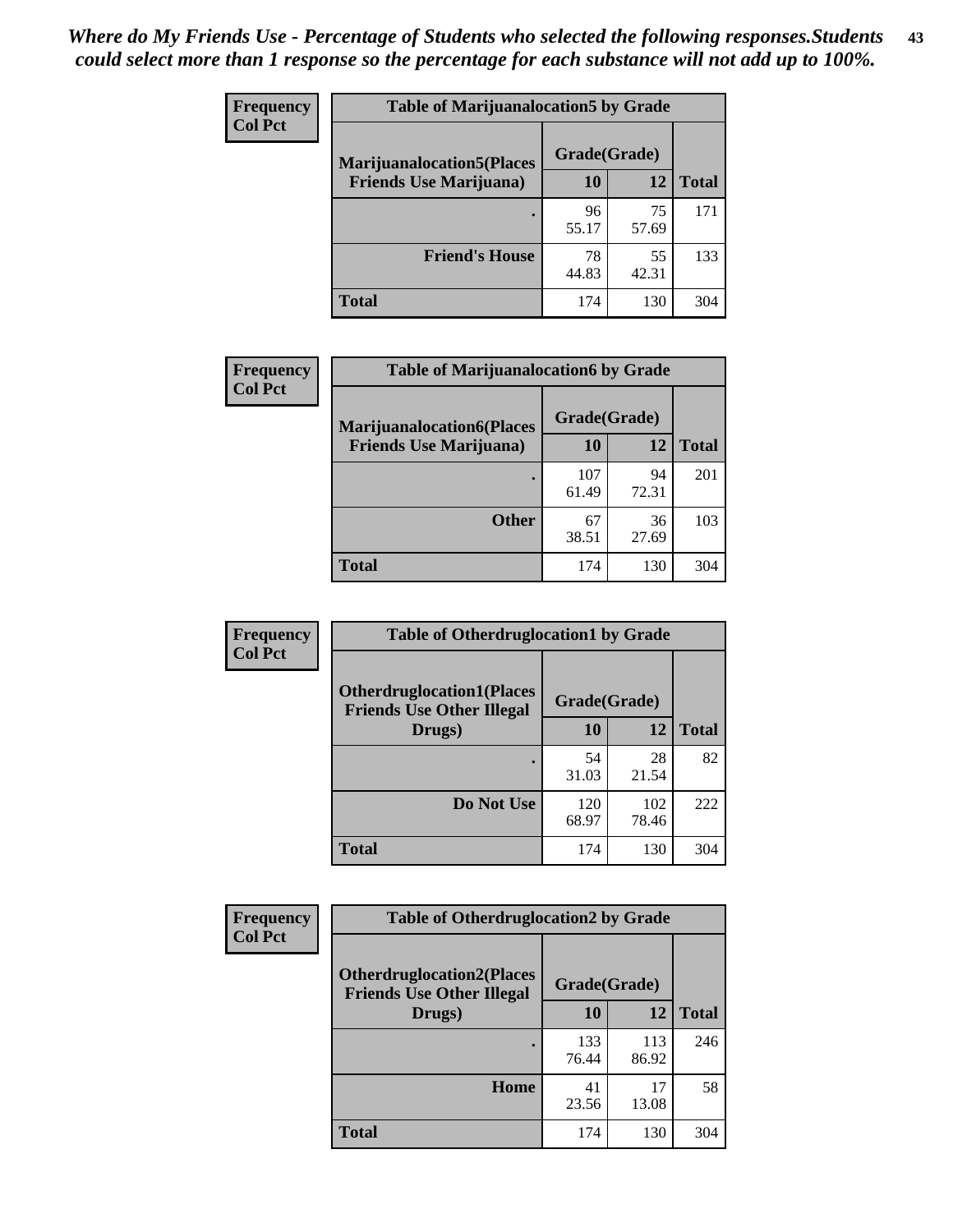*Where do My Friends Use - Percentage of Students who selected the following responses.Students could select more than 1 response so the percentage for each substance will not add up to 100%.*

**Frequency**
**Col Pct**

| Table of Marijuanalocation5 by Grade | | | |
|---|---|---|---|
| **Marijuanalocation5(Places Friends Use Marijuana)** | **Grade(Grade)** | | **Total** |
| | **10** | **12** | |
| **.** | 96<br>55.17 | 75<br>57.69 | 171 |
| **Friend's House** | 78<br>44.83 | 55<br>42.31 | 133 |
| **Total** | 174 | 130 | 304 |

**Frequency**
**Col Pct**

| Table of Marijuanalocation6 by Grade | | | |
|---|---|---|---|
| **Marijuanalocation6(Places Friends Use Marijuana)** | **Grade(Grade)** | | **Total** |
| | **10** | **12** | |
| **.** | 107<br>61.49 | 94<br>72.31 | 201 |
| **Other** | 67<br>38.51 | 36<br>27.69 | 103 |
| **Total** | 174 | 130 | 304 |

**Frequency**
**Col Pct**

| Table of Otherdruglocation1 by Grade | | | |
|---|---|---|---|
| **Otherdruglocation1(Places Friends Use Other Illegal Drugs)** | **Grade(Grade)** | | **Total** |
| | **10** | **12** | |
| **.** | 54<br>31.03 | 28<br>21.54 | 82 |
| **Do Not Use** | 120<br>68.97 | 102<br>78.46 | 222 |
| **Total** | 174 | 130 | 304 |

**Frequency**
**Col Pct**

| Table of Otherdruglocation2 by Grade | | | |
|---|---|---|---|
| **Otherdruglocation2(Places Friends Use Other Illegal Drugs)** | **Grade(Grade)** | | **Total** |
| | **10** | **12** | |
| **.** | 133<br>76.44 | 113<br>86.92 | 246 |
| **Home** | 41<br>23.56 | 17<br>13.08 | 58 |
| **Total** | 174 | 130 | 304 |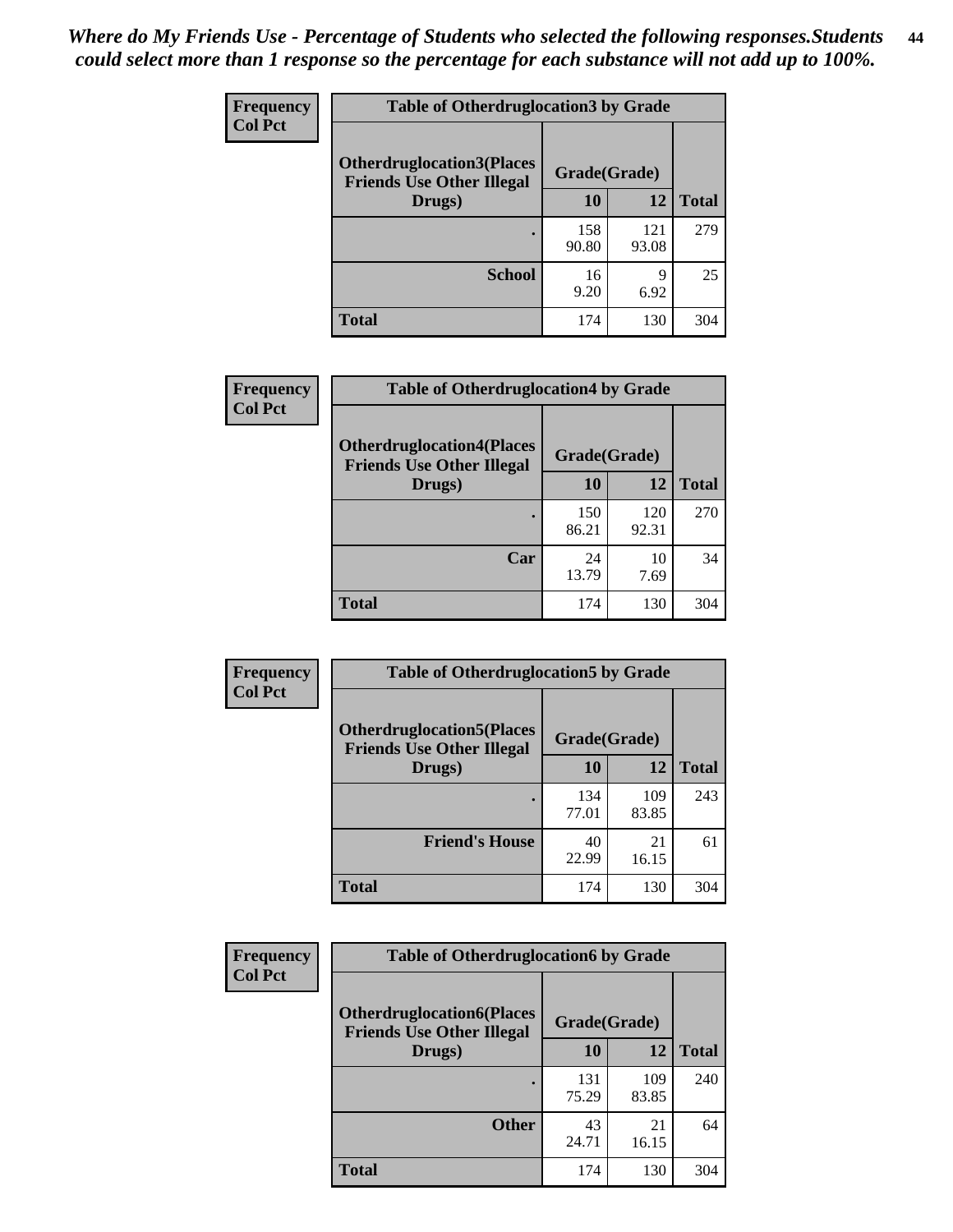*Where do My Friends Use - Percentage of Students who selected the following responses.Students could select more than 1 response so the percentage for each substance will not add up to 100%.*

**Frequency**
**Col Pct**

| Table of Otherdruglocation3 by Grade | | | |
|---|---|---|---|
| Otherdruglocation3(Places Friends Use Other Illegal Drugs) | Grade(Grade) | | |
| | 10 | 12 | Total |
| . | 158<br>90.80 | 121<br>93.08 | 279 |
| School | 16<br>9.20 | 9<br>6.92 | 25 |
| Total | 174 | 130 | 304 |

**Frequency**
**Col Pct**

| Table of Otherdruglocation4 by Grade | | | |
|---|---|---|---|
| Otherdruglocation4(Places Friends Use Other Illegal Drugs) | Grade(Grade) | | |
| | 10 | 12 | Total |
| . | 150<br>86.21 | 120<br>92.31 | 270 |
| Car | 24<br>13.79 | 10<br>7.69 | 34 |
| Total | 174 | 130 | 304 |

**Frequency**
**Col Pct**

| Table of Otherdruglocation5 by Grade | | | |
|---|---|---|---|
| Otherdruglocation5(Places Friends Use Other Illegal Drugs) | Grade(Grade) | | |
| | 10 | 12 | Total |
| . | 134<br>77.01 | 109<br>83.85 | 243 |
| Friend's House | 40<br>22.99 | 21<br>16.15 | 61 |
| Total | 174 | 130 | 304 |

**Frequency**
**Col Pct**

| Table of Otherdruglocation6 by Grade | | | |
|---|---|---|---|
| Otherdruglocation6(Places Friends Use Other Illegal Drugs) | Grade(Grade) | | |
| | 10 | 12 | Total |
| . | 131<br>75.29 | 109<br>83.85 | 240 |
| Other | 43<br>24.71 | 21<br>16.15 | 64 |
| Total | 174 | 130 | 304 |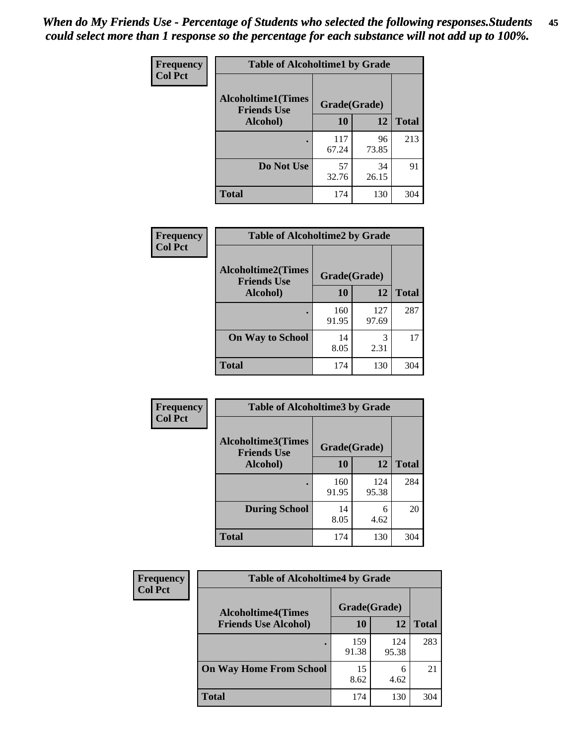*When do My Friends Use - Percentage of Students who selected the following responses.Students could select more than 1 response so the percentage for each substance will not add up to 100%.*

**Frequency**
**Col Pct**

| Table of Alcoholtime1 by Grade | | | |
|---|---|---|---|
| **Alcoholtime1(Times Friends Use Alcohol)** | **Grade(Grade)** | | |
| | **10** | **12** | **Total** |
| **.** | 117<br>67.24 | 96<br>73.85 | 213 |
| **Do Not Use** | 57<br>32.76 | 34<br>26.15 | 91 |
| **Total** | 174 | 130 | 304 |

**Frequency**
**Col Pct**

| Table of Alcoholtime2 by Grade | | | |
|---|---|---|---|
| **Alcoholtime2(Times Friends Use Alcohol)** | **Grade(Grade)** | | |
| | **10** | **12** | **Total** |
| **.** | 160<br>91.95 | 127<br>97.69 | 287 |
| **On Way to School** | 14<br>8.05 | 3<br>2.31 | 17 |
| **Total** | 174 | 130 | 304 |

**Frequency**
**Col Pct**

| Table of Alcoholtime3 by Grade | | | |
|---|---|---|---|
| **Alcoholtime3(Times Friends Use Alcohol)** | **Grade(Grade)** | | |
| | **10** | **12** | **Total** |
| **.** | 160<br>91.95 | 124<br>95.38 | 284 |
| **During School** | 14<br>8.05 | 6<br>4.62 | 20 |
| **Total** | 174 | 130 | 304 |

**Frequency**
**Col Pct**

| Table of Alcoholtime4 by Grade | | | |
|---|---|---|---|
| **Alcoholtime4(Times Friends Use Alcohol)** | **Grade(Grade)** | | |
| | **10** | **12** | **Total** |
| **.** | 159<br>91.38 | 124<br>95.38 | 283 |
| **On Way Home From School** | 15<br>8.62 | 6<br>4.62 | 21 |
| **Total** | 174 | 130 | 304 |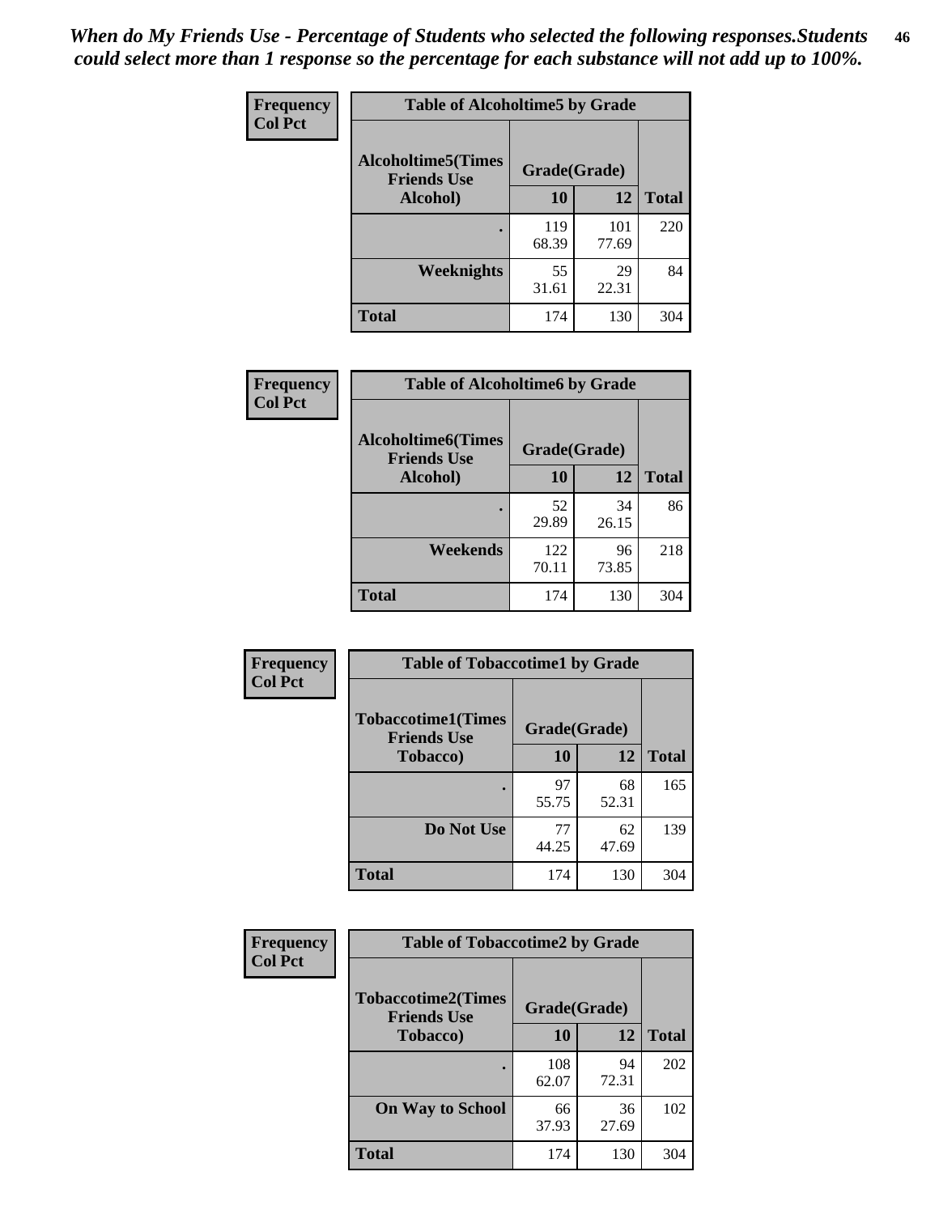*When do My Friends Use - Percentage of Students who selected the following responses.Students could select more than 1 response so the percentage for each substance will not add up to 100%.*

**Frequency**
**Col Pct**

| Table of Alcoholtime5 by Grade | | | |
|---|---|---|---|
| **Alcoholtime5(Times Friends Use Alcohol)** | **Grade(Grade)** | | **Total** |
| | **10** | **12** | |
| **.** | 119<br>68.39 | 101<br>77.69 | 220 |
| **Weeknights** | 55<br>31.61 | 29<br>22.31 | 84 |
| **Total** | 174 | 130 | 304 |

**Frequency**
**Col Pct**

| Table of Alcoholtime6 by Grade | | | |
|---|---|---|---|
| **Alcoholtime6(Times Friends Use Alcohol)** | **Grade(Grade)** | | **Total** |
| | **10** | **12** | |
| **.** | 52<br>29.89 | 34<br>26.15 | 86 |
| **Weekends** | 122<br>70.11 | 96<br>73.85 | 218 |
| **Total** | 174 | 130 | 304 |

**Frequency**
**Col Pct**

| Table of Tobaccotime1 by Grade | | | |
|---|---|---|---|
| **Tobaccotime1(Times Friends Use Tobacco)** | **Grade(Grade)** | | **Total** |
| | **10** | **12** | |
| **.** | 97<br>55.75 | 68<br>52.31 | 165 |
| **Do Not Use** | 77<br>44.25 | 62<br>47.69 | 139 |
| **Total** | 174 | 130 | 304 |

**Frequency**
**Col Pct**

| Table of Tobaccotime2 by Grade | | | |
|---|---|---|---|
| **Tobaccotime2(Times Friends Use Tobacco)** | **Grade(Grade)** | | **Total** |
| | **10** | **12** | |
| **.** | 108<br>62.07 | 94<br>72.31 | 202 |
| **On Way to School** | 66<br>37.93 | 36<br>27.69 | 102 |
| **Total** | 174 | 130 | 304 |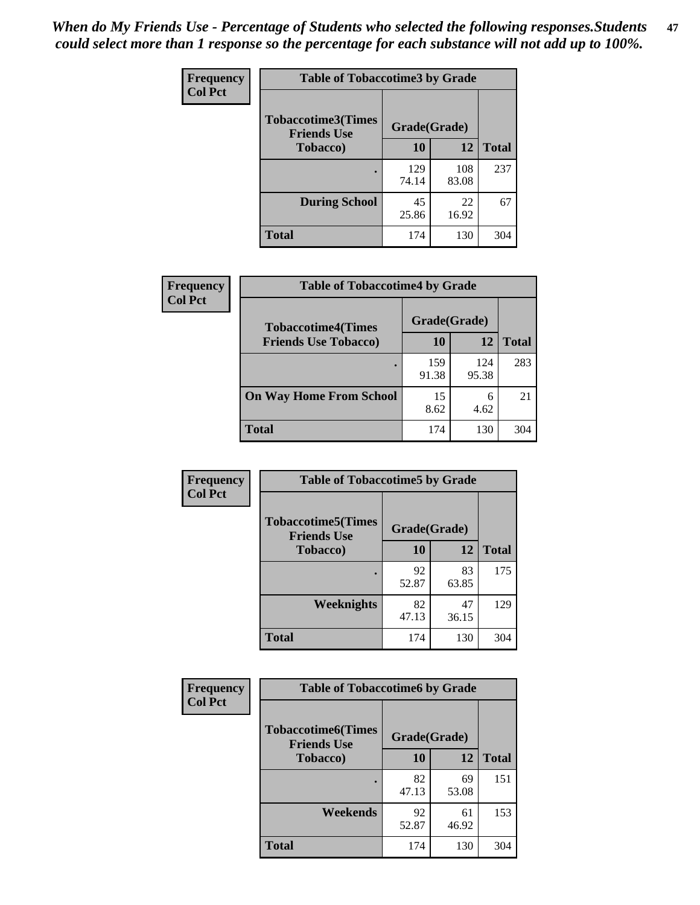*When do My Friends Use - Percentage of Students who selected the following responses.Students could select more than 1 response so the percentage for each substance will not add up to 100%.*

**Frequency**
**Col Pct**

| Table of Tobaccotime3 by Grade | | | |
|---|---|---|---|
| **Tobaccotime3(Times Friends Use Tobacco)** | **Grade(Grade)** | | **Total** |
| | **10** | **12** | |
| **.** | 129<br>74.14 | 108<br>83.08 | 237 |
| **During School** | 45<br>25.86 | 22<br>16.92 | 67 |
| **Total** | 174 | 130 | 304 |

**Frequency**
**Col Pct**

| Table of Tobaccotime4 by Grade | | | |
|---|---|---|---|
| **Tobaccotime4(Times Friends Use Tobacco)** | **Grade(Grade)** | | **Total** |
| | **10** | **12** | |
| **.** | 159<br>91.38 | 124<br>95.38 | 283 |
| **On Way Home From School** | 15<br>8.62 | 6<br>4.62 | 21 |
| **Total** | 174 | 130 | 304 |

**Frequency**
**Col Pct**

| Table of Tobaccotime5 by Grade | | | |
|---|---|---|---|
| **Tobaccotime5(Times Friends Use Tobacco)** | **Grade(Grade)** | | **Total** |
| | **10** | **12** | |
| **.** | 92<br>52.87 | 83<br>63.85 | 175 |
| **Weeknights** | 82<br>47.13 | 47<br>36.15 | 129 |
| **Total** | 174 | 130 | 304 |

**Frequency**
**Col Pct**

| Table of Tobaccotime6 by Grade | | | |
|---|---|---|---|
| **Tobaccotime6(Times Friends Use Tobacco)** | **Grade(Grade)** | | **Total** |
| | **10** | **12** | |
| **.** | 82<br>47.13 | 69<br>53.08 | 151 |
| **Weekends** | 92<br>52.87 | 61<br>46.92 | 153 |
| **Total** | 174 | 130 | 304 |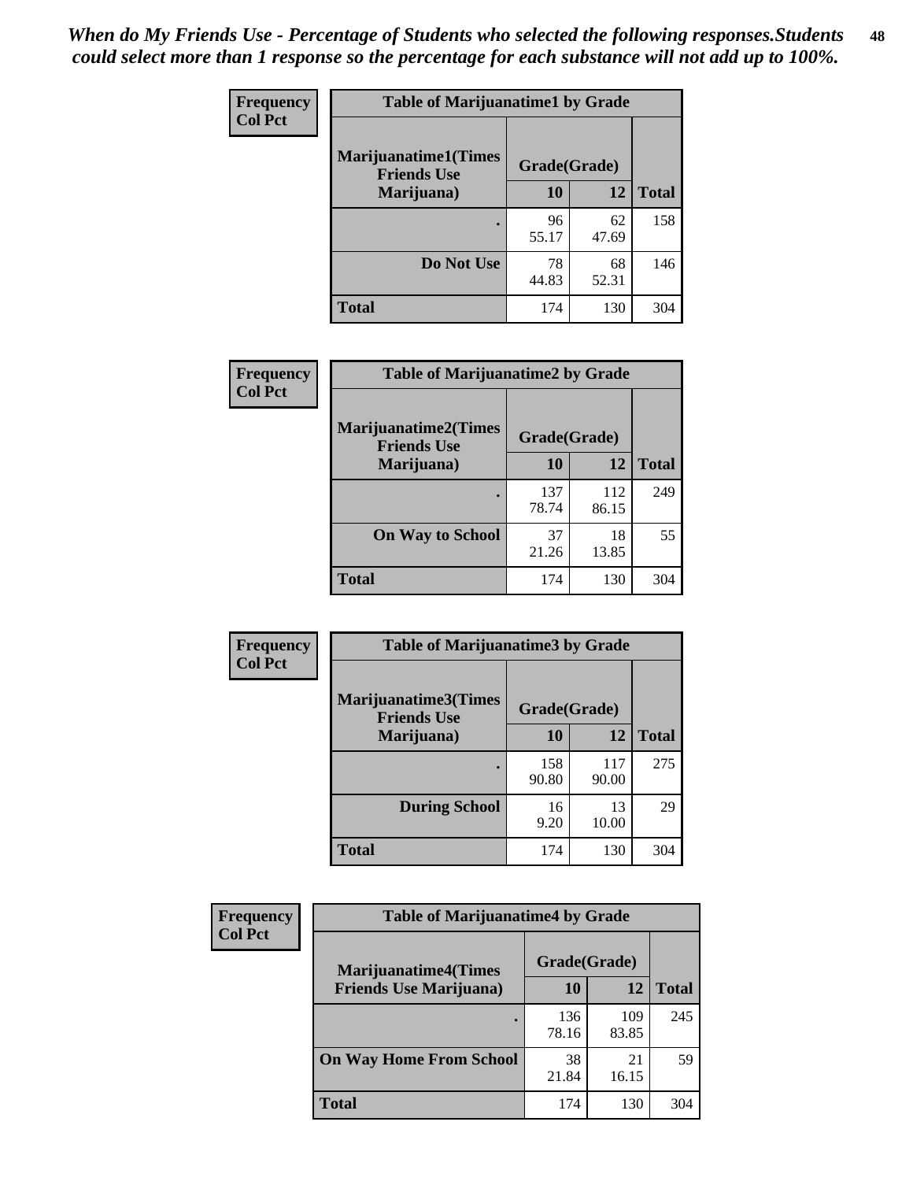*When do My Friends Use - Percentage of Students who selected the following responses.Students could select more than 1 response so the percentage for each substance will not add up to 100%.*

| Frequency Col Pct | | | |
|---|---|---|---|
| **Table of Marijuanatime1 by Grade** | | | |
| **Marijuanatime1(Times Friends Use Marijuana)** | **Grade(Grade)** | | |
| | **10** | **12** | **Total** |
| . | 96<br>55.17 | 62<br>47.69 | 158 |
| **Do Not Use** | 78<br>44.83 | 68<br>52.31 | 146 |
| **Total** | 174 | 130 | 304 |

| Frequency Col Pct | | | |
|---|---|---|---|
| **Table of Marijuanatime2 by Grade** | | | |
| **Marijuanatime2(Times Friends Use Marijuana)** | **Grade(Grade)** | | |
| | **10** | **12** | **Total** |
| . | 137<br>78.74 | 112<br>86.15 | 249 |
| **On Way to School** | 37<br>21.26 | 18<br>13.85 | 55 |
| **Total** | 174 | 130 | 304 |

| Frequency Col Pct | | | |
|---|---|---|---|
| **Table of Marijuanatime3 by Grade** | | | |
| **Marijuanatime3(Times Friends Use Marijuana)** | **Grade(Grade)** | | |
| | **10** | **12** | **Total** |
| . | 158<br>90.80 | 117<br>90.00 | 275 |
| **During School** | 16<br>9.20 | 13<br>10.00 | 29 |
| **Total** | 174 | 130 | 304 |

| Frequency Col Pct | | | |
|---|---|---|---|
| **Table of Marijuanatime4 by Grade** | | | |
| **Marijuanatime4(Times Friends Use Marijuana)** | **Grade(Grade)** | | |
| | **10** | **12** | **Total** |
| . | 136<br>78.16 | 109<br>83.85 | 245 |
| **On Way Home From School** | 38<br>21.84 | 21<br>16.15 | 59 |
| **Total** | 174 | 130 | 304 |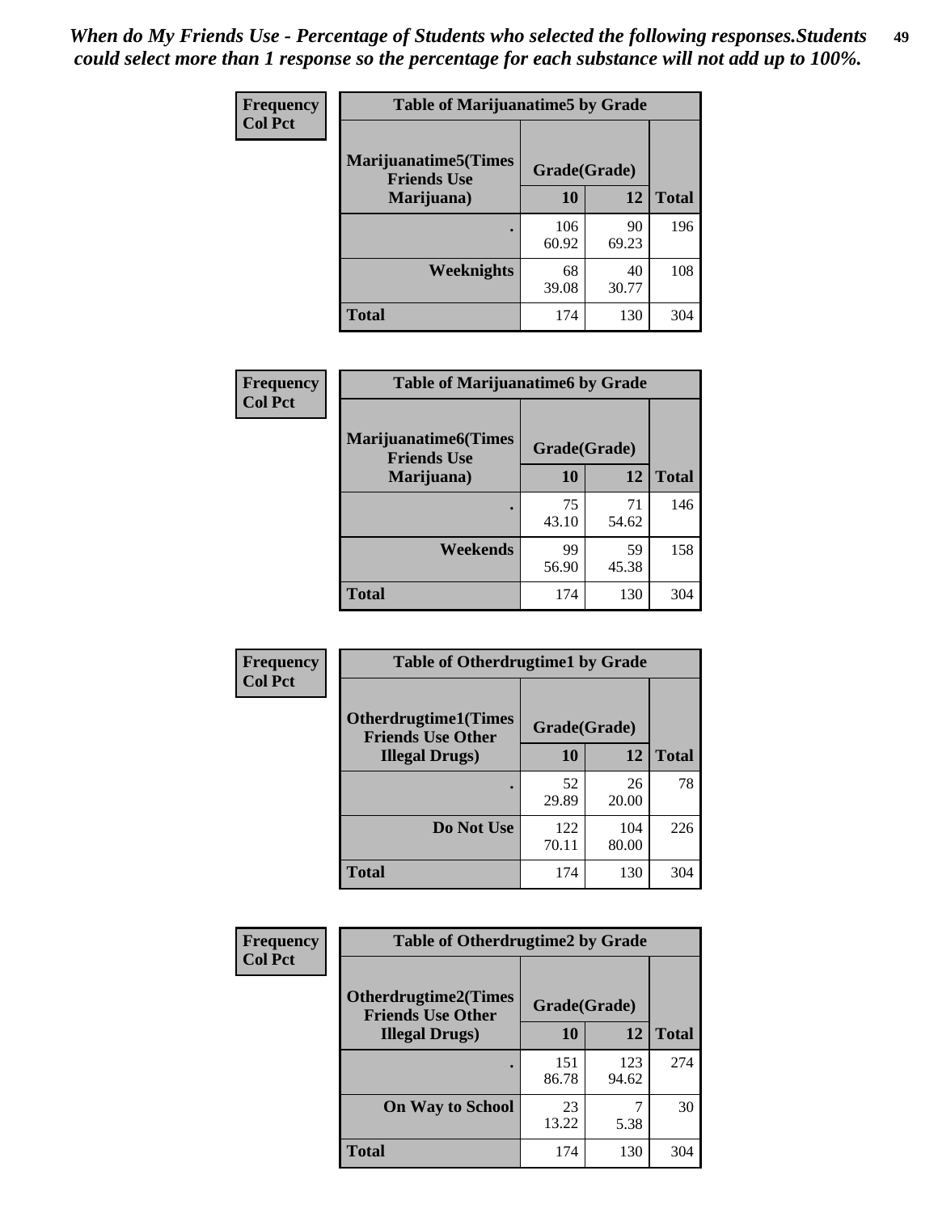*When do My Friends Use - Percentage of Students who selected the following responses.Students could select more than 1 response so the percentage for each substance will not add up to 100%.*

**Frequency**
**Col Pct**

**Table of Marijuanatime5 by Grade**

| Marijuanatime5(Times Friends Use Marijuana) | Grade(Grade) | | Total |
|---|---|---|---|
| | 10 | 12 | |
| . | 106<br>60.92 | 90<br>69.23 | 196 |
| Weeknights | 68<br>39.08 | 40<br>30.77 | 108 |
| Total | 174 | 130 | 304 |

**Frequency**
**Col Pct**

**Table of Marijuanatime6 by Grade**

| Marijuanatime6(Times Friends Use Marijuana) | Grade(Grade) | | Total |
|---|---|---|---|
| | 10 | 12 | |
| . | 75<br>43.10 | 71<br>54.62 | 146 |
| Weekends | 99<br>56.90 | 59<br>45.38 | 158 |
| Total | 174 | 130 | 304 |

**Frequency**
**Col Pct**

**Table of Otherdrugtime1 by Grade**

| Otherdrugtime1(Times Friends Use Other Illegal Drugs) | Grade(Grade) | | Total |
|---|---|---|---|
| | 10 | 12 | |
| . | 52<br>29.89 | 26<br>20.00 | 78 |
| Do Not Use | 122<br>70.11 | 104<br>80.00 | 226 |
| Total | 174 | 130 | 304 |

**Frequency**
**Col Pct**

**Table of Otherdrugtime2 by Grade**

| Otherdrugtime2(Times Friends Use Other Illegal Drugs) | Grade(Grade) | | Total |
|---|---|---|---|
| | 10 | 12 | |
| . | 151<br>86.78 | 123<br>94.62 | 274 |
| On Way to School | 23<br>13.22 | 7<br>5.38 | 30 |
| Total | 174 | 130 | 304 |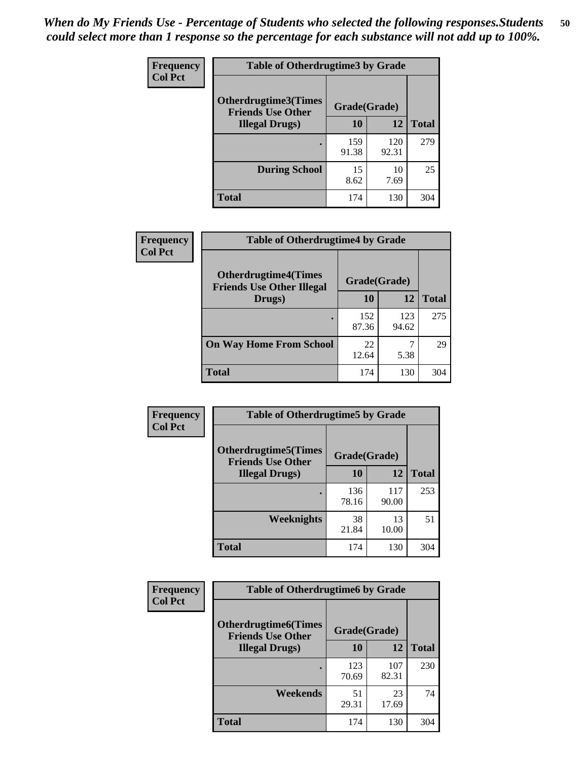*When do My Friends Use - Percentage of Students who selected the following responses.Students could select more than 1 response so the percentage for each substance will not add up to 100%.*

**Frequency**
**Col Pct**

| Table of Otherdrugtime3 by Grade | | | |
|---|---|---|---|
| **Otherdrugtime3(Times Friends Use Other Illegal Drugs)** | **Grade(Grade)** | | |
| | **10** | **12** | **Total** |
| **.** | 159<br>91.38 | 120<br>92.31 | 279 |
| **During School** | 15<br>8.62 | 10<br>7.69 | 25 |
| **Total** | 174 | 130 | 304 |

**Frequency**
**Col Pct**

| Table of Otherdrugtime4 by Grade | | | |
|---|---|---|---|
| **Otherdrugtime4(Times Friends Use Other Illegal Drugs)** | **Grade(Grade)** | | |
| | **10** | **12** | **Total** |
| **.** | 152<br>87.36 | 123<br>94.62 | 275 |
| **On Way Home From School** | 22<br>12.64 | 7<br>5.38 | 29 |
| **Total** | 174 | 130 | 304 |

**Frequency**
**Col Pct**

| Table of Otherdrugtime5 by Grade | | | |
|---|---|---|---|
| **Otherdrugtime5(Times Friends Use Other Illegal Drugs)** | **Grade(Grade)** | | |
| | **10** | **12** | **Total** |
| **.** | 136<br>78.16 | 117<br>90.00 | 253 |
| **Weeknights** | 38<br>21.84 | 13<br>10.00 | 51 |
| **Total** | 174 | 130 | 304 |

**Frequency**
**Col Pct**

| Table of Otherdrugtime6 by Grade | | | |
|---|---|---|---|
| **Otherdrugtime6(Times Friends Use Other Illegal Drugs)** | **Grade(Grade)** | | |
| | **10** | **12** | **Total** |
| **.** | 123<br>70.69 | 107<br>82.31 | 230 |
| **Weekends** | 51<br>29.31 | 23<br>17.69 | 74 |
| **Total** | 174 | 130 | 304 |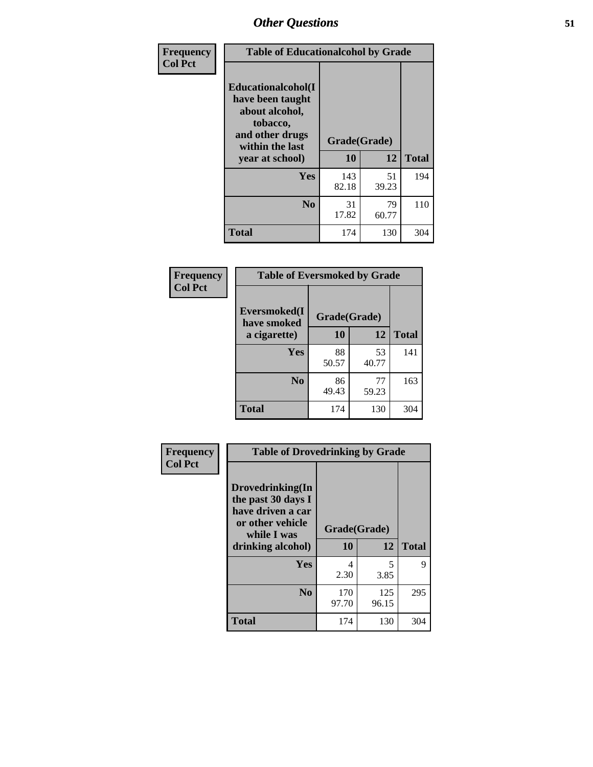| Frequency<br>Col Pct | Table of Educationalcohol by Grade | | |
|---|---|---|---|
| Educationalcohol(I have been taught about alcohol, tobacco, and other drugs within the last year at school) | Grade(Grade) | | |
| | 10 | 12 | Total |
| Yes | 143<br>82.18 | 51<br>39.23 | 194 |
| No | 31<br>17.82 | 79<br>60.77 | 110 |
| Total | 174 | 130 | 304 |

| Frequency<br>Col Pct | Table of Eversmoked by Grade | | |
|---|---|---|---|
| Eversmoked(I have smoked a cigarette) | Grade(Grade) | | |
| | 10 | 12 | Total |
| Yes | 88<br>50.57 | 53<br>40.77 | 141 |
| No | 86<br>49.43 | 77<br>59.23 | 163 |
| Total | 174 | 130 | 304 |

| Frequency<br>Col Pct | Table of Drovedrinking by Grade | | |
|---|---|---|---|
| Drovedrinking(In the past 30 days I have driven a car or other vehicle while I was drinking alcohol) | Grade(Grade) | | |
| | 10 | 12 | Total |
| Yes | 4<br>2.30 | 5<br>3.85 | 9 |
| No | 170<br>97.70 | 125<br>96.15 | 295 |
| Total | 174 | 130 | 304 |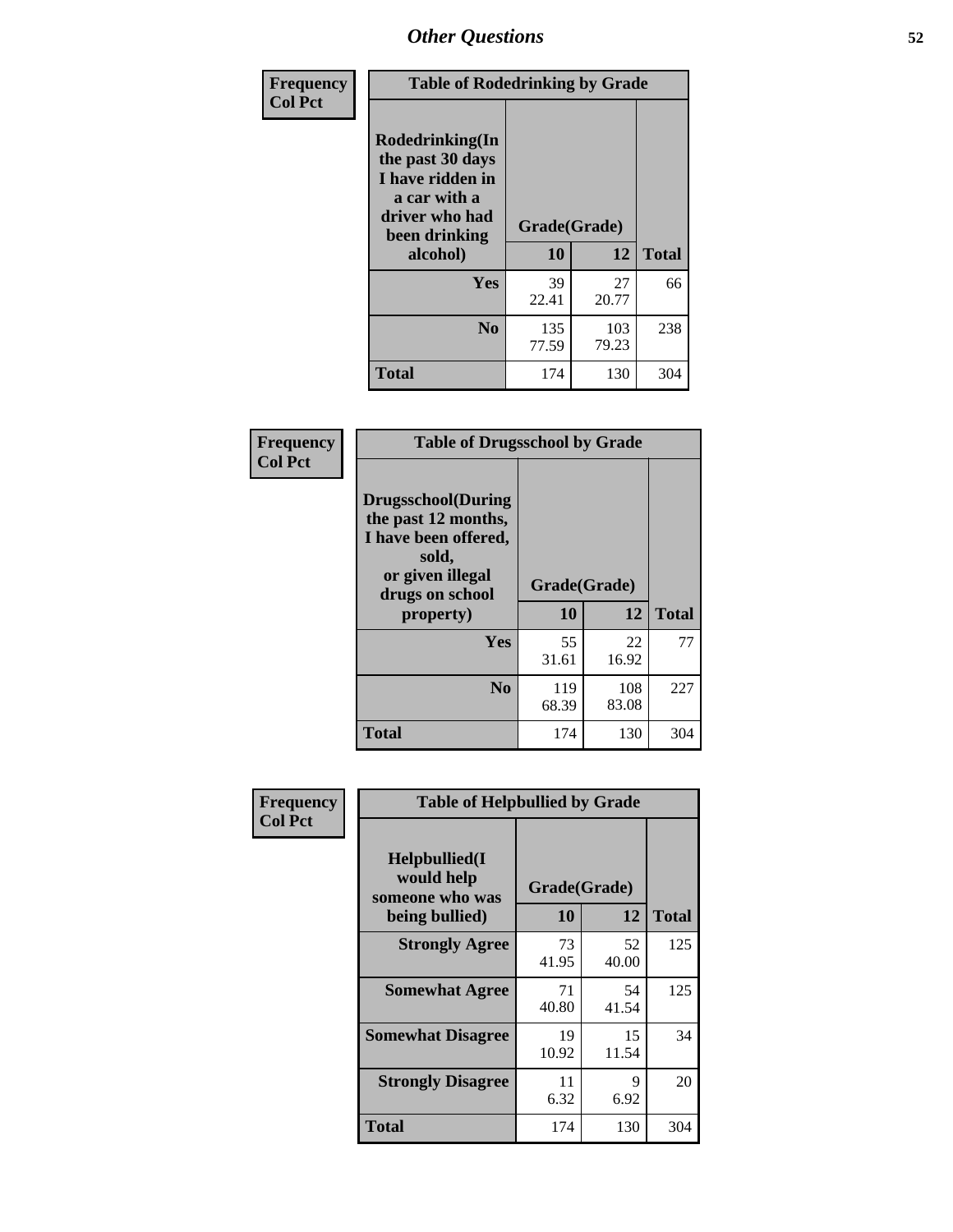## Other Questions

**Frequency**
**Col Pct**

**Table of Rodedrinking by Grade**

| Rodedrinking(In the past 30 days I have ridden in a car with a driver who had been drinking alcohol) | Grade(Grade) | | |
|---|---|---|---|
| | 10 | 12 | Total |
| Yes | 39<br>22.41 | 27<br>20.77 | 66 |
| No | 135<br>77.59 | 103<br>79.23 | 238 |
| Total | 174 | 130 | 304 |

**Frequency**
**Col Pct**

**Table of Drugsschool by Grade**

| Drugsschool(During the past 12 months, I have been offered, sold, or given illegal drugs on school property) | Grade(Grade) | | |
|---|---|---|---|
| | 10 | 12 | Total |
| Yes | 55<br>31.61 | 22<br>16.92 | 77 |
| No | 119<br>68.39 | 108<br>83.08 | 227 |
| Total | 174 | 130 | 304 |

**Frequency**
**Col Pct**

**Table of Helpbullied by Grade**

| Helpbullied(I would help someone who was being bullied) | Grade(Grade) | | |
|---|---|---|---|
| | 10 | 12 | Total |
| Strongly Agree | 73<br>41.95 | 52<br>40.00 | 125 |
| Somewhat Agree | 71<br>40.80 | 54<br>41.54 | 125 |
| Somewhat Disagree | 19<br>10.92 | 15<br>11.54 | 34 |
| Strongly Disagree | 11<br>6.32 | 9<br>6.92 | 20 |
| Total | 174 | 130 | 304 |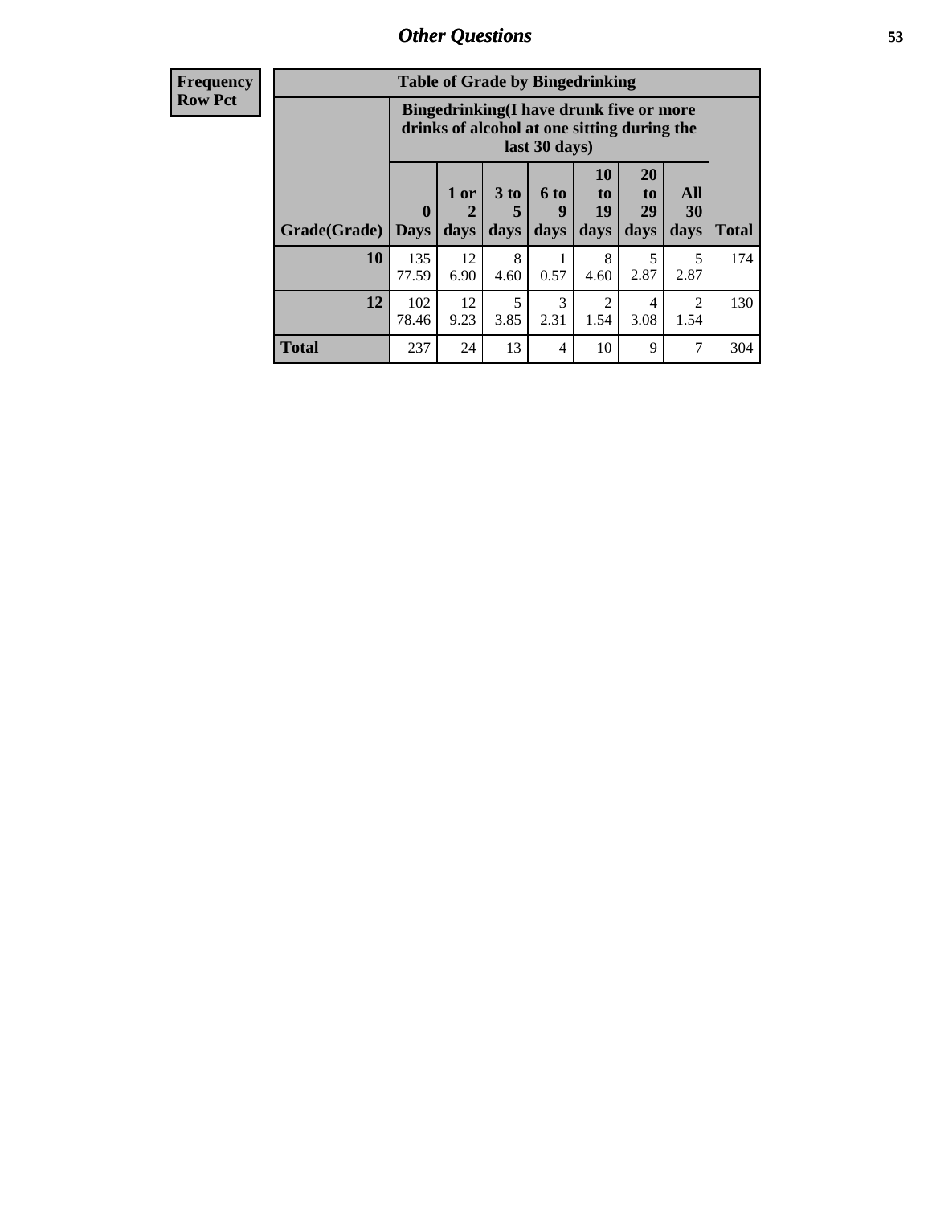## Other Questions

**Frequency**
**Row Pct**

**Table of Grade by Bingedrinking**

| Grade(Grade) | Bingedrinking(I have drunk five or more drinks of alcohol at one sitting during the last 30 days) | | | | | | | Total |
|---|---|---|---|---|---|---|---|---|
| | 0 Days | 1 or 2 days | 3 to 5 days | 6 to 9 days | 10 to 19 days | 20 to 29 days | All 30 days | |
| **10** | 135<br>77.59 | 12<br>6.90 | 8<br>4.60 | 1<br>0.57 | 8<br>4.60 | 5<br>2.87 | 5<br>2.87 | 174 |
| **12** | 102<br>78.46 | 12<br>9.23 | 5<br>3.85 | 3<br>2.31 | 2<br>1.54 | 4<br>3.08 | 2<br>1.54 | 130 |
| **Total** | 237 | 24 | 13 | 4 | 10 | 9 | 7 | 304 |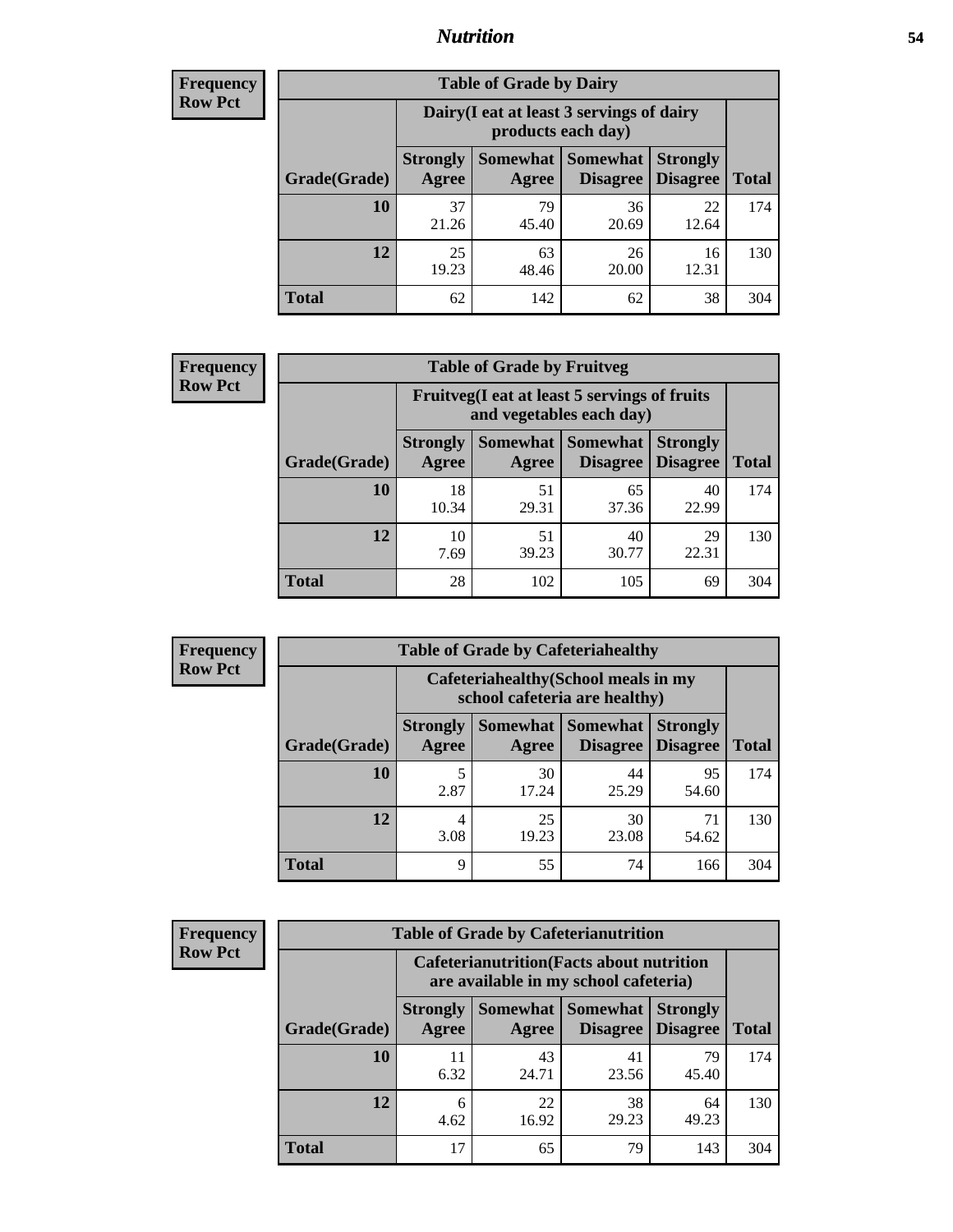**Frequency**
**Row Pct**

| Table of Grade by Dairy | | | | | |
|---|---|---|---|---|---|
| | Dairy(I eat at least 3 servings of dairy products each day) | | | | |
| Grade(Grade) | Strongly Agree | Somewhat Agree | Somewhat Disagree | Strongly Disagree | Total |
| **10** | 37<br>21.26 | 79<br>45.40 | 36<br>20.69 | 22<br>12.64 | 174 |
| **12** | 25<br>19.23 | 63<br>48.46 | 26<br>20.00 | 16<br>12.31 | 130 |
| **Total** | 62 | 142 | 62 | 38 | 304 |

**Frequency**
**Row Pct**

| Table of Grade by Fruitveg | | | | | |
|---|---|---|---|---|---|
| | Fruitveg(I eat at least 5 servings of fruits and vegetables each day) | | | | |
| Grade(Grade) | Strongly Agree | Somewhat Agree | Somewhat Disagree | Strongly Disagree | Total |
| **10** | 18<br>10.34 | 51<br>29.31 | 65<br>37.36 | 40<br>22.99 | 174 |
| **12** | 10<br>7.69 | 51<br>39.23 | 40<br>30.77 | 29<br>22.31 | 130 |
| **Total** | 28 | 102 | 105 | 69 | 304 |

**Frequency**
**Row Pct**

| Table of Grade by Cafeteriahealthy | | | | | |
|---|---|---|---|---|---|
| | Cafeteriahealthy(School meals in my school cafeteria are healthy) | | | | |
| Grade(Grade) | Strongly Agree | Somewhat Agree | Somewhat Disagree | Strongly Disagree | Total |
| **10** | 5<br>2.87 | 30<br>17.24 | 44<br>25.29 | 95<br>54.60 | 174 |
| **12** | 4<br>3.08 | 25<br>19.23 | 30<br>23.08 | 71<br>54.62 | 130 |
| **Total** | 9 | 55 | 74 | 166 | 304 |

**Frequency**
**Row Pct**

| Table of Grade by Cafeterianutrition | | | | | |
|---|---|---|---|---|---|
| | Cafeterianutrition(Facts about nutrition are available in my school cafeteria) | | | | |
| Grade(Grade) | Strongly Agree | Somewhat Agree | Somewhat Disagree | Strongly Disagree | Total |
| **10** | 11<br>6.32 | 43<br>24.71 | 41<br>23.56 | 79<br>45.40 | 174 |
| **12** | 6<br>4.62 | 22<br>16.92 | 38<br>29.23 | 64<br>49.23 | 130 |
| **Total** | 17 | 65 | 79 | 143 | 304 |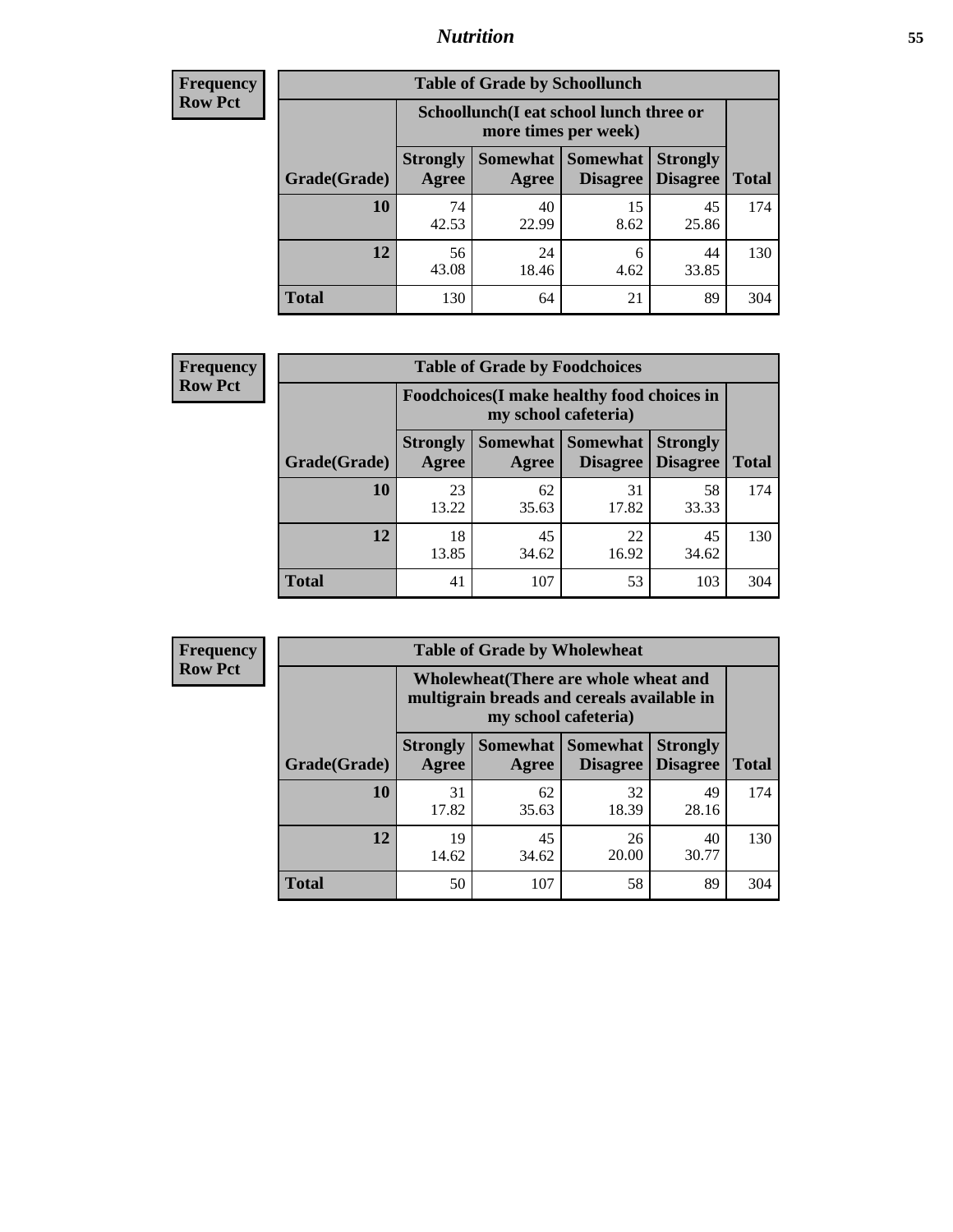## Nutrition

**Frequency**
**Row Pct**

| Table of Grade by Schoollunch | | | | | |
|---|---|---|---|---|---|
| | Schoollunch(I eat school lunch three or more times per week) | | | | |
| Grade(Grade) | Strongly Agree | Somewhat Agree | Somewhat Disagree | Strongly Disagree | Total |
| **10** | 74<br>42.53 | 40<br>22.99 | 15<br>8.62 | 45<br>25.86 | 174 |
| **12** | 56<br>43.08 | 24<br>18.46 | 6<br>4.62 | 44<br>33.85 | 130 |
| **Total** | 130 | 64 | 21 | 89 | 304 |

**Frequency**
**Row Pct**

| Table of Grade by Foodchoices | | | | | |
|---|---|---|---|---|---|
| | Foodchoices(I make healthy food choices in my school cafeteria) | | | | |
| Grade(Grade) | Strongly Agree | Somewhat Agree | Somewhat Disagree | Strongly Disagree | Total |
| **10** | 23<br>13.22 | 62<br>35.63 | 31<br>17.82 | 58<br>33.33 | 174 |
| **12** | 18<br>13.85 | 45<br>34.62 | 22<br>16.92 | 45<br>34.62 | 130 |
| **Total** | 41 | 107 | 53 | 103 | 304 |

**Frequency**
**Row Pct**

| Table of Grade by Wholewheat | | | | | |
|---|---|---|---|---|---|
| | Wholewheat(There are whole wheat and multigrain breads and cereals available in my school cafeteria) | | | | |
| Grade(Grade) | Strongly Agree | Somewhat Agree | Somewhat Disagree | Strongly Disagree | Total |
| **10** | 31<br>17.82 | 62<br>35.63 | 32<br>18.39 | 49<br>28.16 | 174 |
| **12** | 19<br>14.62 | 45<br>34.62 | 26<br>20.00 | 40<br>30.77 | 130 |
| **Total** | 50 | 107 | 58 | 89 | 304 |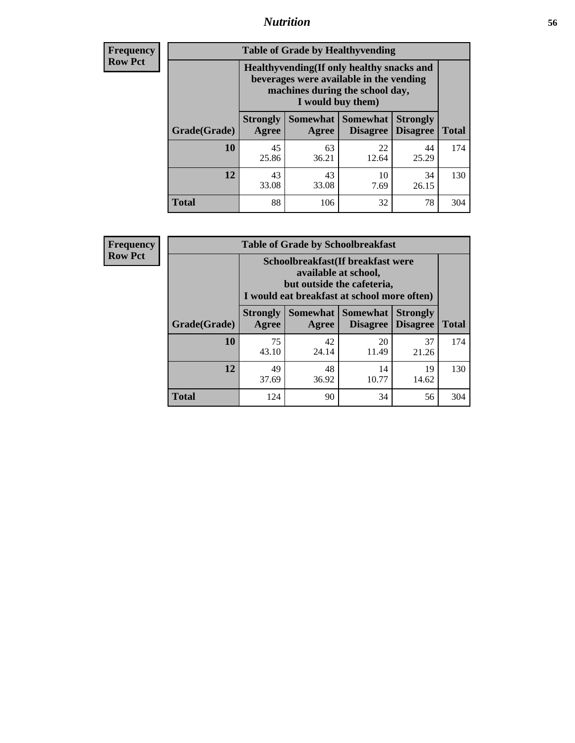## Nutrition

**Frequency**
**Row Pct**

| Table of Grade by Healthyvending | | | | | |
|---|---|---|---|---|---|
| | Healthyvending(If only healthy snacks and beverages were available in the vending machines during the school day, I would buy them) | | | | |
| Grade(Grade) | Strongly Agree | Somewhat Agree | Somewhat Disagree | Strongly Disagree | Total |
| **10** | 45<br>25.86 | 63<br>36.21 | 22<br>12.64 | 44<br>25.29 | 174 |
| **12** | 43<br>33.08 | 43<br>33.08 | 10<br>7.69 | 34<br>26.15 | 130 |
| **Total** | 88 | 106 | 32 | 78 | 304 |

**Frequency**
**Row Pct**

| Table of Grade by Schoolbreakfast | | | | | |
|---|---|---|---|---|---|
| | Schoolbreakfast(If breakfast were available at school, but outside the cafeteria, I would eat breakfast at school more often) | | | | |
| Grade(Grade) | Strongly Agree | Somewhat Agree | Somewhat Disagree | Strongly Disagree | Total |
| **10** | 75<br>43.10 | 42<br>24.14 | 20<br>11.49 | 37<br>21.26 | 174 |
| **12** | 49<br>37.69 | 48<br>36.92 | 14<br>10.77 | 19<br>14.62 | 130 |
| **Total** | 124 | 90 | 34 | 56 | 304 |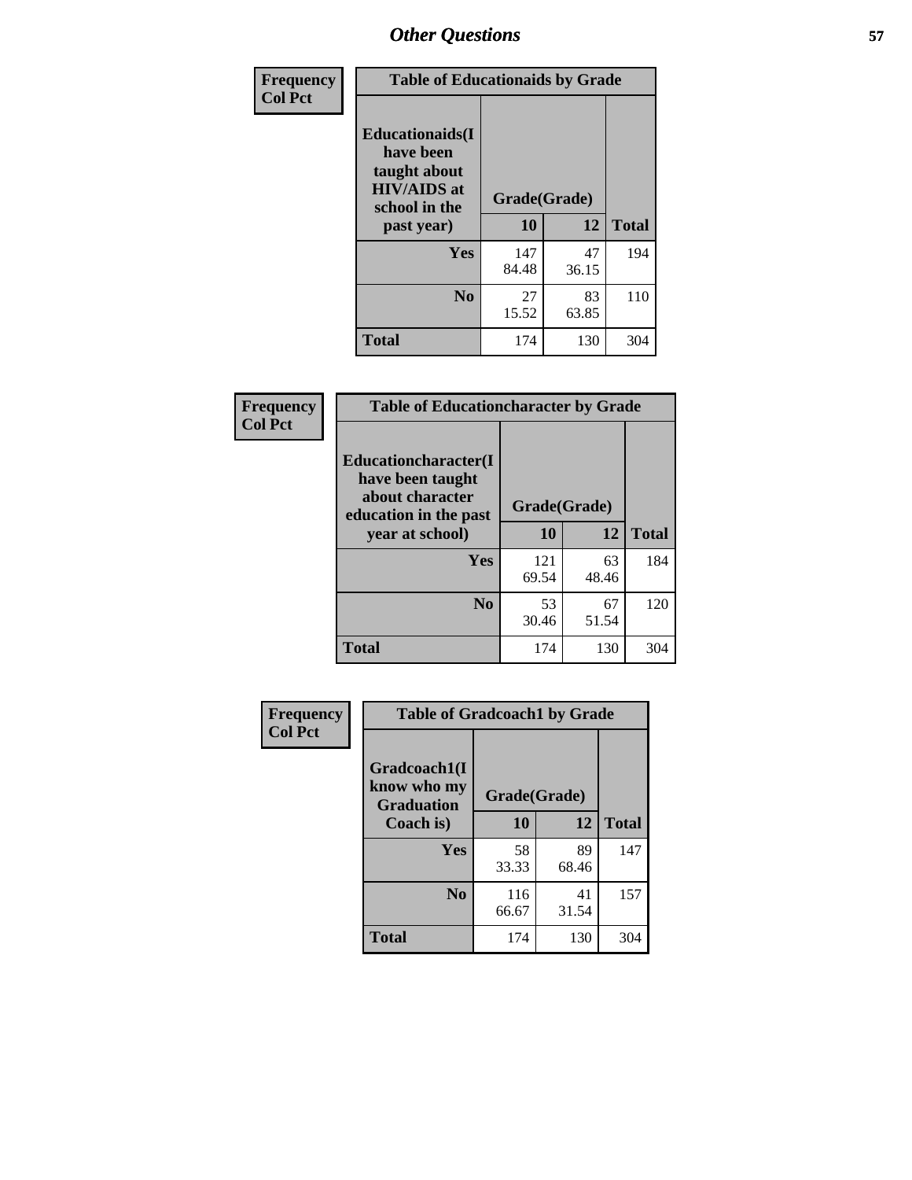## Other Questions

| Frequency<br>Col Pct | Table of Educationaids by Grade | | |
|---|---|---|---|
| Educationaids(I have been taught about HIV/AIDS at school in the past year) | Grade(Grade) | | |
| | 10 | 12 | Total |
| Yes | 147<br>84.48 | 47<br>36.15 | 194 |
| No | 27<br>15.52 | 83<br>63.85 | 110 |
| Total | 174 | 130 | 304 |

| Frequency<br>Col Pct | Table of Educationcharacter by Grade | | |
|---|---|---|---|
| Educationcharacter(I have been taught about character education in the past year at school) | Grade(Grade) | | |
| | 10 | 12 | Total |
| Yes | 121<br>69.54 | 63<br>48.46 | 184 |
| No | 53<br>30.46 | 67<br>51.54 | 120 |
| Total | 174 | 130 | 304 |

| Frequency<br>Col Pct | Table of Gradcoach1 by Grade | | |
|---|---|---|---|
| Gradcoach1(I know who my Graduation Coach is) | Grade(Grade) | | |
| | 10 | 12 | Total |
| Yes | 58<br>33.33 | 89<br>68.46 | 147 |
| No | 116<br>66.67 | 41<br>31.54 | 157 |
| Total | 174 | 130 | 304 |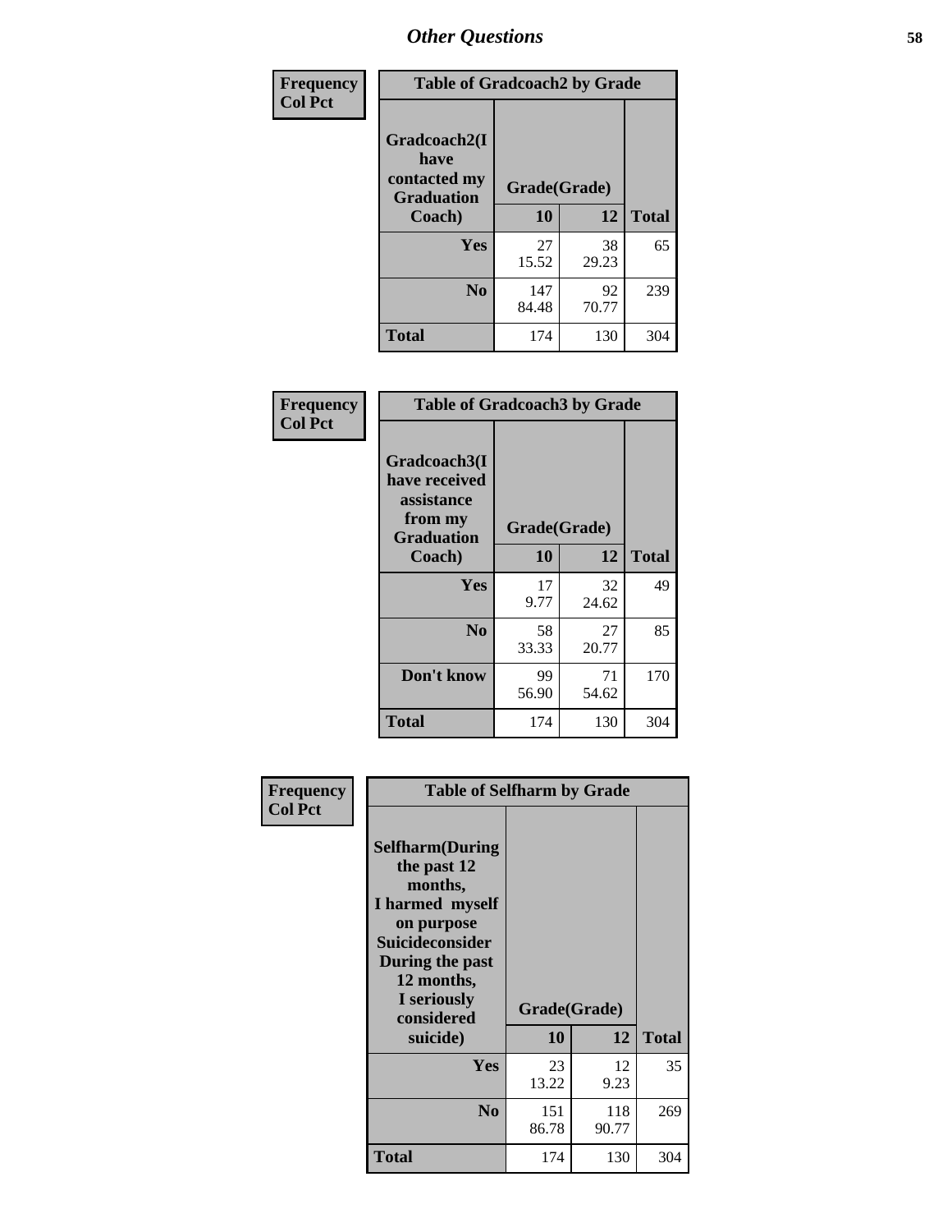# Other Questions

**Frequency**
**Col Pct**

| Table of Gradcoach2 by Grade | | | |
|---|---|---|---|
| Gradcoach2(I have contacted my Graduation Coach) | Grade(Grade) | | |
| | 10 | 12 | Total |
| Yes | 27<br>15.52 | 38<br>29.23 | 65 |
| No | 147<br>84.48 | 92<br>70.77 | 239 |
| Total | 174 | 130 | 304 |

**Frequency**
**Col Pct**

| Table of Gradcoach3 by Grade | | | |
|---|---|---|---|
| Gradcoach3(I have received assistance from my Graduation Coach) | Grade(Grade) | | |
| | 10 | 12 | Total |
| Yes | 17<br>9.77 | 32<br>24.62 | 49 |
| No | 58<br>33.33 | 27<br>20.77 | 85 |
| Don't know | 99<br>56.90 | 71<br>54.62 | 170 |
| Total | 174 | 130 | 304 |

**Frequency**
**Col Pct**

| Table of Selfharm by Grade | | | |
|---|---|---|---|
| Selfharm(During the past 12 months, I harmed myself on purpose Suicideconsider During the past 12 months, I seriously considered suicide) | Grade(Grade) | | |
| | 10 | 12 | Total |
| Yes | 23<br>13.22 | 12<br>9.23 | 35 |
| No | 151<br>86.78 | 118<br>90.77 | 269 |
| Total | 174 | 130 | 304 |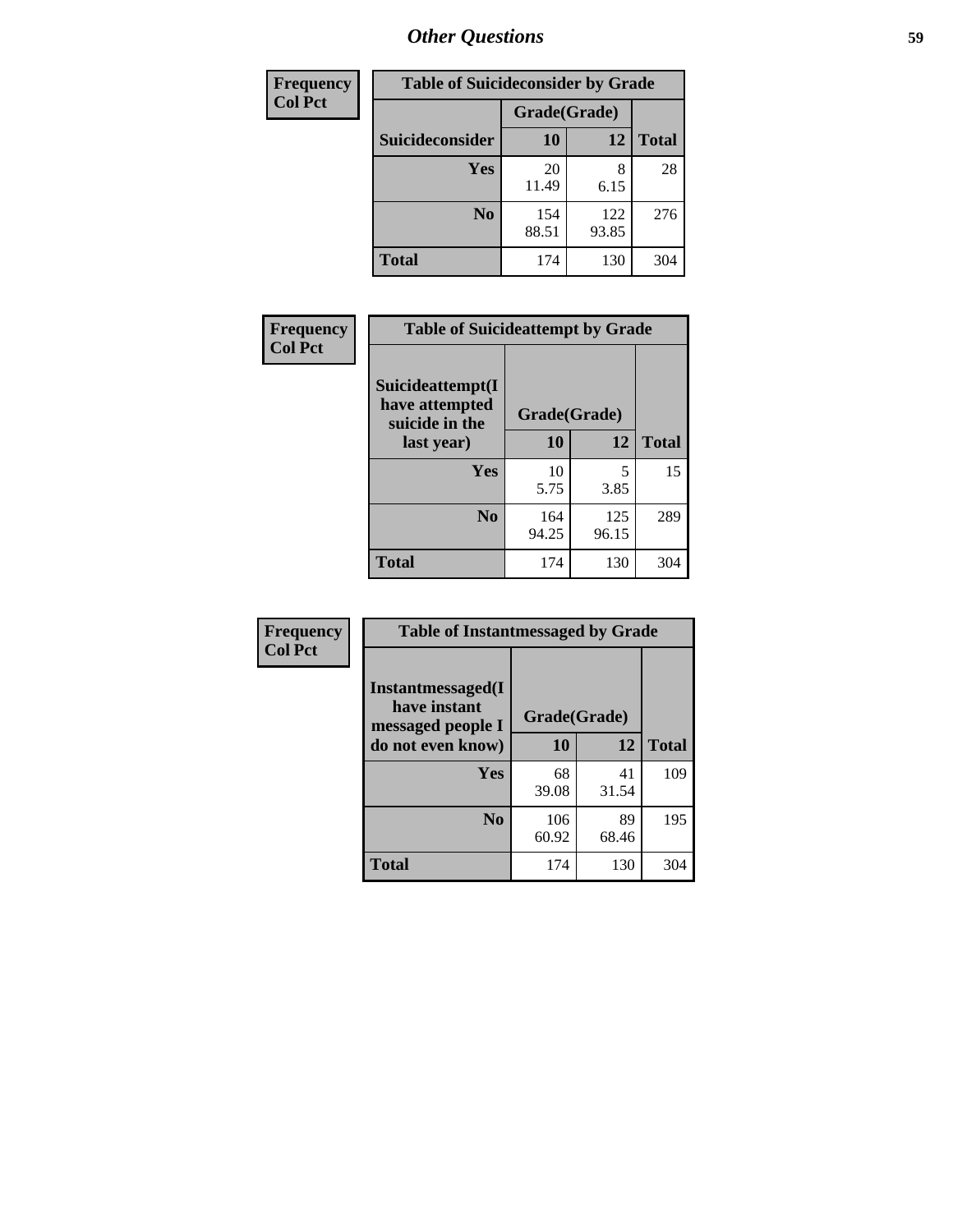## Other Questions

| Frequency Col Pct |
|---|

| Table of Suicideconsider by Grade | | | |
|---|---|---|---|
| | Grade(Grade) | | |
| Suicideconsider | 10 | 12 | Total |
| Yes | 20<br>11.49 | 8<br>6.15 | 28 |
| No | 154<br>88.51 | 122<br>93.85 | 276 |
| Total | 174 | 130 | 304 |

| Frequency Col Pct |
|---|

| Table of Suicideattempt by Grade | | | |
|---|---|---|---|
| Suicideattempt(I have attempted suicide in the last year) | Grade(Grade) | | |
| | 10 | 12 | Total |
| Yes | 10<br>5.75 | 5<br>3.85 | 15 |
| No | 164<br>94.25 | 125<br>96.15 | 289 |
| Total | 174 | 130 | 304 |

| Frequency Col Pct |
|---|

| Table of Instantmessaged by Grade | | | |
|---|---|---|---|
| Instantmessaged(I have instant messaged people I do not even know) | Grade(Grade) | | |
| | 10 | 12 | Total |
| Yes | 68<br>39.08 | 41<br>31.54 | 109 |
| No | 106<br>60.92 | 89<br>68.46 | 195 |
| Total | 174 | 130 | 304 |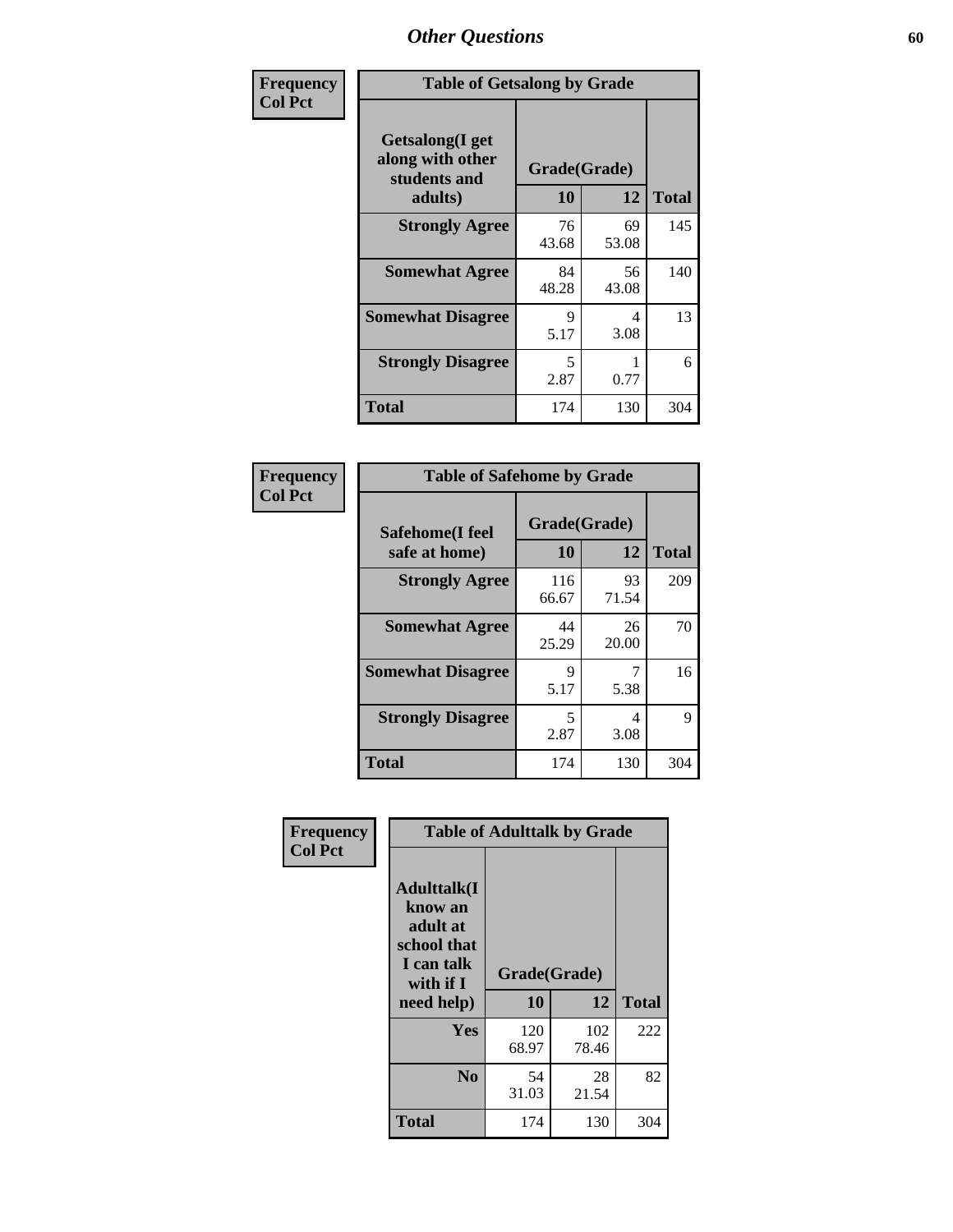# Other Questions

**Frequency**
**Col Pct**

| Table of Getsalong by Grade | | | |
|---|---|---|---|
| **Getsalong(I get along with other students and adults)** | **Grade(Grade)** | | |
| | **10** | **12** | **Total** |
| **Strongly Agree** | 76<br>43.68 | 69<br>53.08 | 145 |
| **Somewhat Agree** | 84<br>48.28 | 56<br>43.08 | 140 |
| **Somewhat Disagree** | 9<br>5.17 | 4<br>3.08 | 13 |
| **Strongly Disagree** | 5<br>2.87 | 1<br>0.77 | 6 |
| **Total** | 174 | 130 | 304 |

**Frequency**
**Col Pct**

| Table of Safehome by Grade | | | |
|---|---|---|---|
| **Safehome(I feel safe at home)** | **Grade(Grade)** | | |
| | **10** | **12** | **Total** |
| **Strongly Agree** | 116<br>66.67 | 93<br>71.54 | 209 |
| **Somewhat Agree** | 44<br>25.29 | 26<br>20.00 | 70 |
| **Somewhat Disagree** | 9<br>5.17 | 7<br>5.38 | 16 |
| **Strongly Disagree** | 5<br>2.87 | 4<br>3.08 | 9 |
| **Total** | 174 | 130 | 304 |

**Frequency**
**Col Pct**

| Table of Adulttalk by Grade | | | |
|---|---|---|---|
| **Adulttalk(I know an adult at school that I can talk with if I need help)** | **Grade(Grade)** | | |
| | **10** | **12** | **Total** |
| **Yes** | 120<br>68.97 | 102<br>78.46 | 222 |
| **No** | 54<br>31.03 | 28<br>21.54 | 82 |
| **Total** | 174 | 130 | 304 |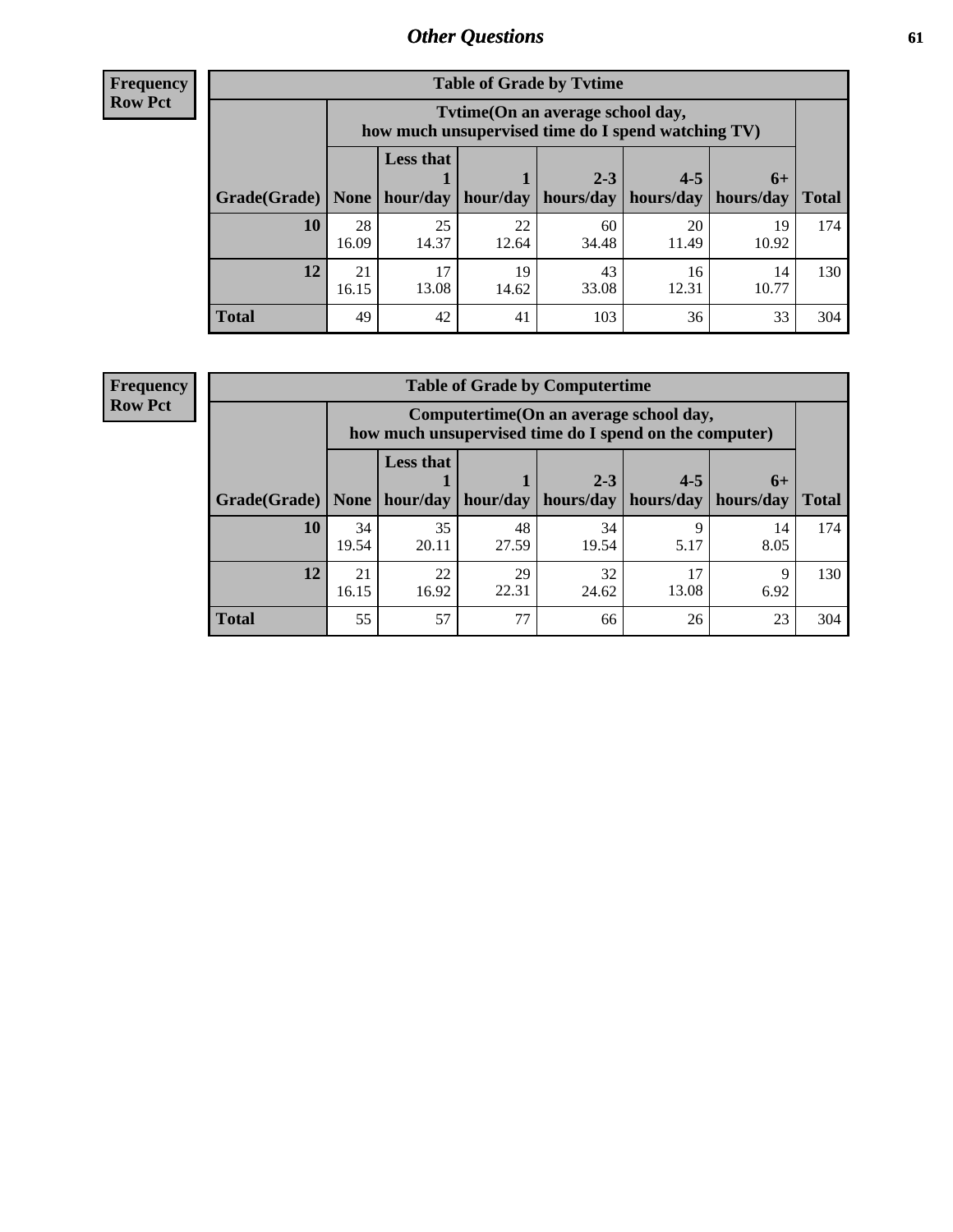## Other Questions

**Frequency**
**Row Pct**

| Table of Grade by Tvtime | | | | | | | |
|---|---|---|---|---|---|---|---|
| | Tvtime(On an average school day, how much unsupervised time do I spend watching TV) | | | | | | |
| Grade(Grade) | None | Less that 1 hour/day | 1 hour/day | 2-3 hours/day | 4-5 hours/day | 6+ hours/day | Total |
| **10** | 28<br>16.09 | 25<br>14.37 | 22<br>12.64 | 60<br>34.48 | 20<br>11.49 | 19<br>10.92 | 174 |
| **12** | 21<br>16.15 | 17<br>13.08 | 19<br>14.62 | 43<br>33.08 | 16<br>12.31 | 14<br>10.77 | 130 |
| **Total** | 49 | 42 | 41 | 103 | 36 | 33 | 304 |

**Frequency**
**Row Pct**

| Table of Grade by Computertime | | | | | | | |
|---|---|---|---|---|---|---|---|
| | Computertime(On an average school day, how much unsupervised time do I spend on the computer) | | | | | | |
| Grade(Grade) | None | Less that 1 hour/day | 1 hour/day | 2-3 hours/day | 4-5 hours/day | 6+ hours/day | Total |
| **10** | 34<br>19.54 | 35<br>20.11 | 48<br>27.59 | 34<br>19.54 | 9<br>5.17 | 14<br>8.05 | 174 |
| **12** | 21<br>16.15 | 22<br>16.92 | 29<br>22.31 | 32<br>24.62 | 17<br>13.08 | 9<br>6.92 | 130 |
| **Total** | 55 | 57 | 77 | 66 | 26 | 23 | 304 |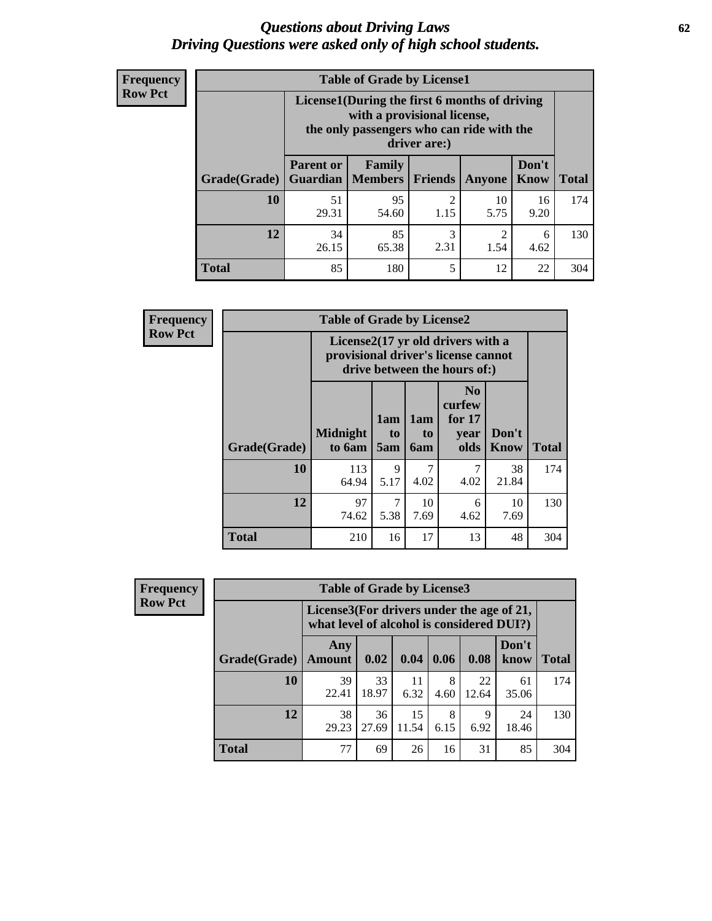# *Questions about Driving Laws*
## *Driving Questions were asked only of high school students.*

**Frequency**
**Row Pct**

**Table of Grade by License1**

| Grade(Grade) | License1(During the first 6 months of driving with a provisional license, the only passengers who can ride with the driver are:) | | | | | Total |
|---|---|---|---|---|---|---|
| | Parent or Guardian | Family Members | Friends | Anyone | Don't Know | |
| **10** | 51<br>29.31 | 95<br>54.60 | 2<br>1.15 | 10<br>5.75 | 16<br>9.20 | 174 |
| **12** | 34<br>26.15 | 85<br>65.38 | 3<br>2.31 | 2<br>1.54 | 6<br>4.62 | 130 |
| **Total** | 85 | 180 | 5 | 12 | 22 | 304 |

**Frequency**
**Row Pct**

**Table of Grade by License2**

| Grade(Grade) | License2(17 yr old drivers with a provisional driver's license cannot drive between the hours of:) | | | | | Total |
|---|---|---|---|---|---|---|
| | Midnight to 6am | 1am to 5am | 1am to 6am | No curfew for 17 year olds | Don't Know | |
| **10** | 113<br>64.94 | 9<br>5.17 | 7<br>4.02 | 7<br>4.02 | 38<br>21.84 | 174 |
| **12** | 97<br>74.62 | 7<br>5.38 | 10<br>7.69 | 6<br>4.62 | 10<br>7.69 | 130 |
| **Total** | 210 | 16 | 17 | 13 | 48 | 304 |

**Frequency**
**Row Pct**

**Table of Grade by License3**

| Grade(Grade) | License3(For drivers under the age of 21, what level of alcohol is considered DUI?) | | | | | | Total |
|---|---|---|---|---|---|---|---|
| | Any Amount | 0.02 | 0.04 | 0.06 | 0.08 | Don't know | |
| **10** | 39<br>22.41 | 33<br>18.97 | 11<br>6.32 | 8<br>4.60 | 22<br>12.64 | 61<br>35.06 | 174 |
| **12** | 38<br>29.23 | 36<br>27.69 | 15<br>11.54 | 8<br>6.15 | 9<br>6.92 | 24<br>18.46 | 130 |
| **Total** | 77 | 69 | 26 | 16 | 31 | 85 | 304 |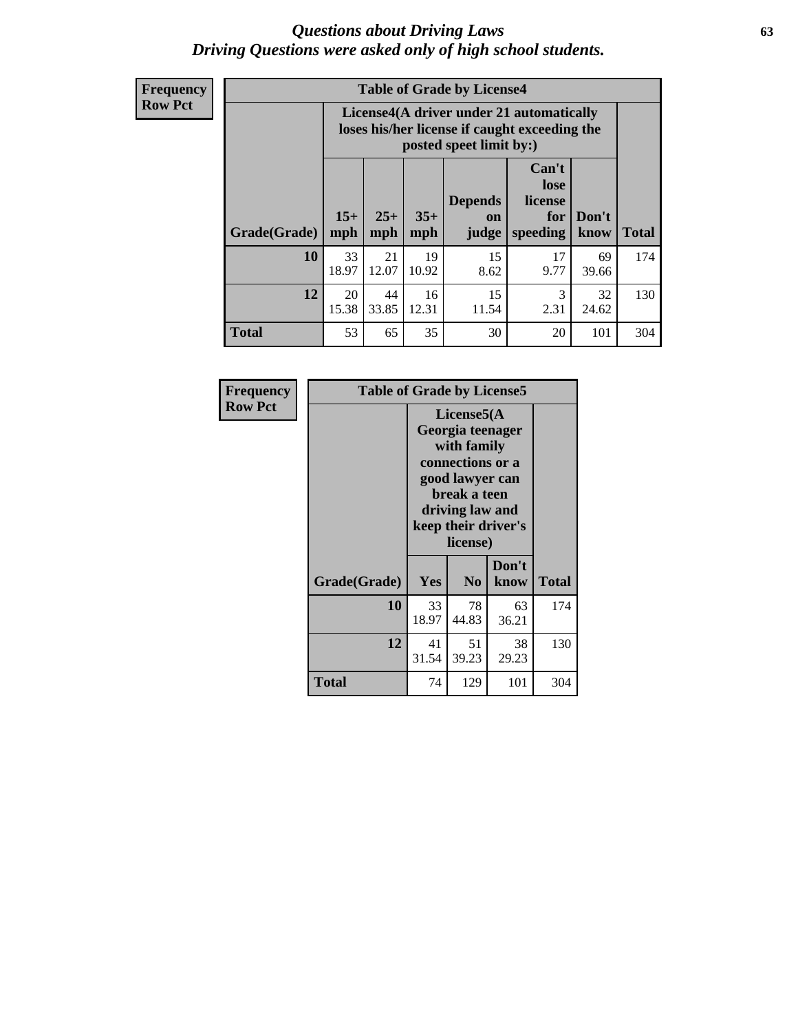# *Questions about Driving Laws*
# *Driving Questions were asked only of high school students.*

**Frequency**
**Row Pct**

| Table of Grade by License4 | | | | | | | |
|---|---|---|---|---|---|---|---|
| | License4(A driver under 21 automatically loses his/her license if caught exceeding the posted speet limit by:) | | | | | | |
| Grade(Grade) | 15+ mph | 25+ mph | 35+ mph | Depends on judge | Can't lose license for speeding | Don't know | Total |
| **10** | 33<br>18.97 | 21<br>12.07 | 19<br>10.92 | 15<br>8.62 | 17<br>9.77 | 69<br>39.66 | 174 |
| **12** | 20<br>15.38 | 44<br>33.85 | 16<br>12.31 | 15<br>11.54 | 3<br>2.31 | 32<br>24.62 | 130 |
| **Total** | 53 | 65 | 35 | 30 | 20 | 101 | 304 |

**Frequency**
**Row Pct**

| Table of Grade by License5 | | | | |
|---|---|---|---|---|
| | License5(A Georgia teenager with family connections or a good lawyer can break a teen driving law and keep their driver's license) | | | |
| Grade(Grade) | Yes | No | Don't know | Total |
| **10** | 33<br>18.97 | 78<br>44.83 | 63<br>36.21 | 174 |
| **12** | 41<br>31.54 | 51<br>39.23 | 38<br>29.23 | 130 |
| **Total** | 74 | 129 | 101 | 304 |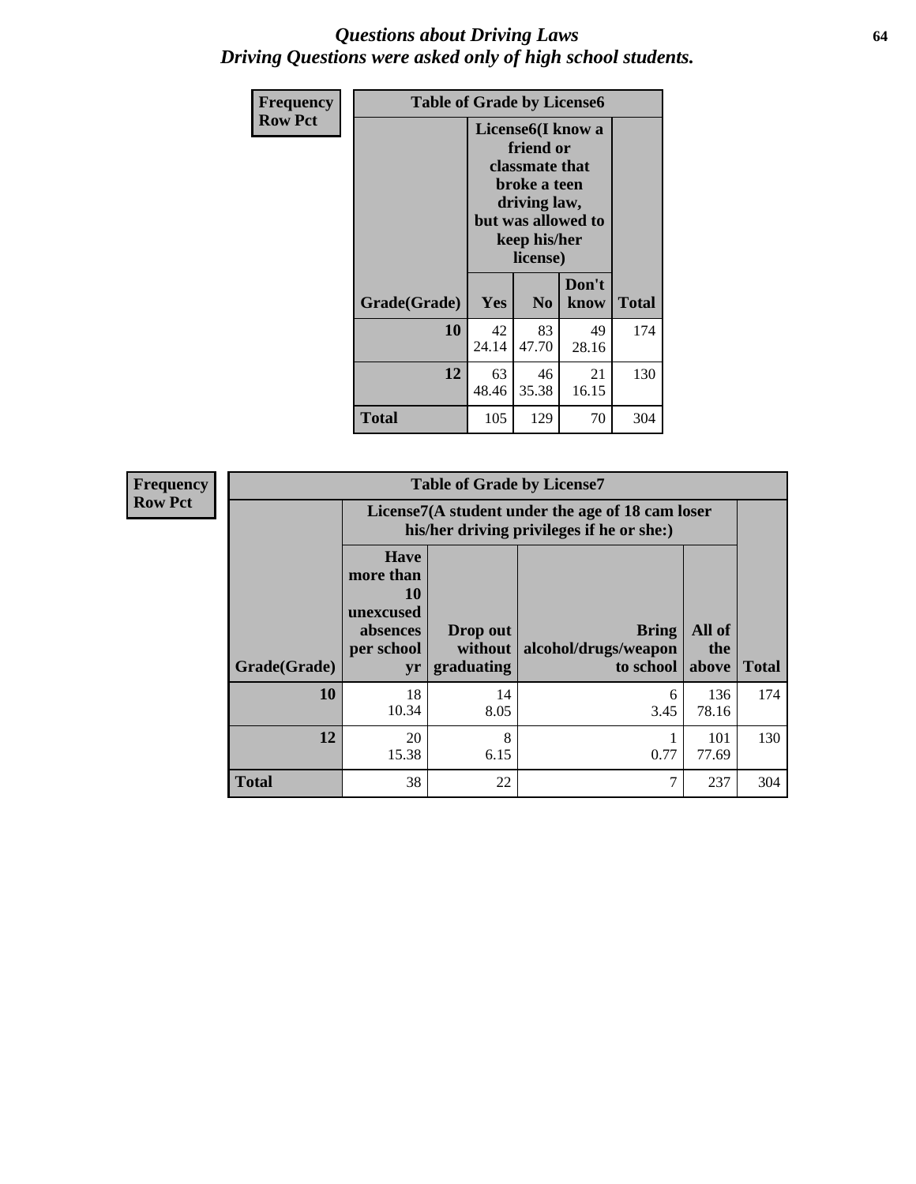# *Questions about Driving Laws*
## *Driving Questions were asked only of high school students.*

| Frequency Row Pct | Table of Grade by License6 | | | |
|---|---|---|---|---|
| | License6(I know a friend or classmate that broke a teen driving law, but was allowed to keep his/her license) | | | |
| Grade(Grade) | Yes | No | Don't know | Total |
| 10 | 42<br>24.14 | 83<br>47.70 | 49<br>28.16 | 174 |
| 12 | 63<br>48.46 | 46<br>35.38 | 21<br>16.15 | 130 |
| Total | 105 | 129 | 70 | 304 |

| Frequency Row Pct | Table of Grade by License7 | | | | |
|---|---|---|---|---|---|
| | License7(A student under the age of 18 cam loser his/her driving privileges if he or she:) | | | | |
| Grade(Grade) | Have more than 10 unexcused absences per school yr | Drop out without graduating | Bring alcohol/drugs/weapon to school | All of the above | Total |
| 10 | 18<br>10.34 | 14<br>8.05 | 6<br>3.45 | 136<br>78.16 | 174 |
| 12 | 20<br>15.38 | 8<br>6.15 | 1<br>0.77 | 101<br>77.69 | 130 |
| Total | 38 | 22 | 7 | 237 | 304 |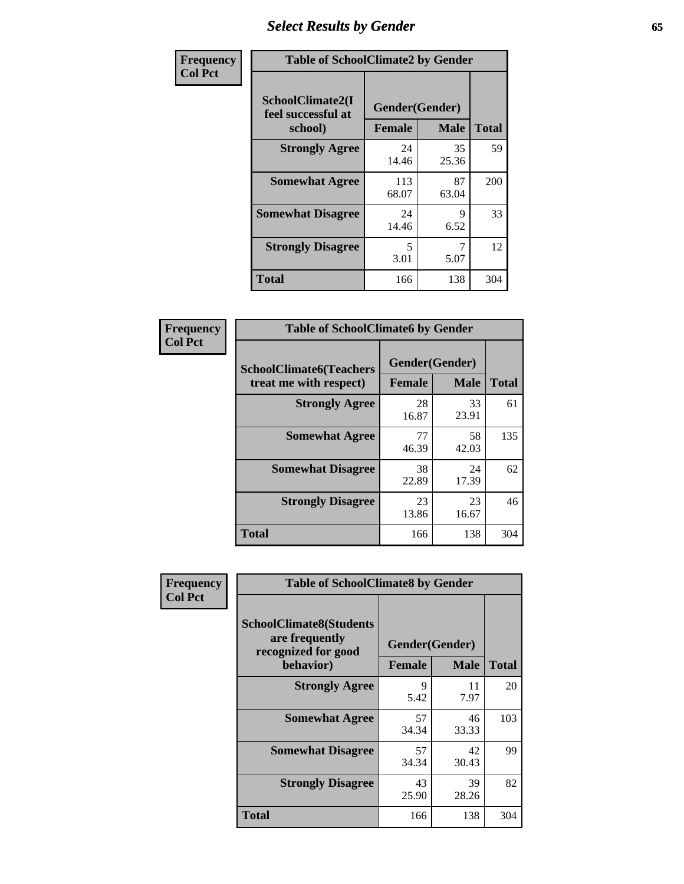## Select Results by Gender

**Frequency / Col Pct**

| Table of SchoolClimate2 by Gender | | | |
|---|---|---|---|
| SchoolClimate2(I feel successful at school) | Gender(Gender) | | |
| | Female | Male | Total |
| **Strongly Agree** | 24<br>14.46 | 35<br>25.36 | 59 |
| **Somewhat Agree** | 113<br>68.07 | 87<br>63.04 | 200 |
| **Somewhat Disagree** | 24<br>14.46 | 9<br>6.52 | 33 |
| **Strongly Disagree** | 5<br>3.01 | 7<br>5.07 | 12 |
| **Total** | 166 | 138 | 304 |

**Frequency / Col Pct**

| Table of SchoolClimate6 by Gender | | | |
|---|---|---|---|
| SchoolClimate6(Teachers treat me with respect) | Gender(Gender) | | |
| | Female | Male | Total |
| **Strongly Agree** | 28<br>16.87 | 33<br>23.91 | 61 |
| **Somewhat Agree** | 77<br>46.39 | 58<br>42.03 | 135 |
| **Somewhat Disagree** | 38<br>22.89 | 24<br>17.39 | 62 |
| **Strongly Disagree** | 23<br>13.86 | 23<br>16.67 | 46 |
| **Total** | 166 | 138 | 304 |

**Frequency / Col Pct**

| Table of SchoolClimate8 by Gender | | | |
|---|---|---|---|
| SchoolClimate8(Students are frequently recognized for good behavior) | Gender(Gender) | | |
| | Female | Male | Total |
| **Strongly Agree** | 9<br>5.42 | 11<br>7.97 | 20 |
| **Somewhat Agree** | 57<br>34.34 | 46<br>33.33 | 103 |
| **Somewhat Disagree** | 57<br>34.34 | 42<br>30.43 | 99 |
| **Strongly Disagree** | 43<br>25.90 | 39<br>28.26 | 82 |
| **Total** | 166 | 138 | 304 |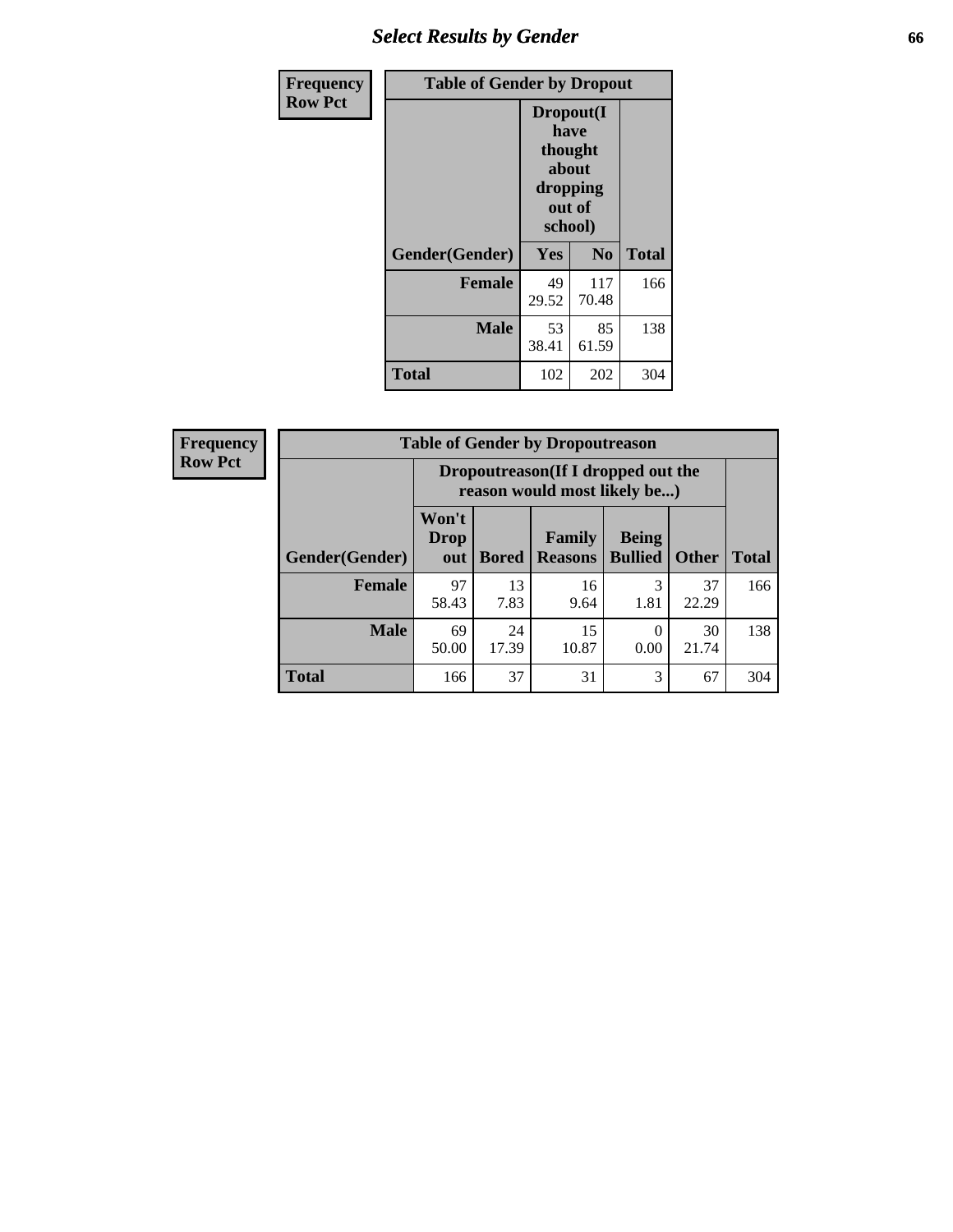## Select Results by Gender

**Frequency**
**Row Pct**

| Table of Gender by Dropout | | | |
|---|---|---|---|
| | Dropout(I have thought about dropping out of school) | | |
| Gender(Gender) | Yes | No | Total |
| **Female** | 49<br>29.52 | 117<br>70.48 | 166 |
| **Male** | 53<br>38.41 | 85<br>61.59 | 138 |
| **Total** | 102 | 202 | 304 |

**Frequency**
**Row Pct**

| Table of Gender by Dropoutreason | | | | | | |
|---|---|---|---|---|---|---|
| | Dropoutreason(If I dropped out the reason would most likely be...) | | | | | |
| Gender(Gender) | Won't Drop out | Bored | Family Reasons | Being Bullied | Other | Total |
| **Female** | 97<br>58.43 | 13<br>7.83 | 16<br>9.64 | 3<br>1.81 | 37<br>22.29 | 166 |
| **Male** | 69<br>50.00 | 24<br>17.39 | 15<br>10.87 | 0<br>0.00 | 30<br>21.74 | 138 |
| **Total** | 166 | 37 | 31 | 3 | 67 | 304 |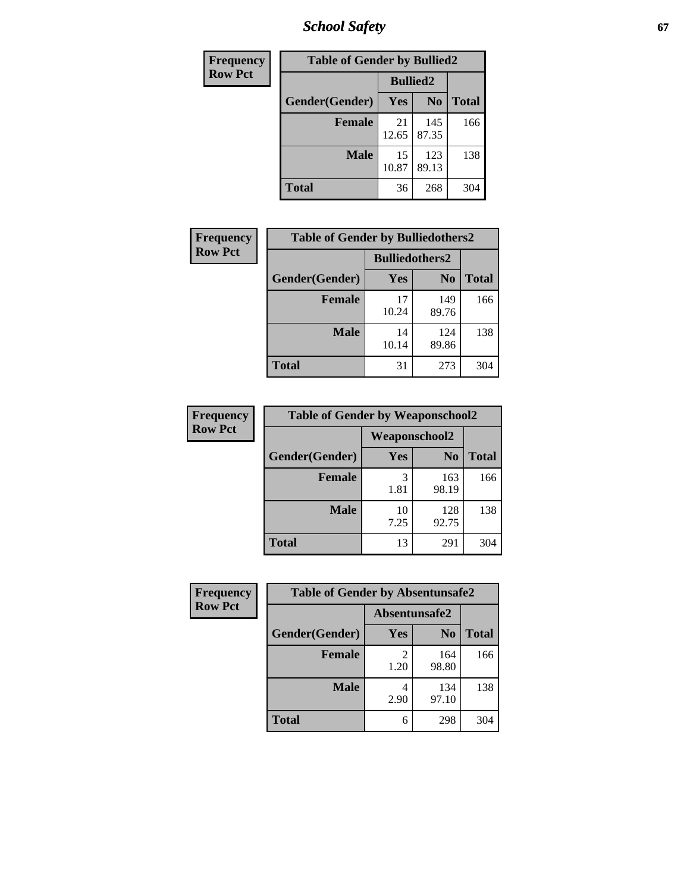| Frequency Row Pct | Table of Gender by Bullied2 | | |
|---|---|---|---|
| | Bullied2 | | |
| Gender(Gender) | Yes | No | Total |
| Female | 21<br>12.65 | 145<br>87.35 | 166 |
| Male | 15<br>10.87 | 123<br>89.13 | 138 |
| Total | 36 | 268 | 304 |

| Frequency Row Pct | Table of Gender by Bulliedothers2 | | |
|---|---|---|---|
| | Bulliedothers2 | | |
| Gender(Gender) | Yes | No | Total |
| Female | 17<br>10.24 | 149<br>89.76 | 166 |
| Male | 14<br>10.14 | 124<br>89.86 | 138 |
| Total | 31 | 273 | 304 |

| Frequency Row Pct | Table of Gender by Weaponschool2 | | |
|---|---|---|---|
| | Weaponschool2 | | |
| Gender(Gender) | Yes | No | Total |
| Female | 3<br>1.81 | 163<br>98.19 | 166 |
| Male | 10<br>7.25 | 128<br>92.75 | 138 |
| Total | 13 | 291 | 304 |

| Frequency Row Pct | Table of Gender by Absentunsafe2 | | |
|---|---|---|---|
| | Absentunsafe2 | | |
| Gender(Gender) | Yes | No | Total |
| Female | 2<br>1.20 | 164<br>98.80 | 166 |
| Male | 4<br>2.90 | 134<br>97.10 | 138 |
| Total | 6 | 298 | 304 |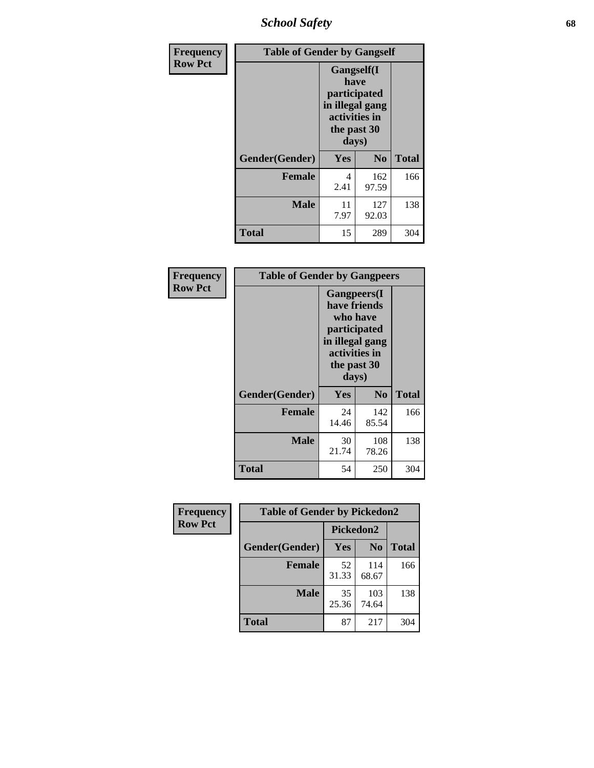| Frequency<br>Row Pct | Table of Gender by Gangself | | |
|---|---|---|---|
| | Gangself(I have participated in illegal gang activities in the past 30 days) | | |
| Gender(Gender) | Yes | No | Total |
| Female | 4<br>2.41 | 162<br>97.59 | 166 |
| Male | 11<br>7.97 | 127<br>92.03 | 138 |
| Total | 15 | 289 | 304 |

| Frequency<br>Row Pct | Table of Gender by Gangpeers | | |
|---|---|---|---|
| | Gangpeers(I have friends who have participated in illegal gang activities in the past 30 days) | | |
| Gender(Gender) | Yes | No | Total |
| Female | 24<br>14.46 | 142<br>85.54 | 166 |
| Male | 30<br>21.74 | 108<br>78.26 | 138 |
| Total | 54 | 250 | 304 |

| Frequency<br>Row Pct | Table of Gender by Pickedon2 | | |
|---|---|---|---|
| | Pickedon2 | | |
| Gender(Gender) | Yes | No | Total |
| Female | 52<br>31.33 | 114<br>68.67 | 166 |
| Male | 35<br>25.36 | 103<br>74.64 | 138 |
| Total | 87 | 217 | 304 |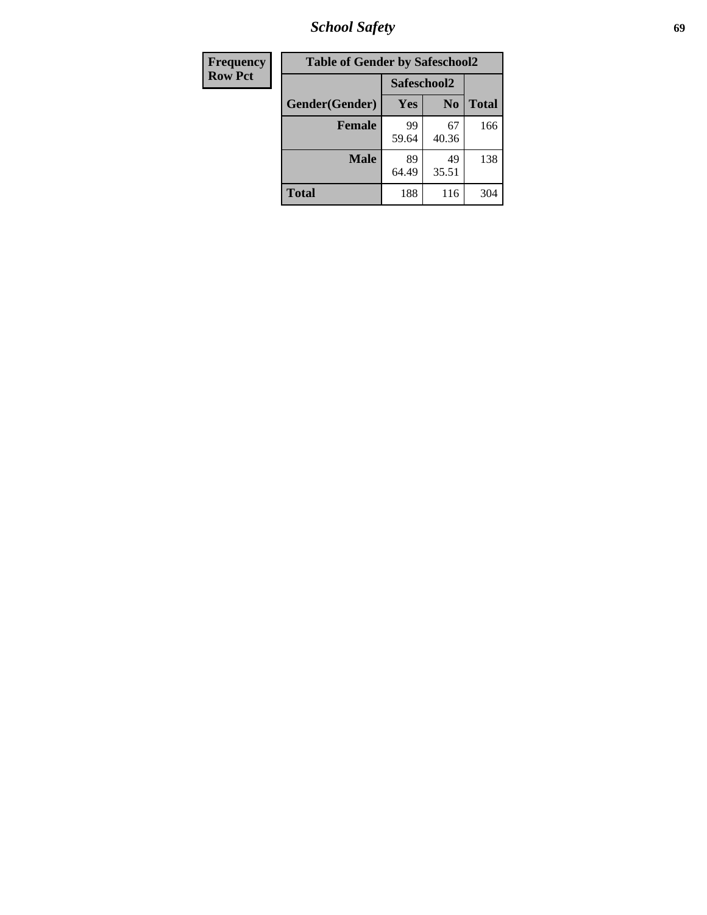| Frequency Row Pct |
|---|

**Table of Gender by Safeschool2**

| Gender(Gender) | Safeschool2 | | Total |
|---|---|---|---|
| | Yes | No | |
| Female | 99<br>59.64 | 67<br>40.36 | 166 |
| Male | 89<br>64.49 | 49<br>35.51 | 138 |
| Total | 188 | 116 | 304 |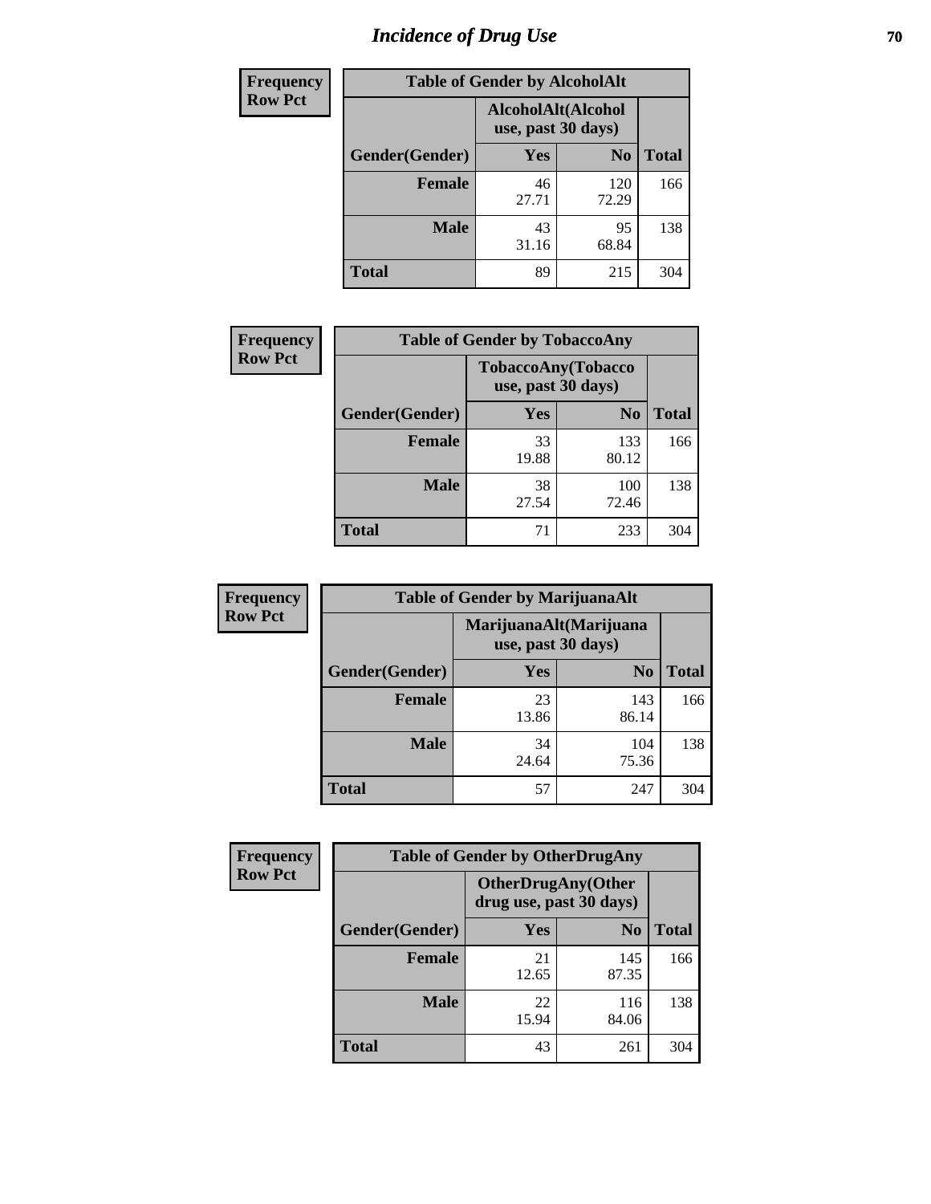# Incidence of Drug Use

| Frequency Row Pct | Table of Gender by AlcoholAlt | | |
|---|---|---|---|
| | AlcoholAlt(Alcohol use, past 30 days) | | |
| Gender(Gender) | Yes | No | Total |
| Female | 46<br>27.71 | 120<br>72.29 | 166 |
| Male | 43<br>31.16 | 95<br>68.84 | 138 |
| Total | 89 | 215 | 304 |

| Frequency Row Pct | Table of Gender by TobaccoAny | | |
|---|---|---|---|
| | TobaccoAny(Tobacco use, past 30 days) | | |
| Gender(Gender) | Yes | No | Total |
| Female | 33<br>19.88 | 133<br>80.12 | 166 |
| Male | 38<br>27.54 | 100<br>72.46 | 138 |
| Total | 71 | 233 | 304 |

| Frequency Row Pct | Table of Gender by MarijuanaAlt | | |
|---|---|---|---|
| | MarijuanaAlt(Marijuana use, past 30 days) | | |
| Gender(Gender) | Yes | No | Total |
| Female | 23<br>13.86 | 143<br>86.14 | 166 |
| Male | 34<br>24.64 | 104<br>75.36 | 138 |
| Total | 57 | 247 | 304 |

| Frequency Row Pct | Table of Gender by OtherDrugAny | | |
|---|---|---|---|
| | OtherDrugAny(Other drug use, past 30 days) | | |
| Gender(Gender) | Yes | No | Total |
| Female | 21<br>12.65 | 145<br>87.35 | 166 |
| Male | 22<br>15.94 | 116<br>84.06 | 138 |
| Total | 43 | 261 | 304 |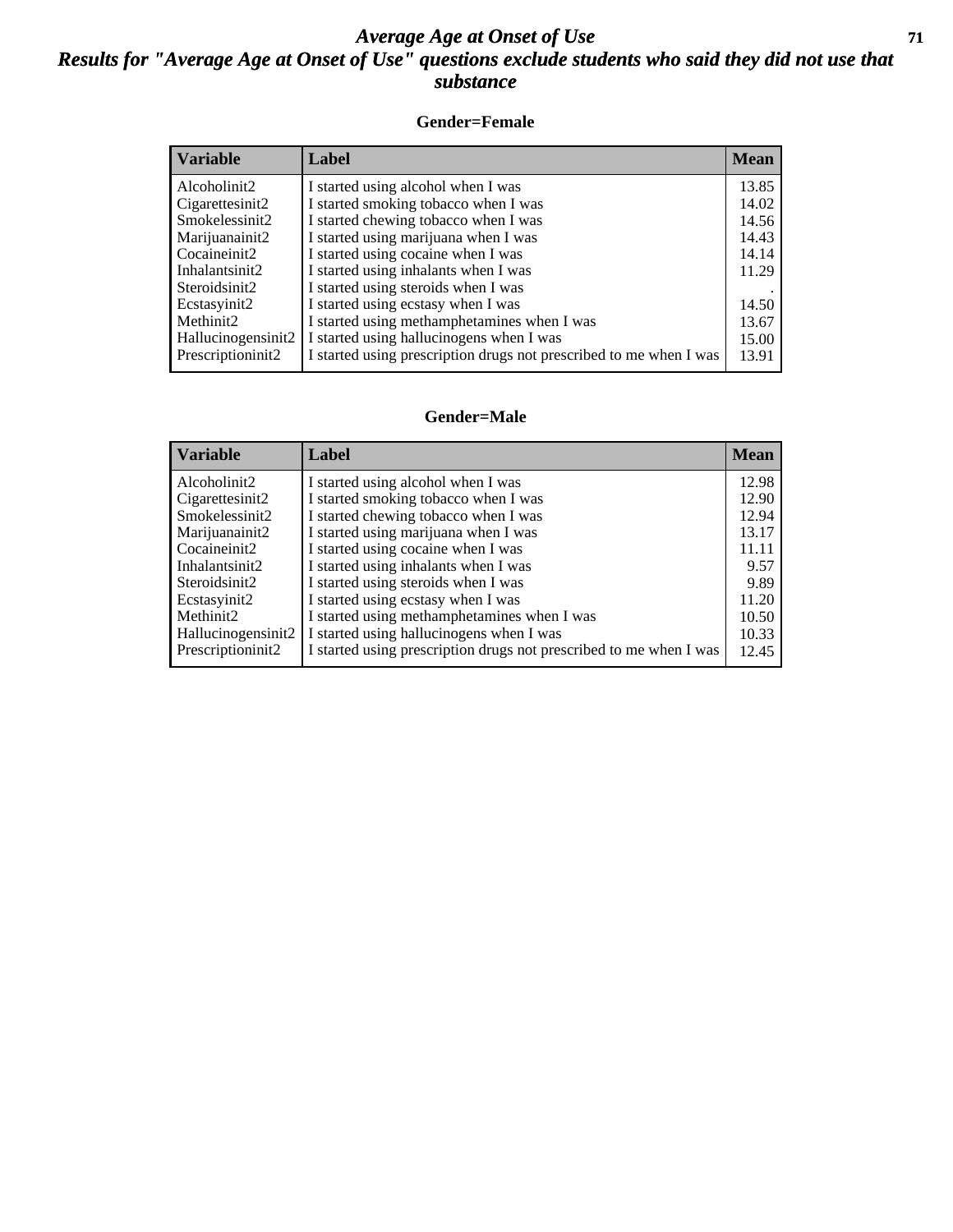# *Average Age at Onset of Use*

## *Results for "Average Age at Onset of Use" questions exclude students who said they did not use that substance*

### Gender=Female

| Variable | Label | Mean |
|---|---|---|
| Alcoholinit2 | I started using alcohol when I was | 13.85 |
| Cigarettesinit2 | I started smoking tobacco when I was | 14.02 |
| Smokelessinit2 | I started chewing tobacco when I was | 14.56 |
| Marijuanainit2 | I started using marijuana when I was | 14.43 |
| Cocaineinit2 | I started using cocaine when I was | 14.14 |
| Inhalantsinit2 | I started using inhalants when I was | 11.29 |
| Steroidsinit2 | I started using steroids when I was | . |
| Ecstasyinit2 | I started using ecstasy when I was | 14.50 |
| Methinit2 | I started using methamphetamines when I was | 13.67 |
| Hallucinogensinit2 | I started using hallucinogens when I was | 15.00 |
| Prescriptioninit2 | I started using prescription drugs not prescribed to me when I was | 13.91 |

### Gender=Male

| Variable | Label | Mean |
|---|---|---|
| Alcoholinit2 | I started using alcohol when I was | 12.98 |
| Cigarettesinit2 | I started smoking tobacco when I was | 12.90 |
| Smokelessinit2 | I started chewing tobacco when I was | 12.94 |
| Marijuanainit2 | I started using marijuana when I was | 13.17 |
| Cocaineinit2 | I started using cocaine when I was | 11.11 |
| Inhalantsinit2 | I started using inhalants when I was | 9.57 |
| Steroidsinit2 | I started using steroids when I was | 9.89 |
| Ecstasyinit2 | I started using ecstasy when I was | 11.20 |
| Methinit2 | I started using methamphetamines when I was | 10.50 |
| Hallucinogensinit2 | I started using hallucinogens when I was | 10.33 |
| Prescriptioninit2 | I started using prescription drugs not prescribed to me when I was | 12.45 |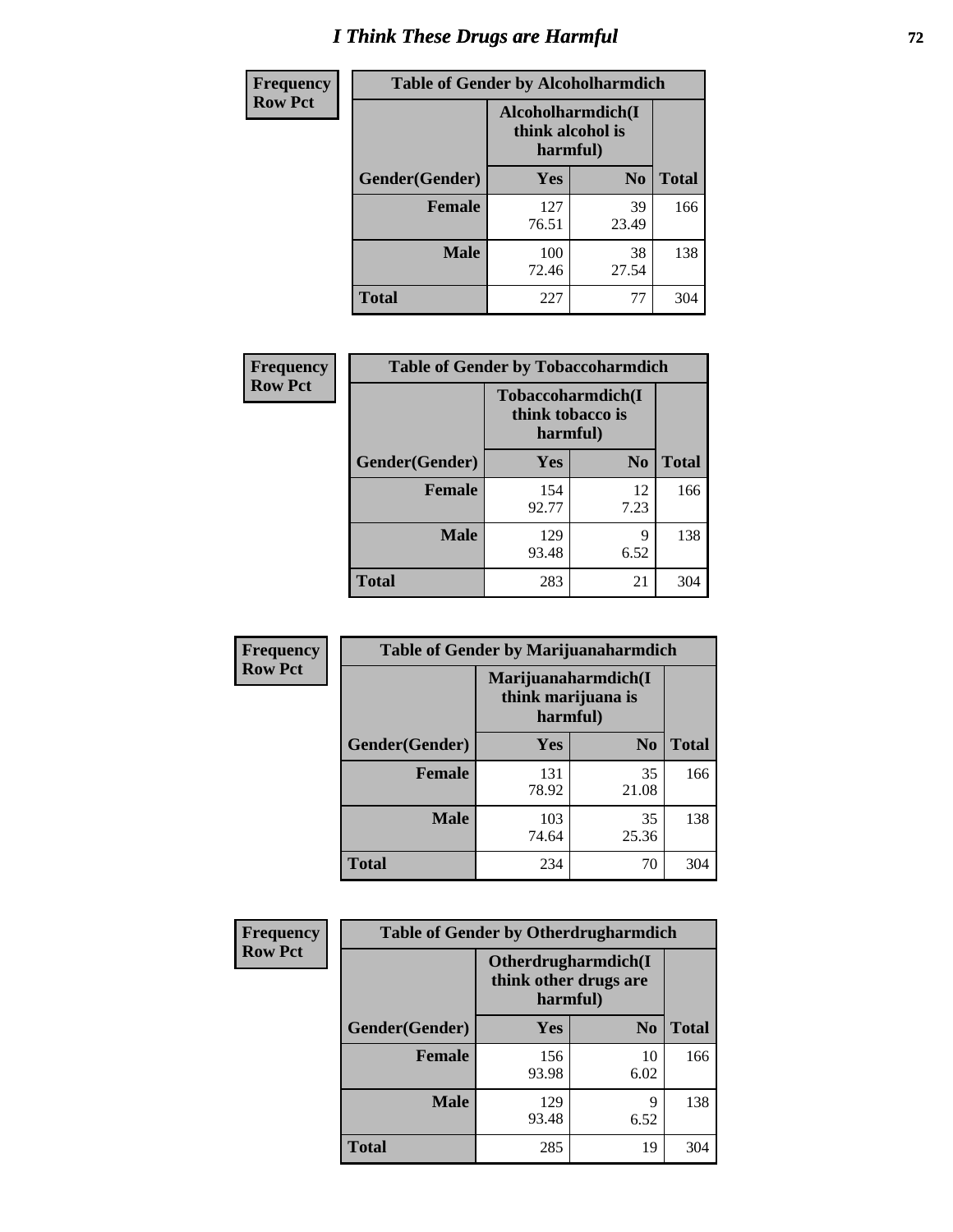# I Think These Drugs are Harmful

**Frequency**
**Row Pct**

| Table of Gender by Alcoholharmdich | | | |
|---|---|---|---|
| | Alcoholharmdich(I think alcohol is harmful) | | |
| Gender(Gender) | Yes | No | Total |
| Female | 127<br>76.51 | 39<br>23.49 | 166 |
| Male | 100<br>72.46 | 38<br>27.54 | 138 |
| Total | 227 | 77 | 304 |

**Frequency**
**Row Pct**

| Table of Gender by Tobaccoharmdich | | | |
|---|---|---|---|
| | Tobaccoharmdich(I think tobacco is harmful) | | |
| Gender(Gender) | Yes | No | Total |
| Female | 154<br>92.77 | 12<br>7.23 | 166 |
| Male | 129<br>93.48 | 9<br>6.52 | 138 |
| Total | 283 | 21 | 304 |

**Frequency**
**Row Pct**

| Table of Gender by Marijuanaharmdich | | | |
|---|---|---|---|
| | Marijuanaharmdich(I think marijuana is harmful) | | |
| Gender(Gender) | Yes | No | Total |
| Female | 131<br>78.92 | 35<br>21.08 | 166 |
| Male | 103<br>74.64 | 35<br>25.36 | 138 |
| Total | 234 | 70 | 304 |

**Frequency**
**Row Pct**

| Table of Gender by Otherdrugharmdich | | | |
|---|---|---|---|
| | Otherdrugharmdich(I think other drugs are harmful) | | |
| Gender(Gender) | Yes | No | Total |
| Female | 156<br>93.98 | 10<br>6.02 | 166 |
| Male | 129<br>93.48 | 9<br>6.52 | 138 |
| Total | 285 | 19 | 304 |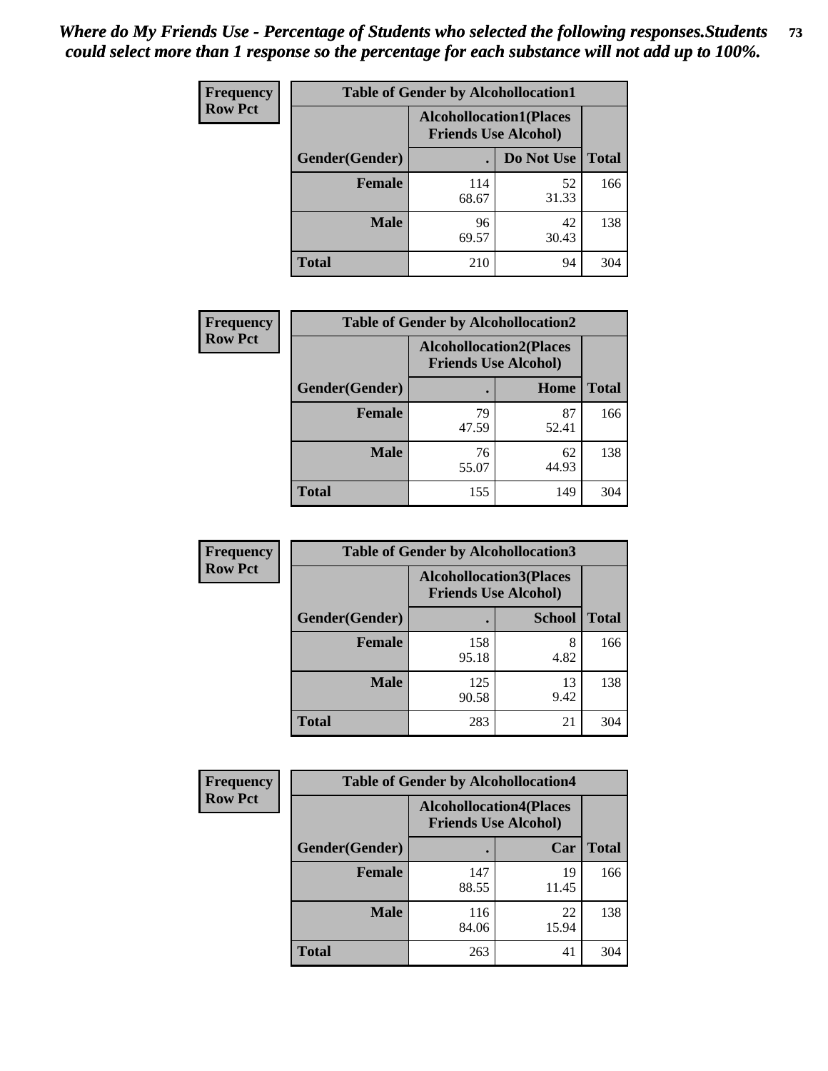*Where do My Friends Use - Percentage of Students who selected the following responses.Students could select more than 1 response so the percentage for each substance will not add up to 100%.*

**Frequency Row Pct**

| Table of Gender by Alcohollocation1 | | | |
|---|---|---|---|
| | Alcohollocation1(Places Friends Use Alcohol) | | |
| Gender(Gender) | . | Do Not Use | Total |
| Female | 114<br>68.67 | 52<br>31.33 | 166 |
| Male | 96<br>69.57 | 42<br>30.43 | 138 |
| Total | 210 | 94 | 304 |

**Frequency Row Pct**

| Table of Gender by Alcohollocation2 | | | |
|---|---|---|---|
| | Alcohollocation2(Places Friends Use Alcohol) | | |
| Gender(Gender) | . | Home | Total |
| Female | 79<br>47.59 | 87<br>52.41 | 166 |
| Male | 76<br>55.07 | 62<br>44.93 | 138 |
| Total | 155 | 149 | 304 |

**Frequency Row Pct**

| Table of Gender by Alcohollocation3 | | | |
|---|---|---|---|
| | Alcohollocation3(Places Friends Use Alcohol) | | |
| Gender(Gender) | . | School | Total |
| Female | 158<br>95.18 | 8<br>4.82 | 166 |
| Male | 125<br>90.58 | 13<br>9.42 | 138 |
| Total | 283 | 21 | 304 |

**Frequency Row Pct**

| Table of Gender by Alcohollocation4 | | | |
|---|---|---|---|
| | Alcohollocation4(Places Friends Use Alcohol) | | |
| Gender(Gender) | . | Car | Total |
| Female | 147<br>88.55 | 19<br>11.45 | 166 |
| Male | 116<br>84.06 | 22<br>15.94 | 138 |
| Total | 263 | 41 | 304 |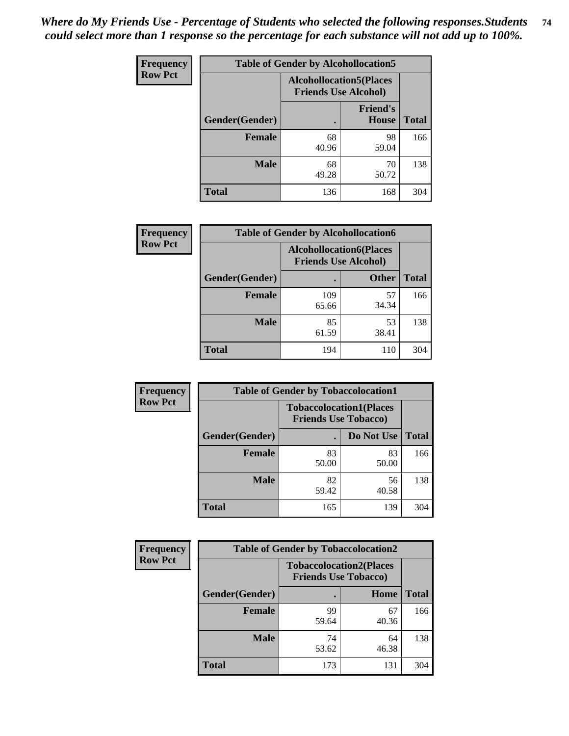*Where do My Friends Use - Percentage of Students who selected the following responses.Students could select more than 1 response so the percentage for each substance will not add up to 100%.*

**Frequency**
**Row Pct**

| Table of Gender by Alcohollocation5 | | | |
|---|---|---|---|
| | Alcohollocation5(Places Friends Use Alcohol) | | |
| Gender(Gender) | . | Friend's House | Total |
| **Female** | 68<br>40.96 | 98<br>59.04 | 166 |
| **Male** | 68<br>49.28 | 70<br>50.72 | 138 |
| **Total** | 136 | 168 | 304 |

**Frequency**
**Row Pct**

| Table of Gender by Alcohollocation6 | | | |
|---|---|---|---|
| | Alcohollocation6(Places Friends Use Alcohol) | | |
| Gender(Gender) | . | Other | Total |
| **Female** | 109<br>65.66 | 57<br>34.34 | 166 |
| **Male** | 85<br>61.59 | 53<br>38.41 | 138 |
| **Total** | 194 | 110 | 304 |

**Frequency**
**Row Pct**

| Table of Gender by Tobaccolocation1 | | | |
|---|---|---|---|
| | Tobaccolocation1(Places Friends Use Tobacco) | | |
| Gender(Gender) | . | Do Not Use | Total |
| **Female** | 83<br>50.00 | 83<br>50.00 | 166 |
| **Male** | 82<br>59.42 | 56<br>40.58 | 138 |
| **Total** | 165 | 139 | 304 |

**Frequency**
**Row Pct**

| Table of Gender by Tobaccolocation2 | | | |
|---|---|---|---|
| | Tobaccolocation2(Places Friends Use Tobacco) | | |
| Gender(Gender) | . | Home | Total |
| **Female** | 99<br>59.64 | 67<br>40.36 | 166 |
| **Male** | 74<br>53.62 | 64<br>46.38 | 138 |
| **Total** | 173 | 131 | 304 |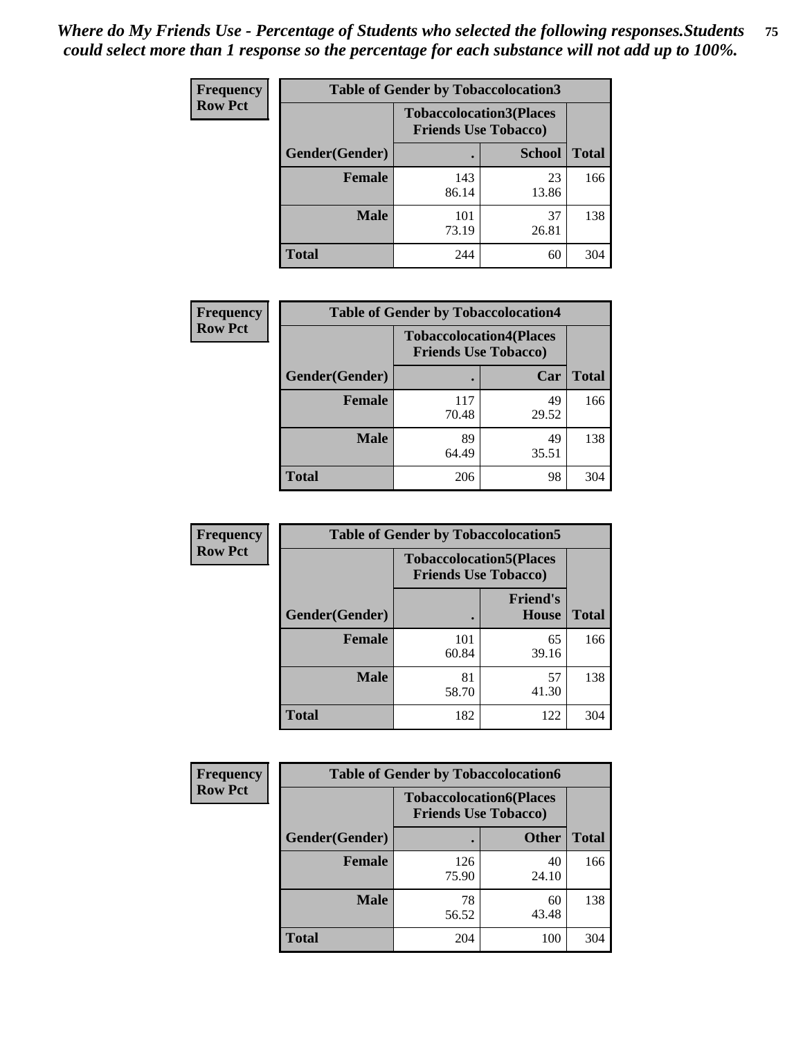*Where do My Friends Use - Percentage of Students who selected the following responses.Students could select more than 1 response so the percentage for each substance will not add up to 100%.*

| Frequency Row Pct | Table of Gender by Tobaccolocation3 | | |
|---|---|---|---|
| | Tobaccolocation3(Places Friends Use Tobacco) | | |
| Gender(Gender) | . | School | Total |
| Female | 143<br>86.14 | 23<br>13.86 | 166 |
| Male | 101<br>73.19 | 37<br>26.81 | 138 |
| Total | 244 | 60 | 304 |

| Frequency Row Pct | Table of Gender by Tobaccolocation4 | | |
|---|---|---|---|
| | Tobaccolocation4(Places Friends Use Tobacco) | | |
| Gender(Gender) | . | Car | Total |
| Female | 117<br>70.48 | 49<br>29.52 | 166 |
| Male | 89<br>64.49 | 49<br>35.51 | 138 |
| Total | 206 | 98 | 304 |

| Frequency Row Pct | Table of Gender by Tobaccolocation5 | | |
|---|---|---|---|
| | Tobaccolocation5(Places Friends Use Tobacco) | | |
| Gender(Gender) | . | Friend's House | Total |
| Female | 101<br>60.84 | 65<br>39.16 | 166 |
| Male | 81<br>58.70 | 57<br>41.30 | 138 |
| Total | 182 | 122 | 304 |

| Frequency Row Pct | Table of Gender by Tobaccolocation6 | | |
|---|---|---|---|
| | Tobaccolocation6(Places Friends Use Tobacco) | | |
| Gender(Gender) | . | Other | Total |
| Female | 126<br>75.90 | 40<br>24.10 | 166 |
| Male | 78<br>56.52 | 60<br>43.48 | 138 |
| Total | 204 | 100 | 304 |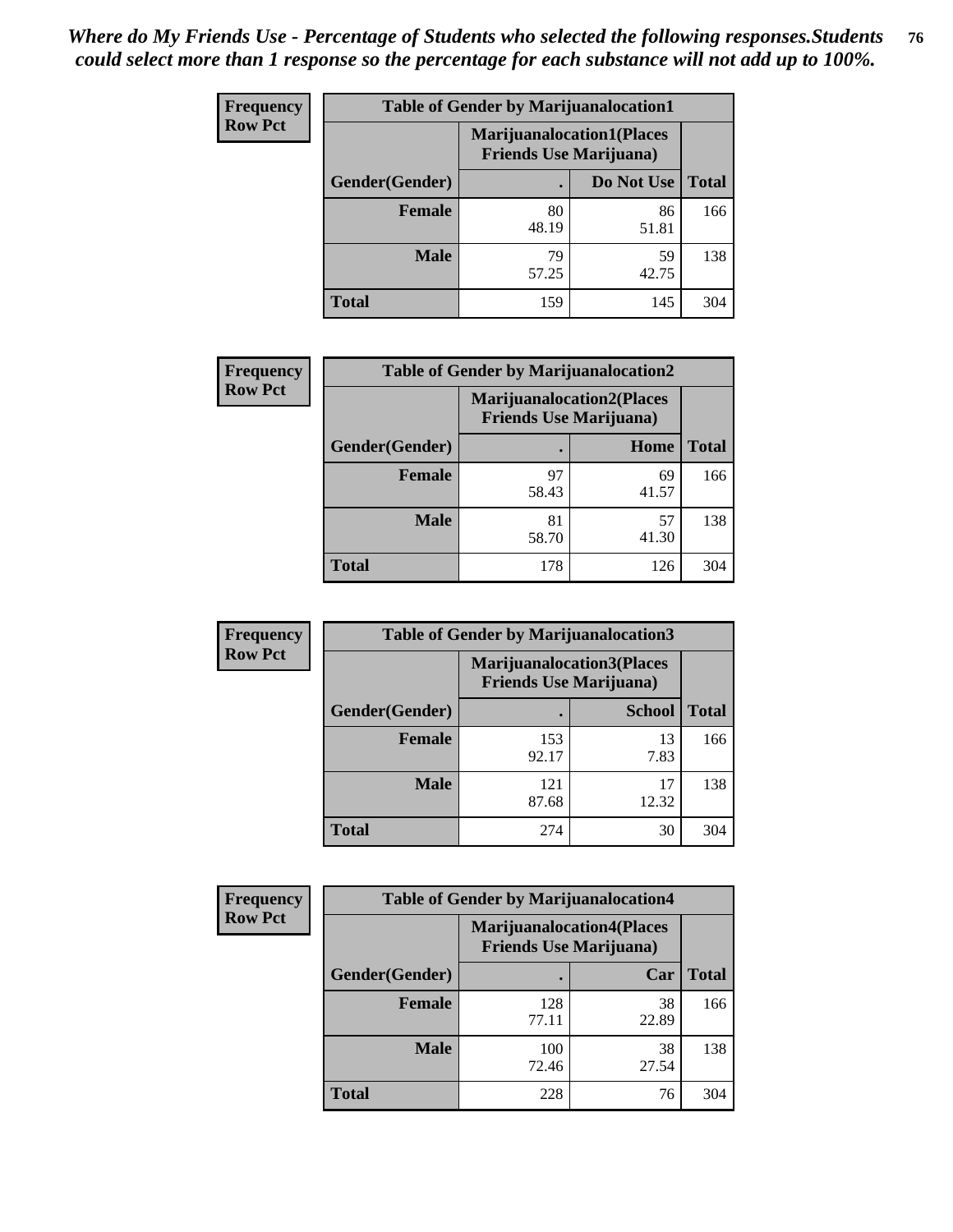*Where do My Friends Use - Percentage of Students who selected the following responses.Students could select more than 1 response so the percentage for each substance will not add up to 100%.*

**Frequency**
**Row Pct**

| Table of Gender by Marijuanalocation1 | | | |
|---|---|---|---|
| | Marijuanalocation1(Places Friends Use Marijuana) | | |
| Gender(Gender) | . | Do Not Use | Total |
| **Female** | 80<br>48.19 | 86<br>51.81 | 166 |
| **Male** | 79<br>57.25 | 59<br>42.75 | 138 |
| **Total** | 159 | 145 | 304 |

**Frequency**
**Row Pct**

| Table of Gender by Marijuanalocation2 | | | |
|---|---|---|---|
| | Marijuanalocation2(Places Friends Use Marijuana) | | |
| Gender(Gender) | . | Home | Total |
| **Female** | 97<br>58.43 | 69<br>41.57 | 166 |
| **Male** | 81<br>58.70 | 57<br>41.30 | 138 |
| **Total** | 178 | 126 | 304 |

**Frequency**
**Row Pct**

| Table of Gender by Marijuanalocation3 | | | |
|---|---|---|---|
| | Marijuanalocation3(Places Friends Use Marijuana) | | |
| Gender(Gender) | . | School | Total |
| **Female** | 153<br>92.17 | 13<br>7.83 | 166 |
| **Male** | 121<br>87.68 | 17<br>12.32 | 138 |
| **Total** | 274 | 30 | 304 |

**Frequency**
**Row Pct**

| Table of Gender by Marijuanalocation4 | | | |
|---|---|---|---|
| | Marijuanalocation4(Places Friends Use Marijuana) | | |
| Gender(Gender) | . | Car | Total |
| **Female** | 128<br>77.11 | 38<br>22.89 | 166 |
| **Male** | 100<br>72.46 | 38<br>27.54 | 138 |
| **Total** | 228 | 76 | 304 |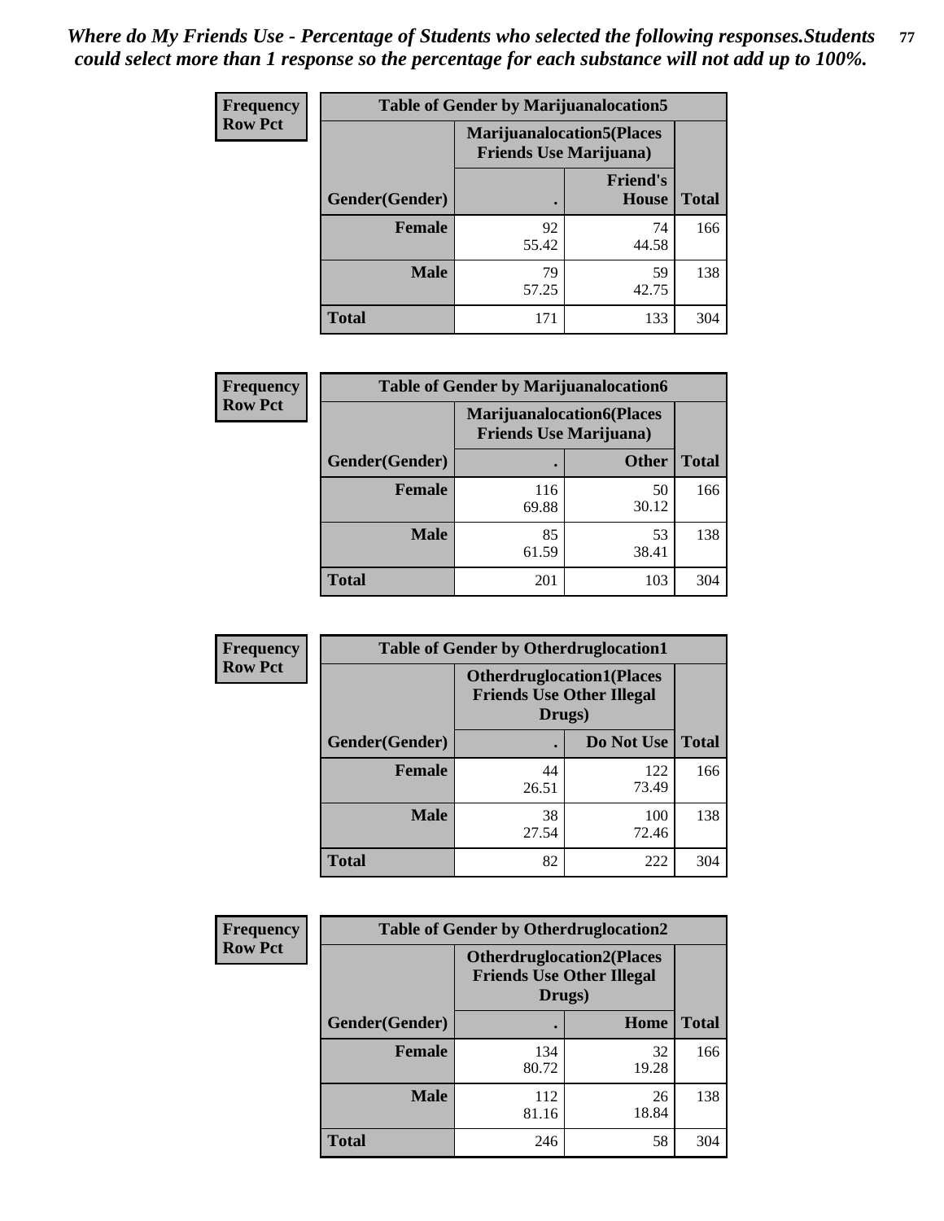***Where do My Friends Use - Percentage of Students who selected the following responses.Students could select more than 1 response so the percentage for each substance will not add up to 100%.***

**Frequency**
**Row Pct**

| Table of Gender by Marijuanalocation5 | | | |
|---|---|---|---|
| | Marijuanalocation5(Places Friends Use Marijuana) | | |
| Gender(Gender) | . | Friend's House | Total |
| **Female** | 92<br>55.42 | 74<br>44.58 | 166 |
| **Male** | 79<br>57.25 | 59<br>42.75 | 138 |
| **Total** | 171 | 133 | 304 |

**Frequency**
**Row Pct**

| Table of Gender by Marijuanalocation6 | | | |
|---|---|---|---|
| | Marijuanalocation6(Places Friends Use Marijuana) | | |
| Gender(Gender) | . | Other | Total |
| **Female** | 116<br>69.88 | 50<br>30.12 | 166 |
| **Male** | 85<br>61.59 | 53<br>38.41 | 138 |
| **Total** | 201 | 103 | 304 |

**Frequency**
**Row Pct**

| Table of Gender by Otherdruglocation1 | | | |
|---|---|---|---|
| | Otherdruglocation1(Places Friends Use Other Illegal Drugs) | | |
| Gender(Gender) | . | Do Not Use | Total |
| **Female** | 44<br>26.51 | 122<br>73.49 | 166 |
| **Male** | 38<br>27.54 | 100<br>72.46 | 138 |
| **Total** | 82 | 222 | 304 |

**Frequency**
**Row Pct**

| Table of Gender by Otherdruglocation2 | | | |
|---|---|---|---|
| | Otherdruglocation2(Places Friends Use Other Illegal Drugs) | | |
| Gender(Gender) | . | Home | Total |
| **Female** | 134<br>80.72 | 32<br>19.28 | 166 |
| **Male** | 112<br>81.16 | 26<br>18.84 | 138 |
| **Total** | 246 | 58 | 304 |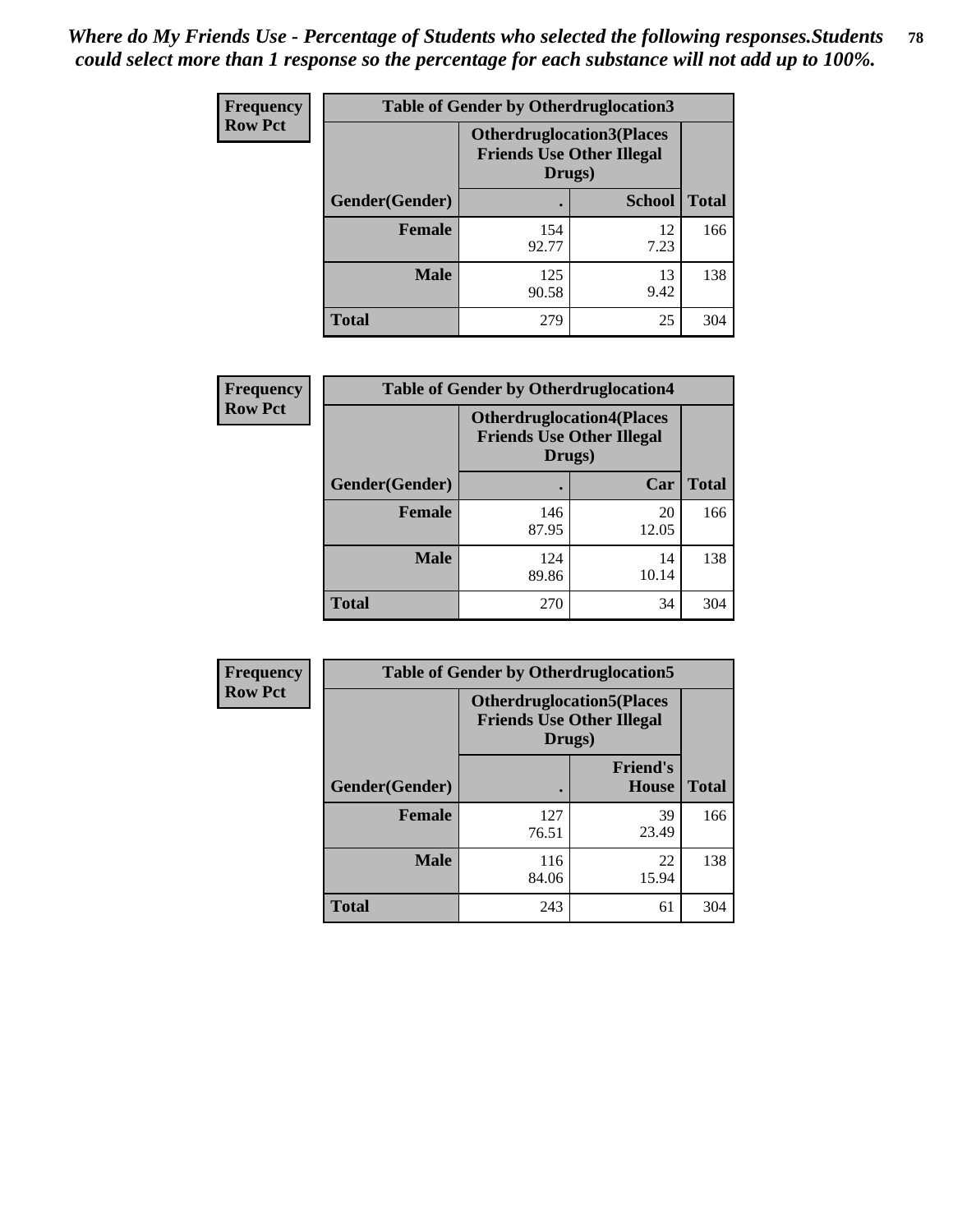*Where do My Friends Use - Percentage of Students who selected the following responses.Students could select more than 1 response so the percentage for each substance will not add up to 100%.*

**Frequency**
**Row Pct**

| Table of Gender by Otherdruglocation3 | | | |
|---|---|---|---|
| | Otherdruglocation3(Places Friends Use Other Illegal Drugs) | | |
| Gender(Gender) | . | School | Total |
| Female | 154<br>92.77 | 12<br>7.23 | 166 |
| Male | 125<br>90.58 | 13<br>9.42 | 138 |
| Total | 279 | 25 | 304 |

**Frequency**
**Row Pct**

| Table of Gender by Otherdruglocation4 | | | |
|---|---|---|---|
| | Otherdruglocation4(Places Friends Use Other Illegal Drugs) | | |
| Gender(Gender) | . | Car | Total |
| Female | 146<br>87.95 | 20<br>12.05 | 166 |
| Male | 124<br>89.86 | 14<br>10.14 | 138 |
| Total | 270 | 34 | 304 |

**Frequency**
**Row Pct**

| Table of Gender by Otherdruglocation5 | | | |
|---|---|---|---|
| | Otherdruglocation5(Places Friends Use Other Illegal Drugs) | | |
| Gender(Gender) | . | Friend's House | Total |
| Female | 127<br>76.51 | 39<br>23.49 | 166 |
| Male | 116<br>84.06 | 22<br>15.94 | 138 |
| Total | 243 | 61 | 304 |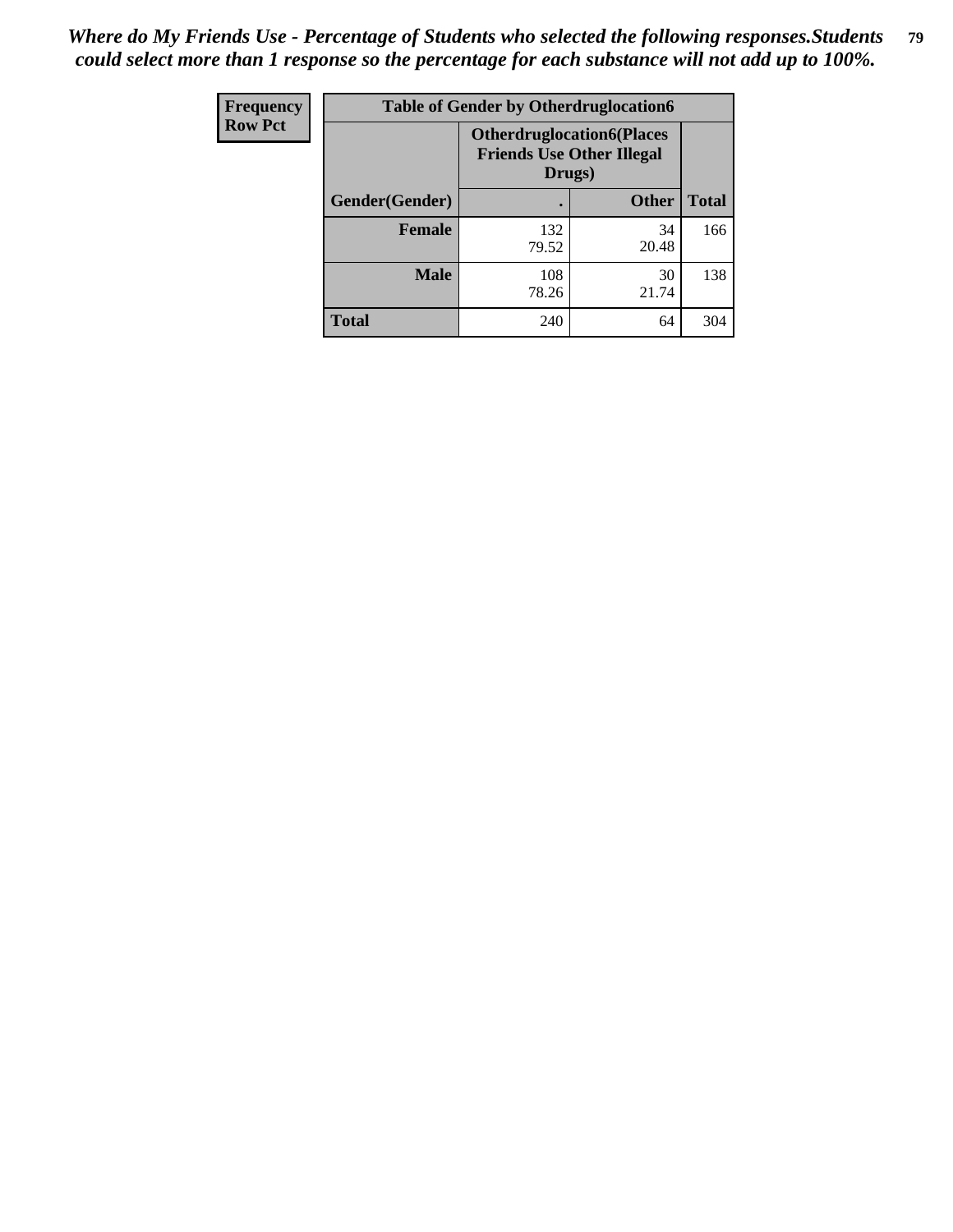*Where do My Friends Use - Percentage of Students who selected the following responses.Students could select more than 1 response so the percentage for each substance will not add up to 100%.*

| Frequency Row Pct | Table of Gender by Otherdruglocation6 | | |
|---|---|---|---|
| | Otherdruglocation6(Places Friends Use Other Illegal Drugs) | | |
| Gender(Gender) | . | Other | Total |
| Female | 132<br>79.52 | 34<br>20.48 | 166 |
| Male | 108<br>78.26 | 30<br>21.74 | 138 |
| Total | 240 | 64 | 304 |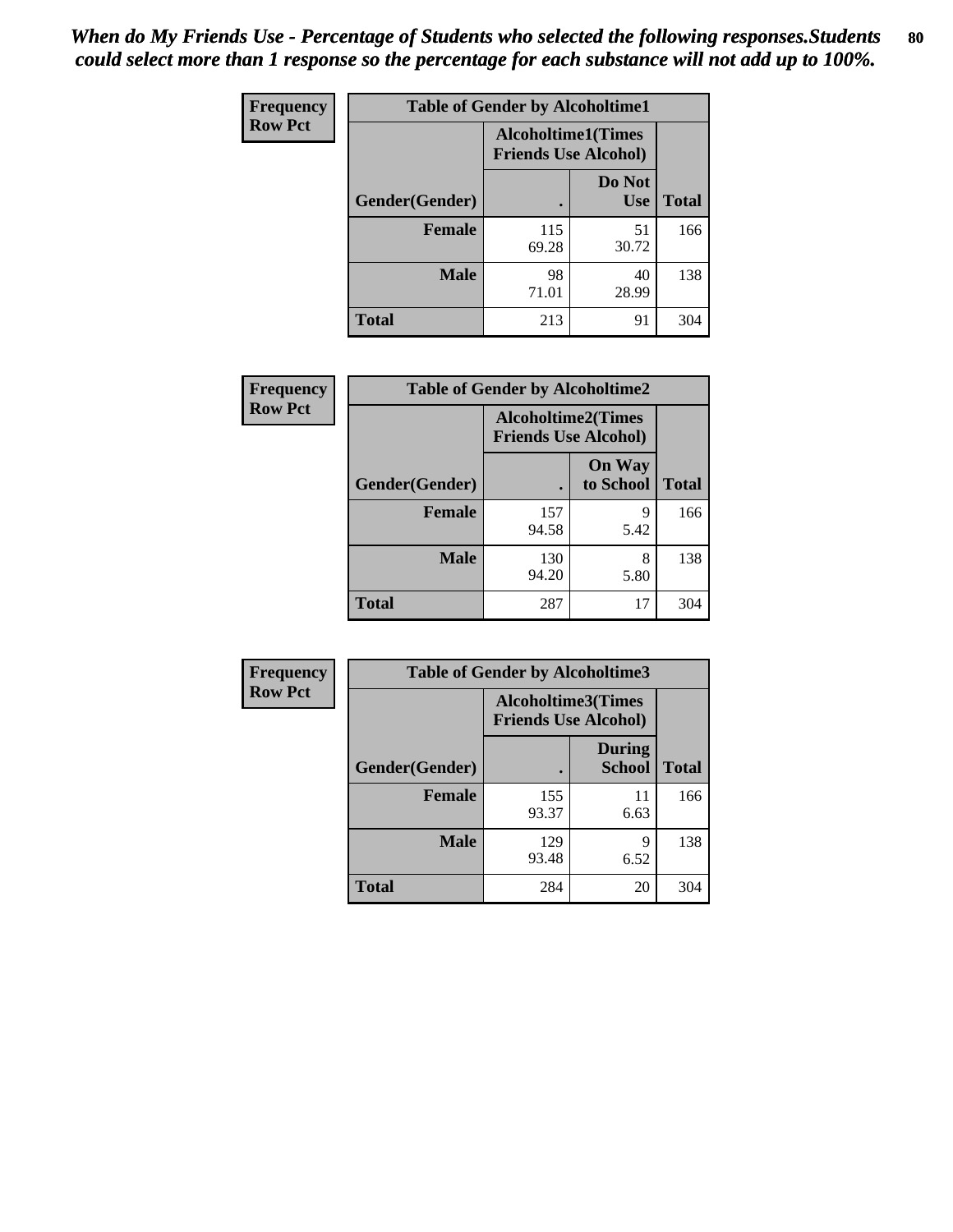*When do My Friends Use - Percentage of Students who selected the following responses.Students could select more than 1 response so the percentage for each substance will not add up to 100%.*

| Frequency Row Pct | Table of Gender by Alcoholtime1 | | |
|---|---|---|---|
| | Alcoholtime1(Times Friends Use Alcohol) | | |
| Gender(Gender) | . | Do Not Use | Total |
| **Female** | 115 69.28 | 51 30.72 | 166 |
| **Male** | 98 71.01 | 40 28.99 | 138 |
| **Total** | 213 | 91 | 304 |

| Frequency Row Pct | Table of Gender by Alcoholtime2 | | |
|---|---|---|---|
| | Alcoholtime2(Times Friends Use Alcohol) | | |
| Gender(Gender) | . | On Way to School | Total |
| **Female** | 157 94.58 | 9 5.42 | 166 |
| **Male** | 130 94.20 | 8 5.80 | 138 |
| **Total** | 287 | 17 | 304 |

| Frequency Row Pct | Table of Gender by Alcoholtime3 | | |
|---|---|---|---|
| | Alcoholtime3(Times Friends Use Alcohol) | | |
| Gender(Gender) | . | During School | Total |
| **Female** | 155 93.37 | 11 6.63 | 166 |
| **Male** | 129 93.48 | 9 6.52 | 138 |
| **Total** | 284 | 20 | 304 |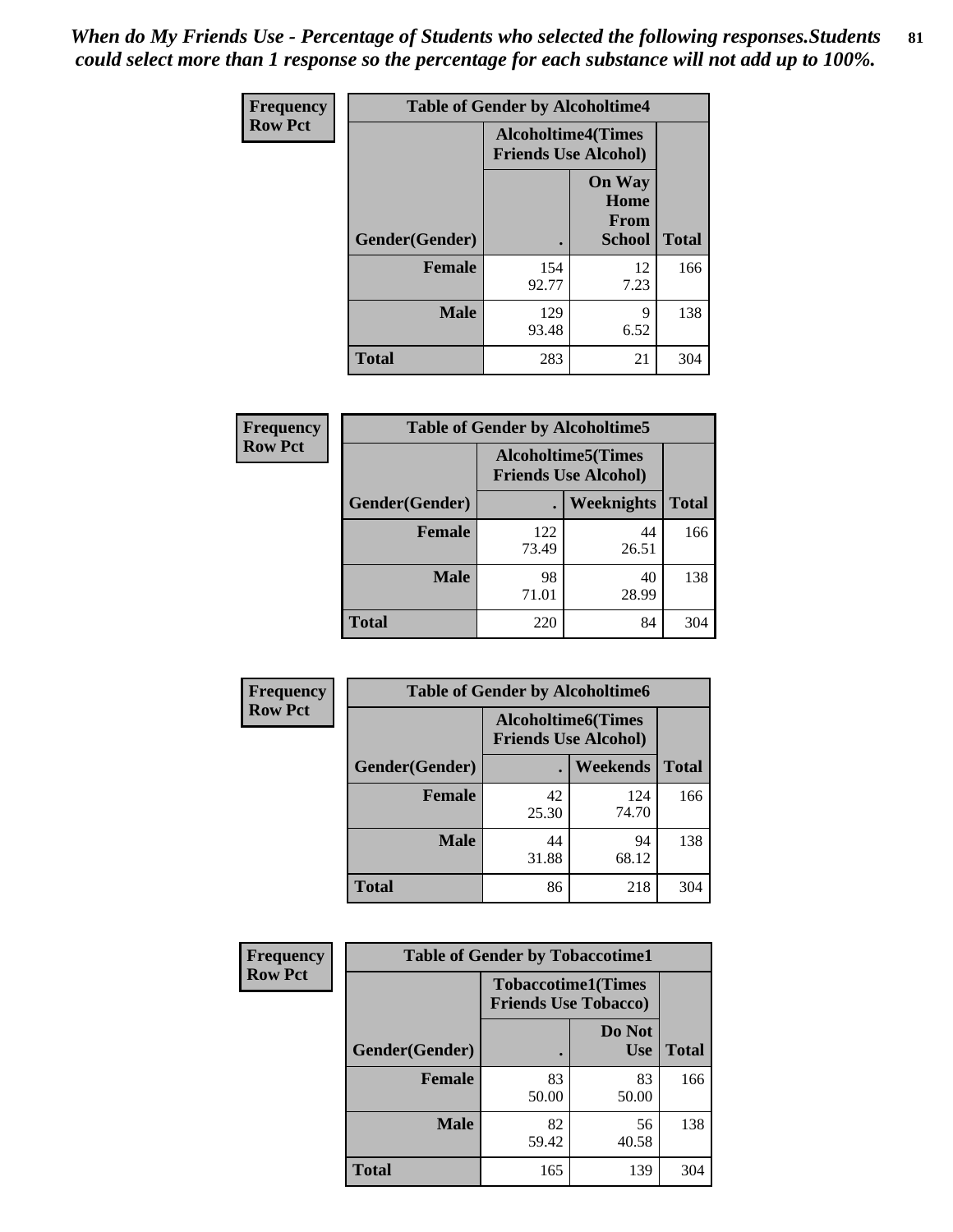*When do My Friends Use - Percentage of Students who selected the following responses.Students could select more than 1 response so the percentage for each substance will not add up to 100%.*

**Frequency / Row Pct**

**Table of Gender by Alcoholtime4**

| Gender(Gender) | Alcoholtime4(Times Friends Use Alcohol) . | On Way Home From School | Total |
|---|---|---|---|
| **Female** | 154<br>92.77 | 12<br>7.23 | 166 |
| **Male** | 129<br>93.48 | 9<br>6.52 | 138 |
| **Total** | 283 | 21 | 304 |

**Frequency / Row Pct**

**Table of Gender by Alcoholtime5**

| Gender(Gender) | Alcoholtime5(Times Friends Use Alcohol) . | Weeknights | Total |
|---|---|---|---|
| **Female** | 122<br>73.49 | 44<br>26.51 | 166 |
| **Male** | 98<br>71.01 | 40<br>28.99 | 138 |
| **Total** | 220 | 84 | 304 |

**Frequency / Row Pct**

**Table of Gender by Alcoholtime6**

| Gender(Gender) | Alcoholtime6(Times Friends Use Alcohol) . | Weekends | Total |
|---|---|---|---|
| **Female** | 42<br>25.30 | 124<br>74.70 | 166 |
| **Male** | 44<br>31.88 | 94<br>68.12 | 138 |
| **Total** | 86 | 218 | 304 |

**Frequency / Row Pct**

**Table of Gender by Tobaccotime1**

| Gender(Gender) | Tobaccotime1(Times Friends Use Tobacco) . | Do Not Use | Total |
|---|---|---|---|
| **Female** | 83<br>50.00 | 83<br>50.00 | 166 |
| **Male** | 82<br>59.42 | 56<br>40.58 | 138 |
| **Total** | 165 | 139 | 304 |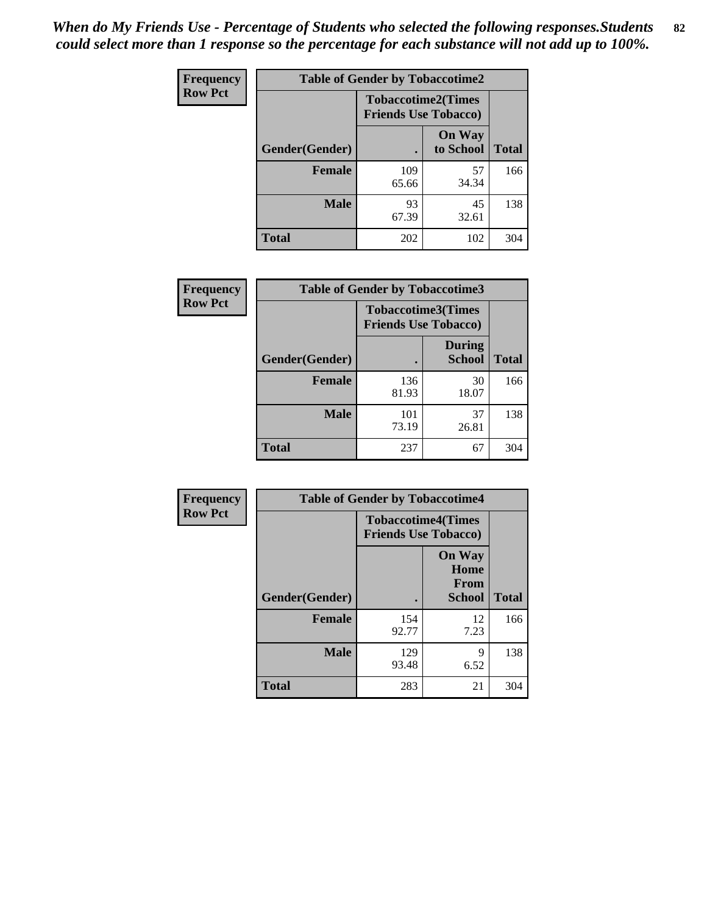*When do My Friends Use - Percentage of Students who selected the following responses.Students could select more than 1 response so the percentage for each substance will not add up to 100%.*

**Frequency**
**Row Pct**

| Table of Gender by Tobaccotime2 | | | |
|---|---|---|---|
| | Tobaccotime2(Times Friends Use Tobacco) | | |
| Gender(Gender) | . | On Way to School | Total |
| **Female** | 109<br>65.66 | 57<br>34.34 | 166 |
| **Male** | 93<br>67.39 | 45<br>32.61 | 138 |
| **Total** | 202 | 102 | 304 |

**Frequency**
**Row Pct**

| Table of Gender by Tobaccotime3 | | | |
|---|---|---|---|
| | Tobaccotime3(Times Friends Use Tobacco) | | |
| Gender(Gender) | . | During School | Total |
| **Female** | 136<br>81.93 | 30<br>18.07 | 166 |
| **Male** | 101<br>73.19 | 37<br>26.81 | 138 |
| **Total** | 237 | 67 | 304 |

**Frequency**
**Row Pct**

| Table of Gender by Tobaccotime4 | | | |
|---|---|---|---|
| | Tobaccotime4(Times Friends Use Tobacco) | | |
| Gender(Gender) | . | On Way Home From School | Total |
| **Female** | 154<br>92.77 | 12<br>7.23 | 166 |
| **Male** | 129<br>93.48 | 9<br>6.52 | 138 |
| **Total** | 283 | 21 | 304 |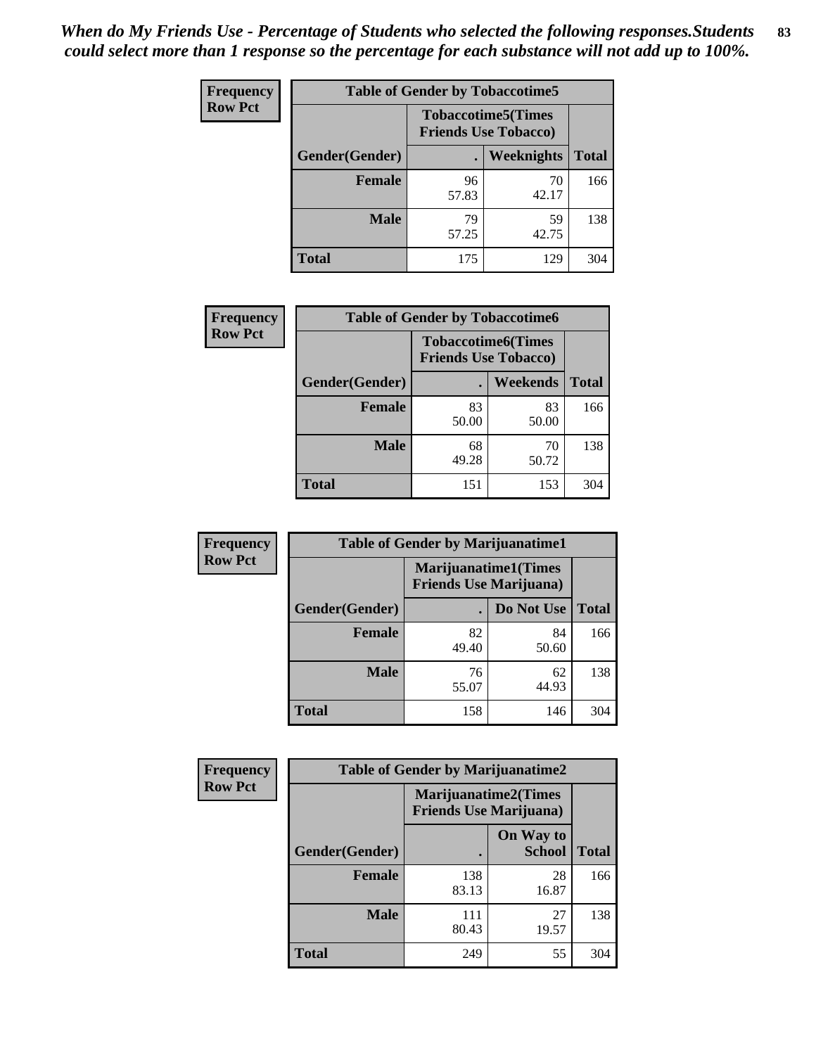*When do My Friends Use - Percentage of Students who selected the following responses.Students could select more than 1 response so the percentage for each substance will not add up to 100%.*

**Frequency**
**Row Pct**

| Table of Gender by Tobaccotime5 | | | |
|---|---|---|---|
| | Tobaccotime5(Times Friends Use Tobacco) | | |
| Gender(Gender) | . | Weeknights | Total |
| **Female** | 96<br>57.83 | 70<br>42.17 | 166 |
| **Male** | 79<br>57.25 | 59<br>42.75 | 138 |
| **Total** | 175 | 129 | 304 |

**Frequency**
**Row Pct**

| Table of Gender by Tobaccotime6 | | | |
|---|---|---|---|
| | Tobaccotime6(Times Friends Use Tobacco) | | |
| Gender(Gender) | . | Weekends | Total |
| **Female** | 83<br>50.00 | 83<br>50.00 | 166 |
| **Male** | 68<br>49.28 | 70<br>50.72 | 138 |
| **Total** | 151 | 153 | 304 |

**Frequency**
**Row Pct**

| Table of Gender by Marijuanatime1 | | | |
|---|---|---|---|
| | Marijuanatime1(Times Friends Use Marijuana) | | |
| Gender(Gender) | . | Do Not Use | Total |
| **Female** | 82<br>49.40 | 84<br>50.60 | 166 |
| **Male** | 76<br>55.07 | 62<br>44.93 | 138 |
| **Total** | 158 | 146 | 304 |

**Frequency**
**Row Pct**

| Table of Gender by Marijuanatime2 | | | |
|---|---|---|---|
| | Marijuanatime2(Times Friends Use Marijuana) | | |
| Gender(Gender) | . | On Way to School | Total |
| **Female** | 138<br>83.13 | 28<br>16.87 | 166 |
| **Male** | 111<br>80.43 | 27<br>19.57 | 138 |
| **Total** | 249 | 55 | 304 |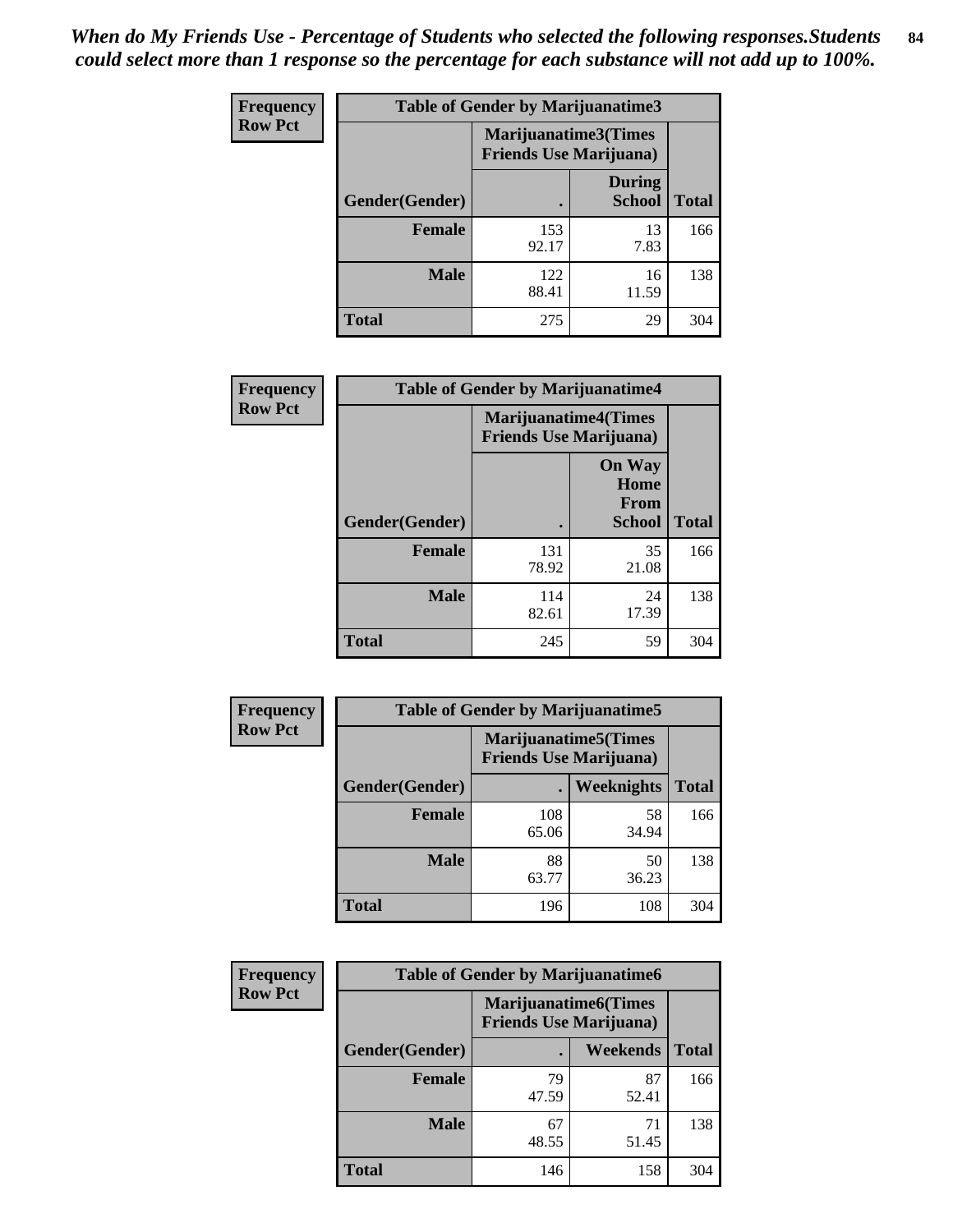*When do My Friends Use - Percentage of Students who selected the following responses.Students could select more than 1 response so the percentage for each substance will not add up to 100%.*

**Frequency**
**Row Pct**

| Table of Gender by Marijuanatime3 | | | |
|---|---|---|---|
| | Marijuanatime3(Times Friends Use Marijuana) | | |
| Gender(Gender) | . | During School | Total |
| **Female** | 153<br>92.17 | 13<br>7.83 | 166 |
| **Male** | 122<br>88.41 | 16<br>11.59 | 138 |
| **Total** | 275 | 29 | 304 |

**Frequency**
**Row Pct**

| Table of Gender by Marijuanatime4 | | | |
|---|---|---|---|
| | Marijuanatime4(Times Friends Use Marijuana) | | |
| Gender(Gender) | . | On Way Home From School | Total |
| **Female** | 131<br>78.92 | 35<br>21.08 | 166 |
| **Male** | 114<br>82.61 | 24<br>17.39 | 138 |
| **Total** | 245 | 59 | 304 |

**Frequency**
**Row Pct**

| Table of Gender by Marijuanatime5 | | | |
|---|---|---|---|
| | Marijuanatime5(Times Friends Use Marijuana) | | |
| Gender(Gender) | . | Weeknights | Total |
| **Female** | 108<br>65.06 | 58<br>34.94 | 166 |
| **Male** | 88<br>63.77 | 50<br>36.23 | 138 |
| **Total** | 196 | 108 | 304 |

**Frequency**
**Row Pct**

| Table of Gender by Marijuanatime6 | | | |
|---|---|---|---|
| | Marijuanatime6(Times Friends Use Marijuana) | | |
| Gender(Gender) | . | Weekends | Total |
| **Female** | 79<br>47.59 | 87<br>52.41 | 166 |
| **Male** | 67<br>48.55 | 71<br>51.45 | 138 |
| **Total** | 146 | 158 | 304 |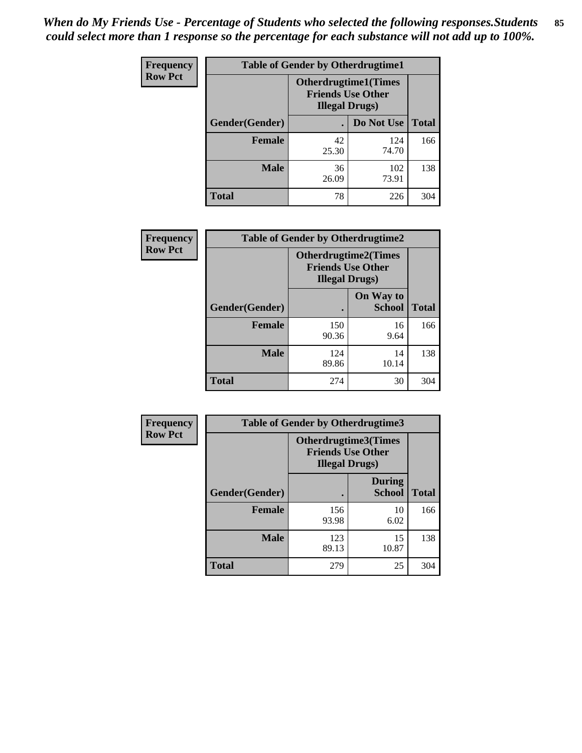*When do My Friends Use - Percentage of Students who selected the following responses.Students could select more than 1 response so the percentage for each substance will not add up to 100%.*

| Frequency Row Pct | Table of Gender by Otherdrugtime1 | | |
|---|---|---|---|
| | Otherdrugtime1(Times Friends Use Other Illegal Drugs) | | |
| Gender(Gender) | . | Do Not Use | Total |
| Female | 42<br>25.30 | 124<br>74.70 | 166 |
| Male | 36<br>26.09 | 102<br>73.91 | 138 |
| Total | 78 | 226 | 304 |

| Frequency Row Pct | Table of Gender by Otherdrugtime2 | | |
|---|---|---|---|
| | Otherdrugtime2(Times Friends Use Other Illegal Drugs) | | |
| Gender(Gender) | . | On Way to School | Total |
| Female | 150<br>90.36 | 16<br>9.64 | 166 |
| Male | 124<br>89.86 | 14<br>10.14 | 138 |
| Total | 274 | 30 | 304 |

| Frequency Row Pct | Table of Gender by Otherdrugtime3 | | |
|---|---|---|---|
| | Otherdrugtime3(Times Friends Use Other Illegal Drugs) | | |
| Gender(Gender) | . | During School | Total |
| Female | 156<br>93.98 | 10<br>6.02 | 166 |
| Male | 123<br>89.13 | 15<br>10.87 | 138 |
| Total | 279 | 25 | 304 |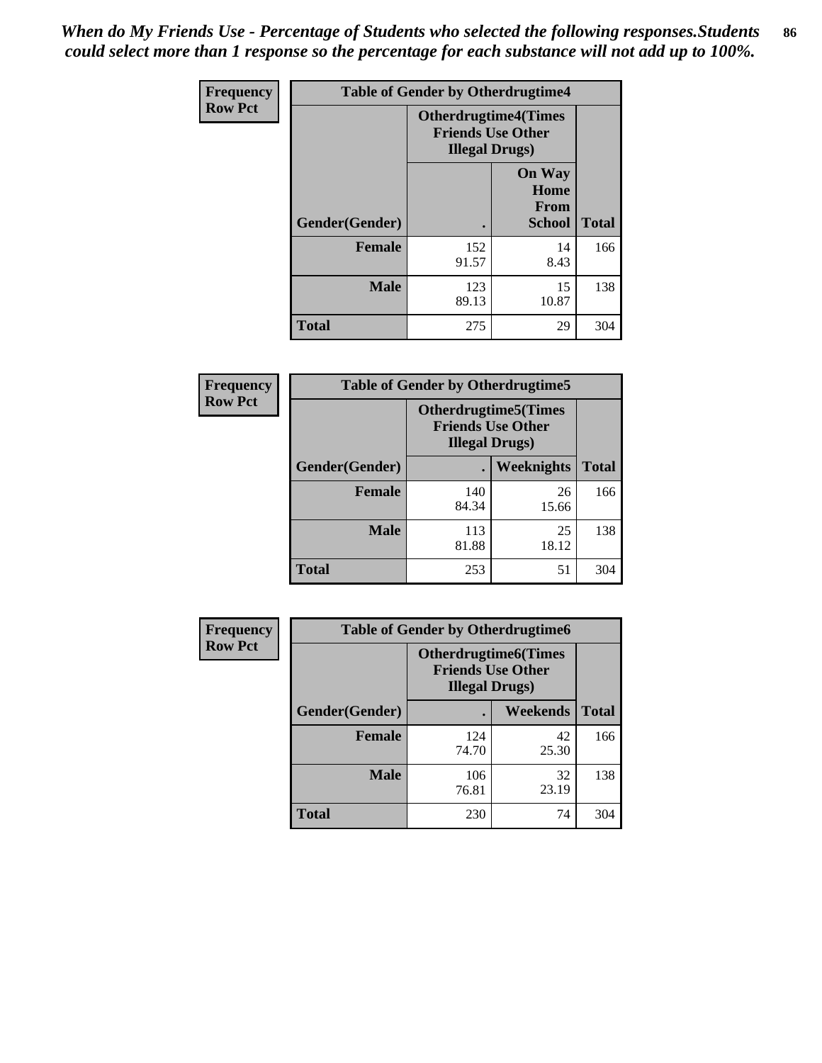*When do My Friends Use - Percentage of Students who selected the following responses.Students could select more than 1 response so the percentage for each substance will not add up to 100%.*

| Frequency Row Pct | Table of Gender by Otherdrugtime4 | | |
|---|---|---|---|
| | Otherdrugtime4(Times Friends Use Other Illegal Drugs) | | |
| Gender(Gender) | . | On Way Home From School | Total |
| Female | 152<br>91.57 | 14<br>8.43 | 166 |
| Male | 123<br>89.13 | 15<br>10.87 | 138 |
| Total | 275 | 29 | 304 |

| Frequency Row Pct | Table of Gender by Otherdrugtime5 | | |
|---|---|---|---|
| | Otherdrugtime5(Times Friends Use Other Illegal Drugs) | | |
| Gender(Gender) | . | Weeknights | Total |
| Female | 140<br>84.34 | 26<br>15.66 | 166 |
| Male | 113<br>81.88 | 25<br>18.12 | 138 |
| Total | 253 | 51 | 304 |

| Frequency Row Pct | Table of Gender by Otherdrugtime6 | | |
|---|---|---|---|
| | Otherdrugtime6(Times Friends Use Other Illegal Drugs) | | |
| Gender(Gender) | . | Weekends | Total |
| Female | 124<br>74.70 | 42<br>25.30 | 166 |
| Male | 106<br>76.81 | 32<br>23.19 | 138 |
| Total | 230 | 74 | 304 |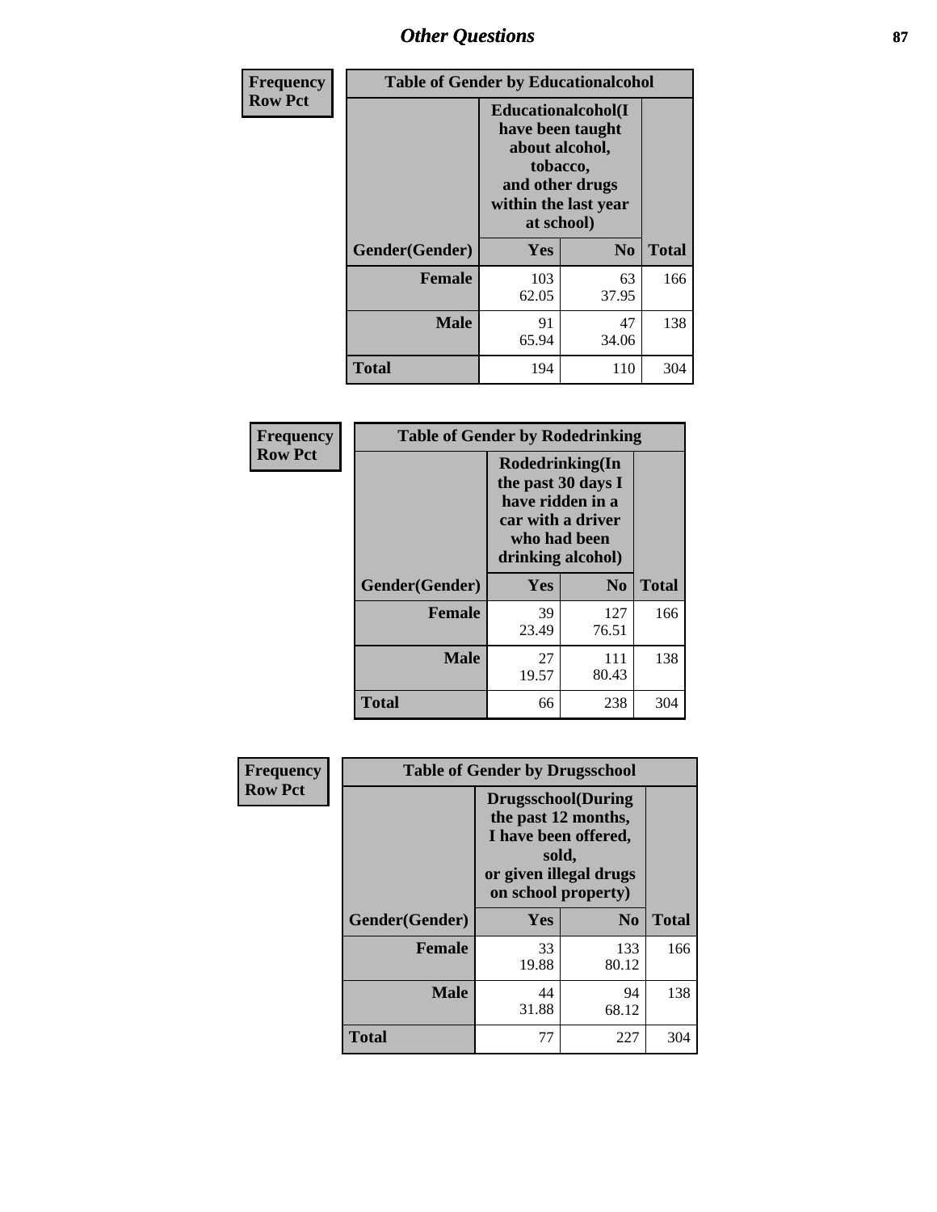## Other Questions

| Frequency Row Pct | Table of Gender by Educationalcohol | | |
|---|---|---|---|
| | Educationalcohol(I have been taught about alcohol, tobacco, and other drugs within the last year at school) | | |
| Gender(Gender) | Yes | No | Total |
| Female | 103<br>62.05 | 63<br>37.95 | 166 |
| Male | 91<br>65.94 | 47<br>34.06 | 138 |
| Total | 194 | 110 | 304 |

| Frequency Row Pct | Table of Gender by Rodedrinking | | |
|---|---|---|---|
| | Rodedrinking(In the past 30 days I have ridden in a car with a driver who had been drinking alcohol) | | |
| Gender(Gender) | Yes | No | Total |
| Female | 39<br>23.49 | 127<br>76.51 | 166 |
| Male | 27<br>19.57 | 111<br>80.43 | 138 |
| Total | 66 | 238 | 304 |

| Frequency Row Pct | Table of Gender by Drugsschool | | |
|---|---|---|---|
| | Drugsschool(During the past 12 months, I have been offered, sold, or given illegal drugs on school property) | | |
| Gender(Gender) | Yes | No | Total |
| Female | 33<br>19.88 | 133<br>80.12 | 166 |
| Male | 44<br>31.88 | 94<br>68.12 | 138 |
| Total | 77 | 227 | 304 |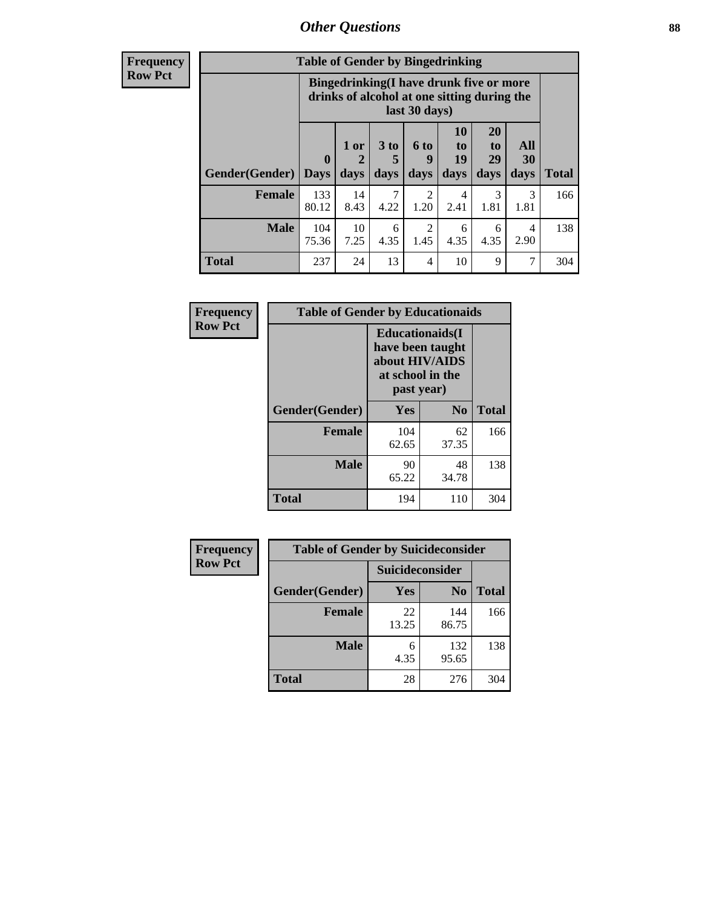## Other Questions

**Frequency**
**Row Pct**

**Table of Gender by Bingedrinking**

| Gender(Gender) | Bingedrinking(I have drunk five or more drinks of alcohol at one sitting during the last 30 days) | | | | | | | Total |
|---|---|---|---|---|---|---|---|---|
| | 0 Days | 1 or 2 days | 3 to 5 days | 6 to 9 days | 10 to 19 days | 20 to 29 days | All 30 days | |
| **Female** | 133<br>80.12 | 14<br>8.43 | 7<br>4.22 | 2<br>1.20 | 4<br>2.41 | 3<br>1.81 | 3<br>1.81 | 166 |
| **Male** | 104<br>75.36 | 10<br>7.25 | 6<br>4.35 | 2<br>1.45 | 6<br>4.35 | 6<br>4.35 | 4<br>2.90 | 138 |
| **Total** | 237 | 24 | 13 | 4 | 10 | 9 | 7 | 304 |

**Frequency**
**Row Pct**

**Table of Gender by Educationaids**

| Gender(Gender) | Educationaids(I have been taught about HIV/AIDS at school in the past year) | | Total |
|---|---|---|---|
| | Yes | No | |
| **Female** | 104<br>62.65 | 62<br>37.35 | 166 |
| **Male** | 90<br>65.22 | 48<br>34.78 | 138 |
| **Total** | 194 | 110 | 304 |

**Frequency**
**Row Pct**

**Table of Gender by Suicideconsider**

| Gender(Gender) | Suicideconsider | | Total |
|---|---|---|---|
| | Yes | No | |
| **Female** | 22<br>13.25 | 144<br>86.75 | 166 |
| **Male** | 6<br>4.35 | 132<br>95.65 | 138 |
| **Total** | 28 | 276 | 304 |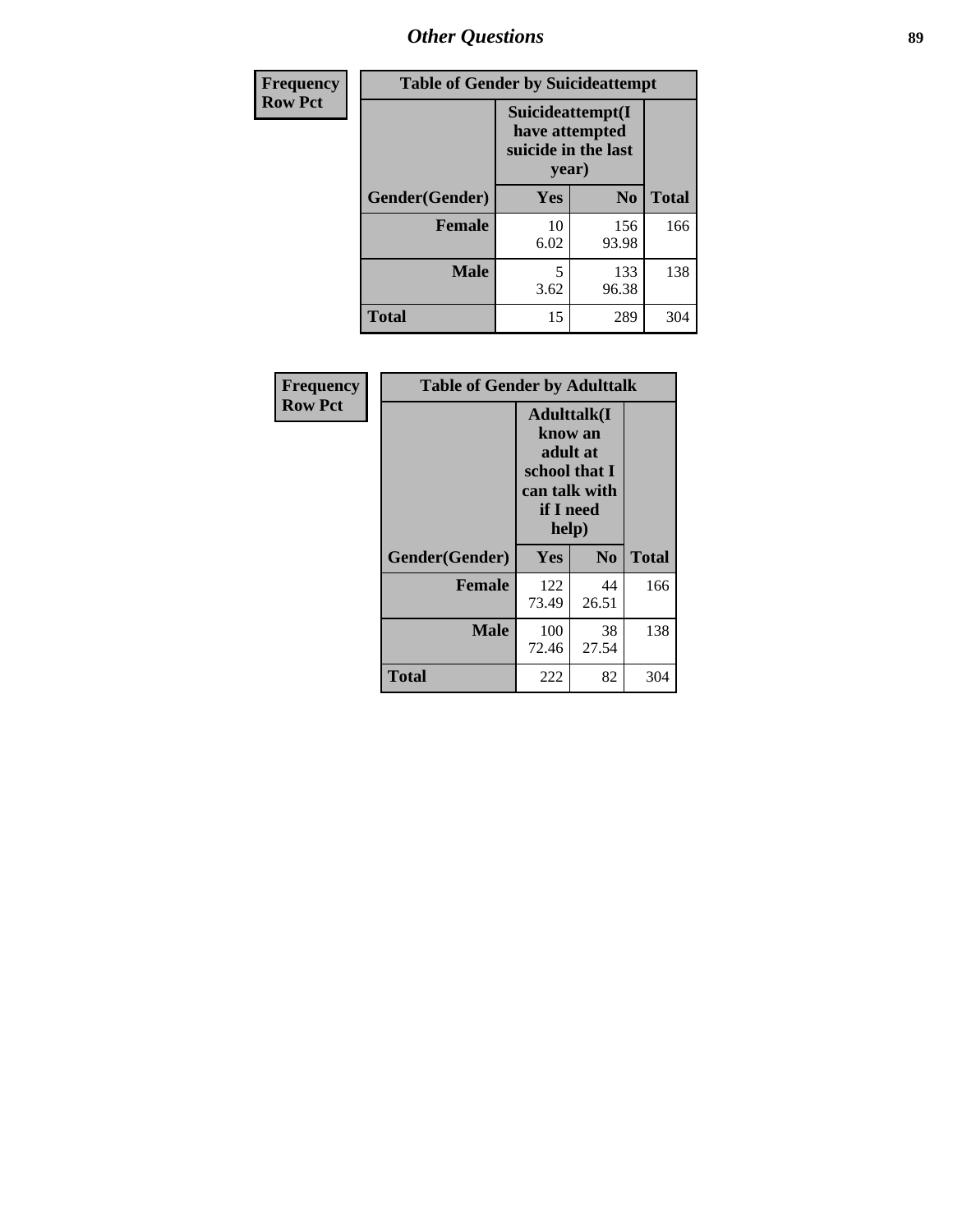| Frequency<br>Row Pct | Table of Gender by Suicideattempt | | |
|---|---|---|---|
| | Suicideattempt(I have attempted suicide in the last year) | | |
| Gender(Gender) | Yes | No | Total |
| Female | 10<br>6.02 | 156<br>93.98 | 166 |
| Male | 5<br>3.62 | 133<br>96.38 | 138 |
| Total | 15 | 289 | 304 |

| Frequency<br>Row Pct | Table of Gender by Adulttalk | | |
|---|---|---|---|
| | Adulttalk(I know an adult at school that I can talk with if I need help) | | |
| Gender(Gender) | Yes | No | Total |
| Female | 122<br>73.49 | 44<br>26.51 | 166 |
| Male | 100<br>72.46 | 38<br>27.54 | 138 |
| Total | 222 | 82 | 304 |